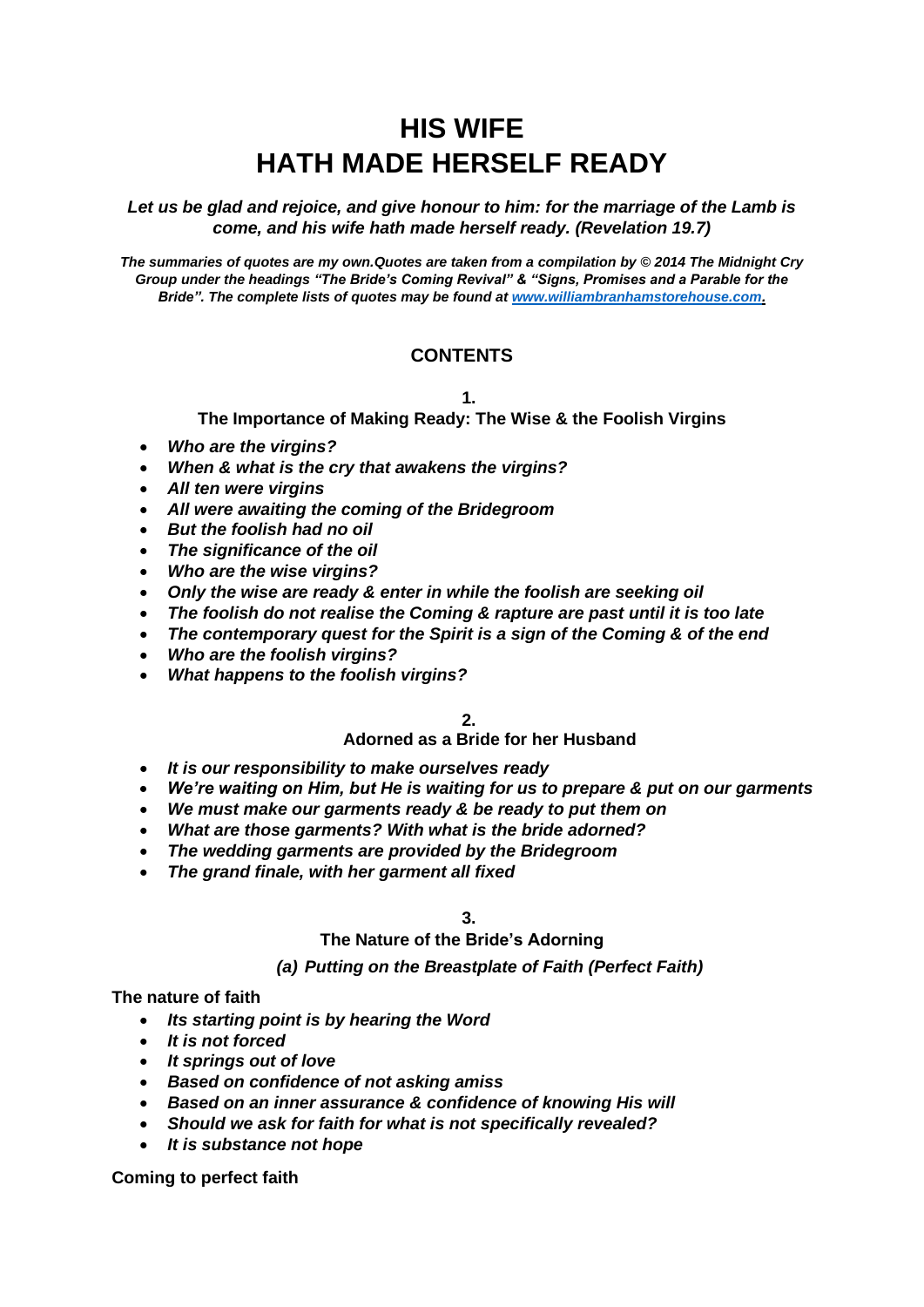# HIS WIFE HATH MADE HERSELF READY

***Let us be glad and rejoice, and give honour to him: for the marriage of the Lamb is come, and his wife hath made herself ready. (Revelation 19.7)***

***The summaries of quotes are my own.Quotes are taken from a compilation by © 2014 The Midnight Cry Group under the headings "The Bride's Coming Revival" & "Signs, Promises and a Parable for the Bride". The complete lists of quotes may be found at [www.williambranhamstorehouse.com](www.williambranhamstorehouse.com).***

## CONTENTS

### 1.
### The Importance of Making Ready: The Wise & the Foolish Virgins

- ***Who are the virgins?***
- ***When & what is the cry that awakens the virgins?***
- ***All ten were virgins***
- ***All were awaiting the coming of the Bridegroom***
- ***But the foolish had no oil***
- ***The significance of the oil***
- ***Who are the wise virgins?***
- ***Only the wise are ready & enter in while the foolish are seeking oil***
- ***The foolish do not realise the Coming & rapture are past until it is too late***
- ***The contemporary quest for the Spirit is a sign of the Coming & of the end***
- ***Who are the foolish virgins?***
- ***What happens to the foolish virgins?***

### 2.
### Adorned as a Bride for her Husband

- ***It is our responsibility to make ourselves ready***
- ***We're waiting on Him, but He is waiting for us to prepare & put on our garments***
- ***We must make our garments ready & be ready to put them on***
- ***What are those garments? With what is the bride adorned?***
- ***The wedding garments are provided by the Bridegroom***
- ***The grand finale, with her garment all fixed***

### 3.
### The Nature of the Bride's Adorning

#### *(a) Putting on the Breastplate of Faith (Perfect Faith)*

**The nature of faith**

- ***Its starting point is by hearing the Word***
- ***It is not forced***
- ***It springs out of love***
- ***Based on confidence of not asking amiss***
- ***Based on an inner assurance & confidence of knowing His will***
- ***Should we ask for faith for what is not specifically revealed?***
- ***It is substance not hope***

**Coming to perfect faith**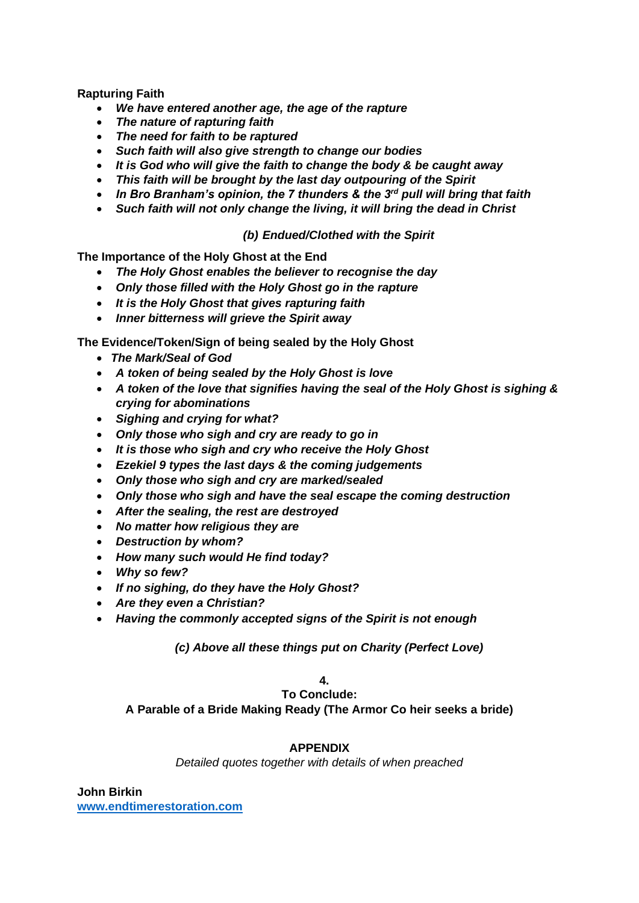**Rapturing Faith**

- ***We have entered another age, the age of the rapture***
- ***The nature of rapturing faith***
- ***The need for faith to be raptured***
- ***Such faith will also give strength to change our bodies***
- ***It is God who will give the faith to change the body & be caught away***
- ***This faith will be brought by the last day outpouring of the Spirit***
- ***In Bro Branham's opinion, the 7 thunders & the 3rd pull will bring that faith***
- ***Such faith will not only change the living, it will bring the dead in Christ***

***(b) Endued/Clothed with the Spirit***

**The Importance of the Holy Ghost at the End**

- ***The Holy Ghost enables the believer to recognise the day***
- ***Only those filled with the Holy Ghost go in the rapture***
- ***It is the Holy Ghost that gives rapturing faith***
- ***Inner bitterness will grieve the Spirit away***

**The Evidence/Token/Sign of being sealed by the Holy Ghost**

- ***The Mark/Seal of God***
- ***A token of being sealed by the Holy Ghost is love***
- ***A token of the love that signifies having the seal of the Holy Ghost is sighing & crying for abominations***
- ***Sighing and crying for what?***
- ***Only those who sigh and cry are ready to go in***
- ***It is those who sigh and cry who receive the Holy Ghost***
- ***Ezekiel 9 types the last days & the coming judgements***
- ***Only those who sigh and cry are marked/sealed***
- ***Only those who sigh and have the seal escape the coming destruction***
- ***After the sealing, the rest are destroyed***
- ***No matter how religious they are***
- ***Destruction by whom?***
- ***How many such would He find today?***
- ***Why so few?***
- ***If no sighing, do they have the Holy Ghost?***
- ***Are they even a Christian?***
- ***Having the commonly accepted signs of the Spirit is not enough***

***(c) Above all these things put on Charity (Perfect Love)***

**4.**

**To Conclude:**

**A Parable of a Bride Making Ready (The Armor Co heir seeks a bride)**

**APPENDIX**

*Detailed quotes together with details of when preached*

**John Birkin**
**www.endtimerestoration.com**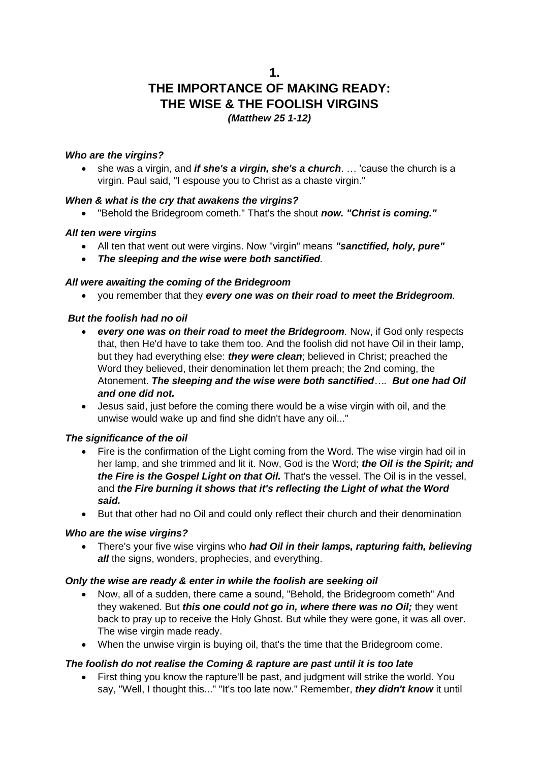# 1.
# THE IMPORTANCE OF MAKING READY: THE WISE & THE FOOLISH VIRGINS

***(Matthew 25 1-12)***

***Who are the virgins?***

- she was a virgin, and ***if she's a virgin, she's a church***. … 'cause the church is a virgin. Paul said, "I espouse you to Christ as a chaste virgin."

***When & what is the cry that awakens the virgins?***

- "Behold the Bridegroom cometh." That's the shout ***now. "Christ is coming."***

***All ten were virgins***

- All ten that went out were virgins. Now "virgin" means ***"sanctified, holy, pure"***
- ***The sleeping and the wise were both sanctified.***

***All were awaiting the coming of the Bridegroom***

- you remember that they ***every one was on their road to meet the Bridegroom.***

***But the foolish had no oil***

- ***every one was on their road to meet the Bridegroom.*** Now, if God only respects that, then He'd have to take them too. And the foolish did not have Oil in their lamp, but they had everything else: ***they were clean***; believed in Christ; preached the Word they believed, their denomination let them preach; the 2nd coming, the Atonement. ***The sleeping and the wise were both sanctified…. But one had Oil and one did not.***
- Jesus said, just before the coming there would be a wise virgin with oil, and the unwise would wake up and find she didn't have any oil..."

***The significance of the oil***

- Fire is the confirmation of the Light coming from the Word. The wise virgin had oil in her lamp, and she trimmed and lit it. Now, God is the Word; ***the Oil is the Spirit; and the Fire is the Gospel Light on that Oil.*** That's the vessel. The Oil is in the vessel, and ***the Fire burning it shows that it's reflecting the Light of what the Word said.***
- But that other had no Oil and could only reflect their church and their denomination

***Who are the wise virgins?***

- There's your five wise virgins who ***had Oil in their lamps, rapturing faith, believing all*** the signs, wonders, prophecies, and everything.

***Only the wise are ready & enter in while the foolish are seeking oil***

- Now, all of a sudden, there came a sound, "Behold, the Bridegroom cometh" And they wakened. But ***this one could not go in, where there was no Oil;*** they went back to pray up to receive the Holy Ghost. But while they were gone, it was all over. The wise virgin made ready.
- When the unwise virgin is buying oil, that's the time that the Bridegroom come.

***The foolish do not realise the Coming & rapture are past until it is too late***

- First thing you know the rapture'll be past, and judgment will strike the world. You say, "Well, I thought this..." "It's too late now." Remember, ***they didn't know*** it until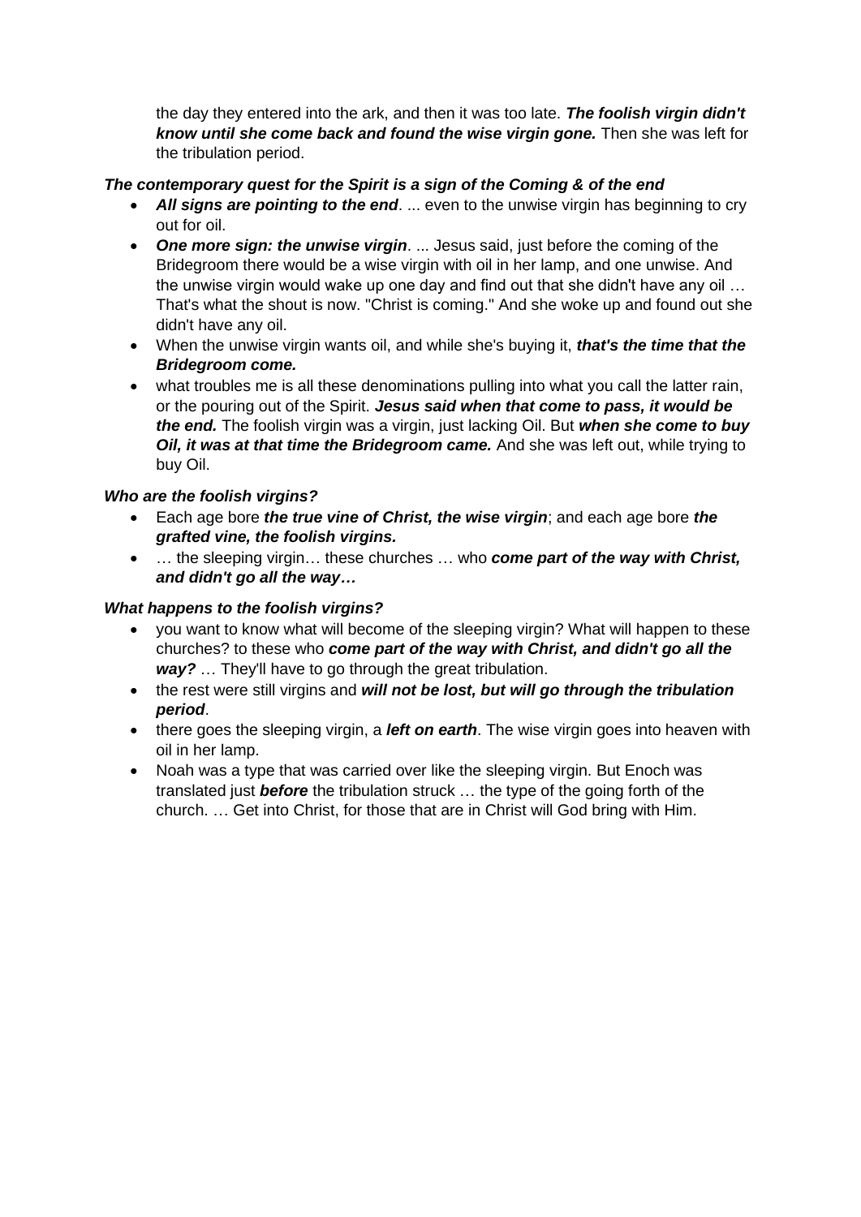the day they entered into the ark, and then it was too late. ***The foolish virgin didn't know until she come back and found the wise virgin gone.*** Then she was left for the tribulation period.

***The contemporary quest for the Spirit is a sign of the Coming & of the end***

- ***All signs are pointing to the end***. ... even to the unwise virgin has beginning to cry out for oil.
- ***One more sign: the unwise virgin***. ... Jesus said, just before the coming of the Bridegroom there would be a wise virgin with oil in her lamp, and one unwise. And the unwise virgin would wake up one day and find out that she didn't have any oil … That's what the shout is now. "Christ is coming." And she woke up and found out she didn't have any oil.
- When the unwise virgin wants oil, and while she's buying it, ***that's the time that the Bridegroom come.***
- what troubles me is all these denominations pulling into what you call the latter rain, or the pouring out of the Spirit. ***Jesus said when that come to pass, it would be the end.*** The foolish virgin was a virgin, just lacking Oil. But ***when she come to buy Oil, it was at that time the Bridegroom came.*** And she was left out, while trying to buy Oil.

***Who are the foolish virgins?***

- Each age bore ***the true vine of Christ, the wise virgin***; and each age bore ***the grafted vine, the foolish virgins.***
- … the sleeping virgin… these churches … who ***come part of the way with Christ, and didn't go all the way…***

***What happens to the foolish virgins?***

- you want to know what will become of the sleeping virgin? What will happen to these churches? to these who ***come part of the way with Christ, and didn't go all the way?*** … They'll have to go through the great tribulation.
- the rest were still virgins and ***will not be lost, but will go through the tribulation period***.
- there goes the sleeping virgin, a ***left on earth***. The wise virgin goes into heaven with oil in her lamp.
- Noah was a type that was carried over like the sleeping virgin. But Enoch was translated just ***before*** the tribulation struck … the type of the going forth of the church. … Get into Christ, for those that are in Christ will God bring with Him.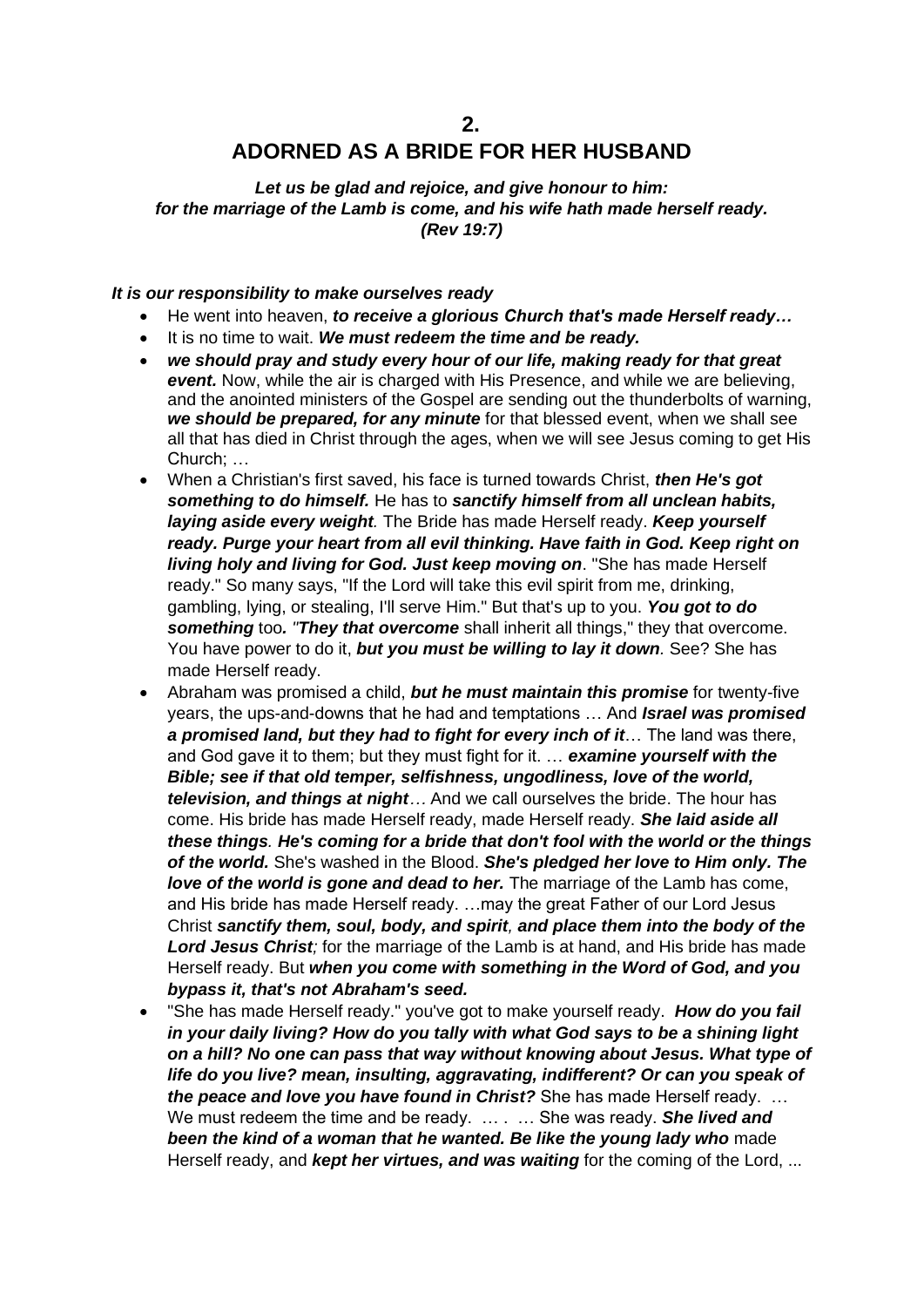## 2.

# ADORNED AS A BRIDE FOR HER HUSBAND

***Let us be glad and rejoice, and give honour to him:***
***for the marriage of the Lamb is come, and his wife hath made herself ready.***
***(Rev 19:7)***

***It is our responsibility to make ourselves ready***

- He went into heaven, ***to receive a glorious Church that's made Herself ready…***
- It is no time to wait. ***We must redeem the time and be ready.***
- ***we should pray and study every hour of our life, making ready for that great event.*** Now, while the air is charged with His Presence, and while we are believing, and the anointed ministers of the Gospel are sending out the thunderbolts of warning, ***we should be prepared, for any minute*** for that blessed event, when we shall see all that has died in Christ through the ages, when we will see Jesus coming to get His Church; …
- When a Christian's first saved, his face is turned towards Christ, ***then He's got something to do himself.*** He has to ***sanctify himself from all unclean habits, laying aside every weight***. The Bride has made Herself ready. ***Keep yourself ready. Purge your heart from all evil thinking. Have faith in God. Keep right on living holy and living for God. Just keep moving on***. "She has made Herself ready." So many says, "If the Lord will take this evil spirit from me, drinking, gambling, lying, or stealing, I'll serve Him." But that's up to you. ***You got to do something*** too***. "They that overcome*** shall inherit all things," they that overcome. You have power to do it, ***but you must be willing to lay it down***. See? She has made Herself ready.
- Abraham was promised a child, ***but he must maintain this promise*** for twenty-five years, the ups-and-downs that he had and temptations … And ***Israel was promised a promised land, but they had to fight for every inch of it***… The land was there, and God gave it to them; but they must fight for it. … ***examine yourself with the Bible; see if that old temper, selfishness, ungodliness, love of the world, television, and things at night…*** And we call ourselves the bride. The hour has come. His bride has made Herself ready, made Herself ready. ***She laid aside all these things. He's coming for a bride that don't fool with the world or the things of the world.*** She's washed in the Blood. ***She's pledged her love to Him only. The love of the world is gone and dead to her.*** The marriage of the Lamb has come, and His bride has made Herself ready. …may the great Father of our Lord Jesus Christ ***sanctify them, soul, body, and spirit, and place them into the body of the Lord Jesus Christ;*** for the marriage of the Lamb is at hand, and His bride has made Herself ready. But ***when you come with something in the Word of God, and you bypass it, that's not Abraham's seed.***
- "She has made Herself ready." you've got to make yourself ready. ***How do you fail in your daily living? How do you tally with what God says to be a shining light on a hill? No one can pass that way without knowing about Jesus. What type of life do you live? mean, insulting, aggravating, indifferent? Or can you speak of the peace and love you have found in Christ?*** She has made Herself ready. … We must redeem the time and be ready. … . … She was ready. ***She lived and been the kind of a woman that he wanted. Be like the young lady who*** made Herself ready, and ***kept her virtues, and was waiting*** for the coming of the Lord, ...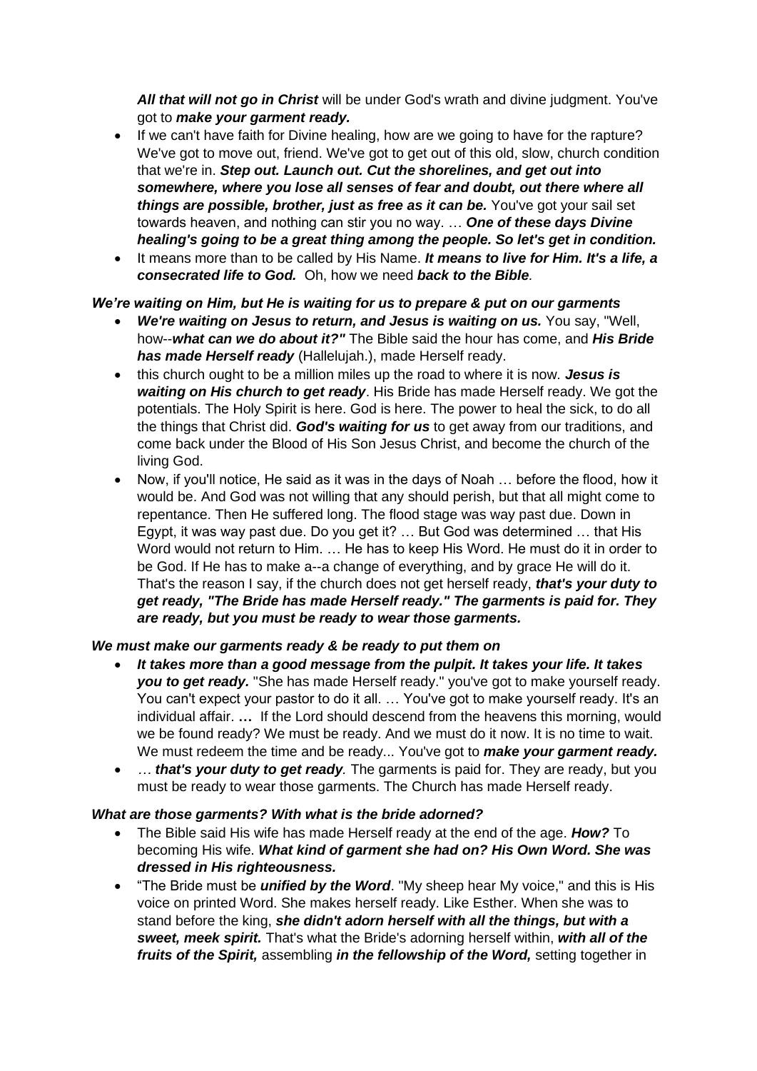***All that will not go in Christ*** will be under God's wrath and divine judgment. You've got to ***make your garment ready.***

- If we can't have faith for Divine healing, how are we going to have for the rapture? We've got to move out, friend. We've got to get out of this old, slow, church condition that we're in. ***Step out. Launch out. Cut the shorelines, and get out into somewhere, where you lose all senses of fear and doubt, out there where all things are possible, brother, just as free as it can be.*** You've got your sail set towards heaven, and nothing can stir you no way. … ***One of these days Divine healing's going to be a great thing among the people. So let's get in condition.***
- It means more than to be called by His Name. ***It means to live for Him. It's a life, a consecrated life to God.*** Oh, how we need ***back to the Bible.***

***We're waiting on Him, but He is waiting for us to prepare & put on our garments***

- ***We're waiting on Jesus to return, and Jesus is waiting on us.*** You say, "Well, how--***what can we do about it?"*** The Bible said the hour has come, and ***His Bride has made Herself ready*** (Hallelujah.), made Herself ready.
- this church ought to be a million miles up the road to where it is now. ***Jesus is waiting on His church to get ready***. His Bride has made Herself ready. We got the potentials. The Holy Spirit is here. God is here. The power to heal the sick, to do all the things that Christ did. ***God's waiting for us*** to get away from our traditions, and come back under the Blood of His Son Jesus Christ, and become the church of the living God.
- Now, if you'll notice, He said as it was in the days of Noah … before the flood, how it would be. And God was not willing that any should perish, but that all might come to repentance. Then He suffered long. The flood stage was way past due. Down in Egypt, it was way past due. Do you get it? … But God was determined … that His Word would not return to Him. … He has to keep His Word. He must do it in order to be God. If He has to make a--a change of everything, and by grace He will do it. That's the reason I say, if the church does not get herself ready, ***that's your duty to get ready, "The Bride has made Herself ready." The garments is paid for. They are ready, but you must be ready to wear those garments.***

***We must make our garments ready & be ready to put them on***

- ***It takes more than a good message from the pulpit. It takes your life. It takes you to get ready.*** "She has made Herself ready." you've got to make yourself ready. You can't expect your pastor to do it all. … You've got to make yourself ready. It's an individual affair. **…** If the Lord should descend from the heavens this morning, would we be found ready? We must be ready. And we must do it now. It is no time to wait. We must redeem the time and be ready... You've got to ***make your garment ready.***
- *…* ***that's your duty to get ready.*** The garments is paid for. They are ready, but you must be ready to wear those garments. The Church has made Herself ready.

***What are those garments? With what is the bride adorned?***

- The Bible said His wife has made Herself ready at the end of the age. ***How?*** To becoming His wife. ***What kind of garment she had on? His Own Word. She was dressed in His righteousness.***
- "The Bride must be ***unified by the Word***. "My sheep hear My voice," and this is His voice on printed Word. She makes herself ready. Like Esther. When she was to stand before the king, ***she didn't adorn herself with all the things, but with a sweet, meek spirit.*** That's what the Bride's adorning herself within, ***with all of the fruits of the Spirit,*** assembling ***in the fellowship of the Word,*** setting together in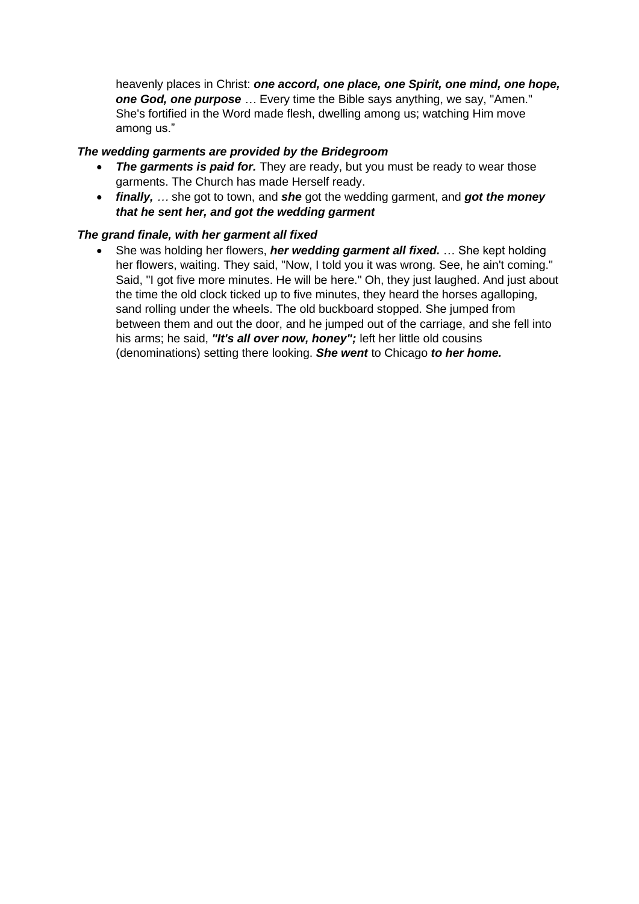heavenly places in Christ: ***one accord, one place, one Spirit, one mind, one hope, one God, one purpose*** … Every time the Bible says anything, we say, "Amen." She's fortified in the Word made flesh, dwelling among us; watching Him move among us."

***The wedding garments are provided by the Bridegroom***

- ***The garments is paid for.*** They are ready, but you must be ready to wear those garments. The Church has made Herself ready.
- ***finally,*** … she got to town, and ***she*** got the wedding garment, and ***got the money that he sent her, and got the wedding garment***

***The grand finale, with her garment all fixed***

- She was holding her flowers, ***her wedding garment all fixed.*** … She kept holding her flowers, waiting. They said, "Now, I told you it was wrong. See, he ain't coming." Said, "I got five more minutes. He will be here." Oh, they just laughed. And just about the time the old clock ticked up to five minutes, they heard the horses agalloping, sand rolling under the wheels. The old buckboard stopped. She jumped from between them and out the door, and he jumped out of the carriage, and she fell into his arms; he said, ***"It's all over now, honey";*** left her little old cousins (denominations) setting there looking. ***She went*** to Chicago ***to her home.***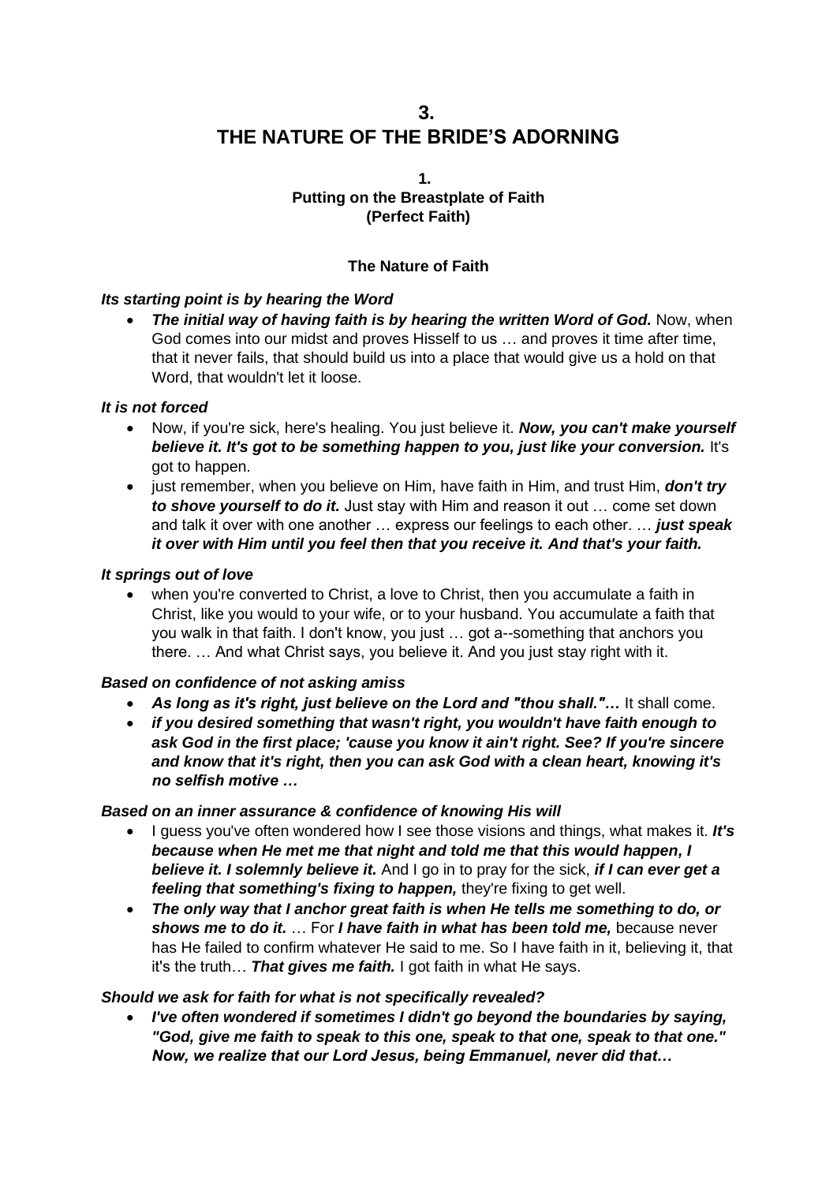# 3.
# THE NATURE OF THE BRIDE'S ADORNING

### 1.
### Putting on the Breastplate of Faith
### (Perfect Faith)

#### The Nature of Faith

***Its starting point is by hearing the Word***

- ***The initial way of having faith is by hearing the written Word of God.*** Now, when God comes into our midst and proves Hisself to us … and proves it time after time, that it never fails, that should build us into a place that would give us a hold on that Word, that wouldn't let it loose.

***It is not forced***

- Now, if you're sick, here's healing. You just believe it. ***Now, you can't make yourself believe it. It's got to be something happen to you, just like your conversion.*** It's got to happen.
- just remember, when you believe on Him, have faith in Him, and trust Him, ***don't try to shove yourself to do it.*** Just stay with Him and reason it out … come set down and talk it over with one another … express our feelings to each other. … ***just speak it over with Him until you feel then that you receive it. And that's your faith.***

***It springs out of love***

- when you're converted to Christ, a love to Christ, then you accumulate a faith in Christ, like you would to your wife, or to your husband. You accumulate a faith that you walk in that faith. I don't know, you just … got a--something that anchors you there. … And what Christ says, you believe it. And you just stay right with it.

***Based on confidence of not asking amiss***

- ***As long as it's right, just believe on the Lord and "thou shall."…*** It shall come.
- ***if you desired something that wasn't right, you wouldn't have faith enough to ask God in the first place; 'cause you know it ain't right. See? If you're sincere and know that it's right, then you can ask God with a clean heart, knowing it's no selfish motive …***

***Based on an inner assurance & confidence of knowing His will***

- I guess you've often wondered how I see those visions and things, what makes it. ***It's because when He met me that night and told me that this would happen, I believe it. I solemnly believe it.*** And I go in to pray for the sick, ***if I can ever get a feeling that something's fixing to happen,*** they're fixing to get well.
- ***The only way that I anchor great faith is when He tells me something to do, or shows me to do it.*** … For ***I have faith in what has been told me,*** because never has He failed to confirm whatever He said to me. So I have faith in it, believing it, that it's the truth… ***That gives me faith.*** I got faith in what He says.

***Should we ask for faith for what is not specifically revealed?***

- ***I've often wondered if sometimes I didn't go beyond the boundaries by saying, "God, give me faith to speak to this one, speak to that one, speak to that one." Now, we realize that our Lord Jesus, being Emmanuel, never did that…***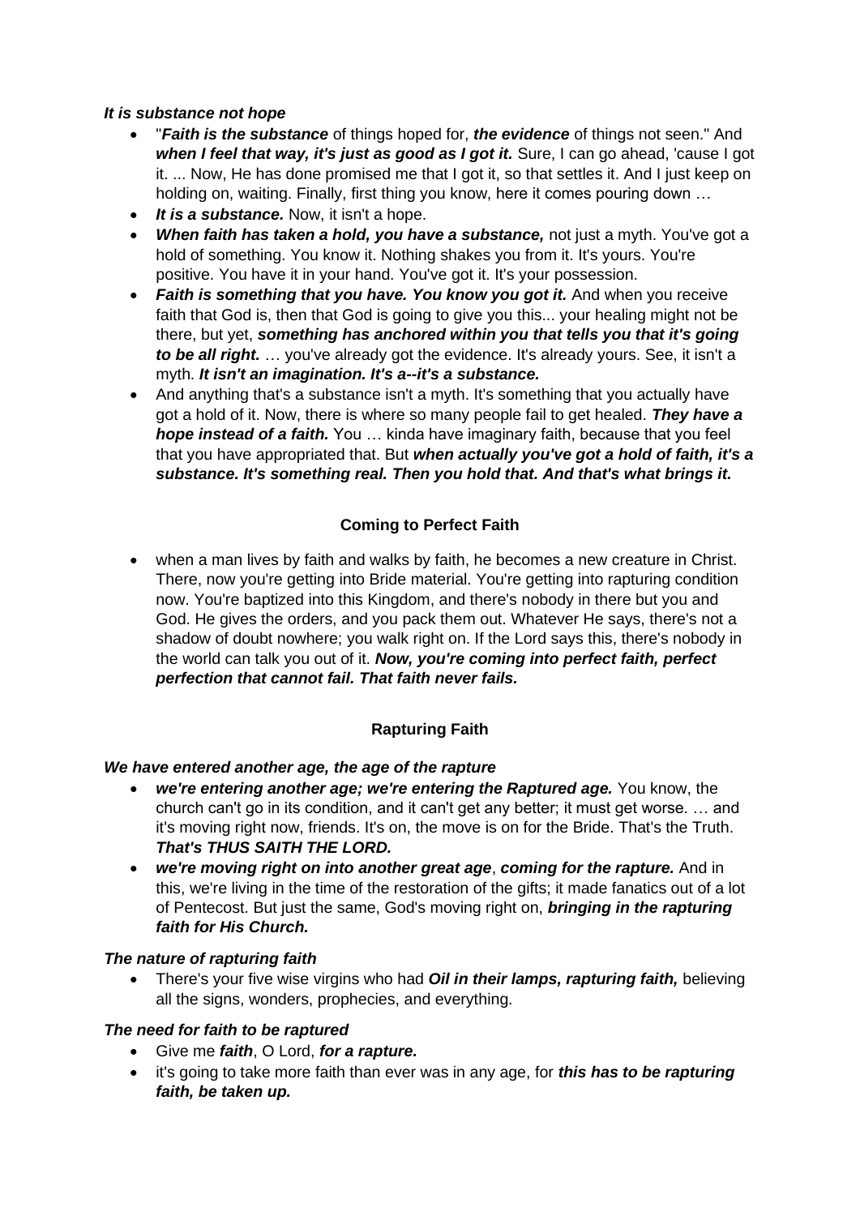***It is substance not hope***

- "***Faith is the substance*** of things hoped for, ***the evidence*** of things not seen." And ***when I feel that way, it's just as good as I got it.*** Sure, I can go ahead, 'cause I got it. ... Now, He has done promised me that I got it, so that settles it. And I just keep on holding on, waiting. Finally, first thing you know, here it comes pouring down …
- ***It is a substance.*** Now, it isn't a hope.
- ***When faith has taken a hold, you have a substance,*** not just a myth. You've got a hold of something. You know it. Nothing shakes you from it. It's yours. You're positive. You have it in your hand. You've got it. It's your possession.
- ***Faith is something that you have. You know you got it.*** And when you receive faith that God is, then that God is going to give you this... your healing might not be there, but yet, ***something has anchored within you that tells you that it's going to be all right.*** … you've already got the evidence. It's already yours. See, it isn't a myth. ***It isn't an imagination. It's a--it's a substance.***
- And anything that's a substance isn't a myth. It's something that you actually have got a hold of it. Now, there is where so many people fail to get healed. ***They have a hope instead of a faith.*** You … kinda have imaginary faith, because that you feel that you have appropriated that. But ***when actually you've got a hold of faith, it's a substance. It's something real. Then you hold that. And that's what brings it.***

## Coming to Perfect Faith

- when a man lives by faith and walks by faith, he becomes a new creature in Christ. There, now you're getting into Bride material. You're getting into rapturing condition now. You're baptized into this Kingdom, and there's nobody in there but you and God. He gives the orders, and you pack them out. Whatever He says, there's not a shadow of doubt nowhere; you walk right on. If the Lord says this, there's nobody in the world can talk you out of it. ***Now, you're coming into perfect faith, perfect perfection that cannot fail. That faith never fails.***

## Rapturing Faith

***We have entered another age, the age of the rapture***

- ***we're entering another age; we're entering the Raptured age.*** You know, the church can't go in its condition, and it can't get any better; it must get worse. … and it's moving right now, friends. It's on, the move is on for the Bride. That's the Truth. ***That's THUS SAITH THE LORD.***
- ***we're moving right on into another great age***, ***coming for the rapture.*** And in this, we're living in the time of the restoration of the gifts; it made fanatics out of a lot of Pentecost. But just the same, God's moving right on, ***bringing in the rapturing faith for His Church.***

***The nature of rapturing faith***

- There's your five wise virgins who had ***Oil in their lamps, rapturing faith,*** believing all the signs, wonders, prophecies, and everything.

***The need for faith to be raptured***

- Give me ***faith***, O Lord, ***for a rapture.***
- it's going to take more faith than ever was in any age, for ***this has to be rapturing faith, be taken up.***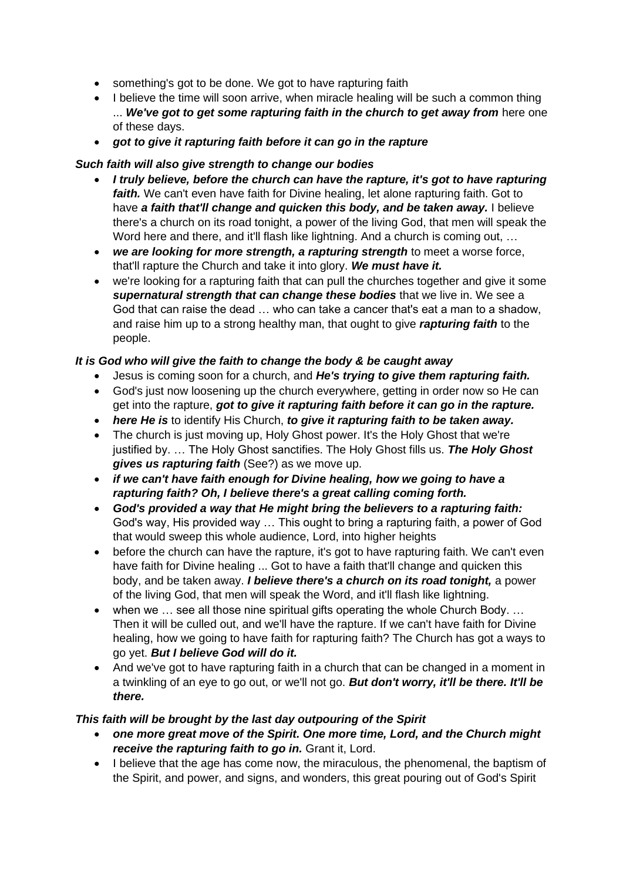- something's got to be done. We got to have rapturing faith
- I believe the time will soon arrive, when miracle healing will be such a common thing ... ***We've got to get some rapturing faith in the church to get away from*** here one of these days.
- ***got to give it rapturing faith before it can go in the rapture***

***Such faith will also give strength to change our bodies***

- ***I truly believe, before the church can have the rapture, it's got to have rapturing faith.*** We can't even have faith for Divine healing, let alone rapturing faith. Got to have ***a faith that'll change and quicken this body, and be taken away.*** I believe there's a church on its road tonight, a power of the living God, that men will speak the Word here and there, and it'll flash like lightning. And a church is coming out, …
- ***we are looking for more strength, a rapturing strength*** to meet a worse force, that'll rapture the Church and take it into glory. ***We must have it.***
- we're looking for a rapturing faith that can pull the churches together and give it some ***supernatural strength that can change these bodies*** that we live in. We see a God that can raise the dead … who can take a cancer that's eat a man to a shadow, and raise him up to a strong healthy man, that ought to give ***rapturing faith*** to the people.

***It is God who will give the faith to change the body & be caught away***

- Jesus is coming soon for a church, and ***He's trying to give them rapturing faith.***
- God's just now loosening up the church everywhere, getting in order now so He can get into the rapture, ***got to give it rapturing faith before it can go in the rapture.***
- ***here He is*** to identify His Church, ***to give it rapturing faith to be taken away.***
- The church is just moving up, Holy Ghost power. It's the Holy Ghost that we're justified by. … The Holy Ghost sanctifies. The Holy Ghost fills us. ***The Holy Ghost gives us rapturing faith*** (See?) as we move up.
- ***if we can't have faith enough for Divine healing, how we going to have a rapturing faith? Oh, I believe there's a great calling coming forth.***
- ***God's provided a way that He might bring the believers to a rapturing faith:*** God's way, His provided way … This ought to bring a rapturing faith, a power of God that would sweep this whole audience, Lord, into higher heights
- before the church can have the rapture, it's got to have rapturing faith. We can't even have faith for Divine healing ... Got to have a faith that'll change and quicken this body, and be taken away. ***I believe there's a church on its road tonight,*** a power of the living God, that men will speak the Word, and it'll flash like lightning.
- when we … see all those nine spiritual gifts operating the whole Church Body. … Then it will be culled out, and we'll have the rapture. If we can't have faith for Divine healing, how we going to have faith for rapturing faith? The Church has got a ways to go yet. ***But I believe God will do it.***
- And we've got to have rapturing faith in a church that can be changed in a moment in a twinkling of an eye to go out, or we'll not go. ***But don't worry, it'll be there. It'll be there.***

***This faith will be brought by the last day outpouring of the Spirit***

- ***one more great move of the Spirit. One more time, Lord, and the Church might receive the rapturing faith to go in.*** Grant it, Lord.
- I believe that the age has come now, the miraculous, the phenomenal, the baptism of the Spirit, and power, and signs, and wonders, this great pouring out of God's Spirit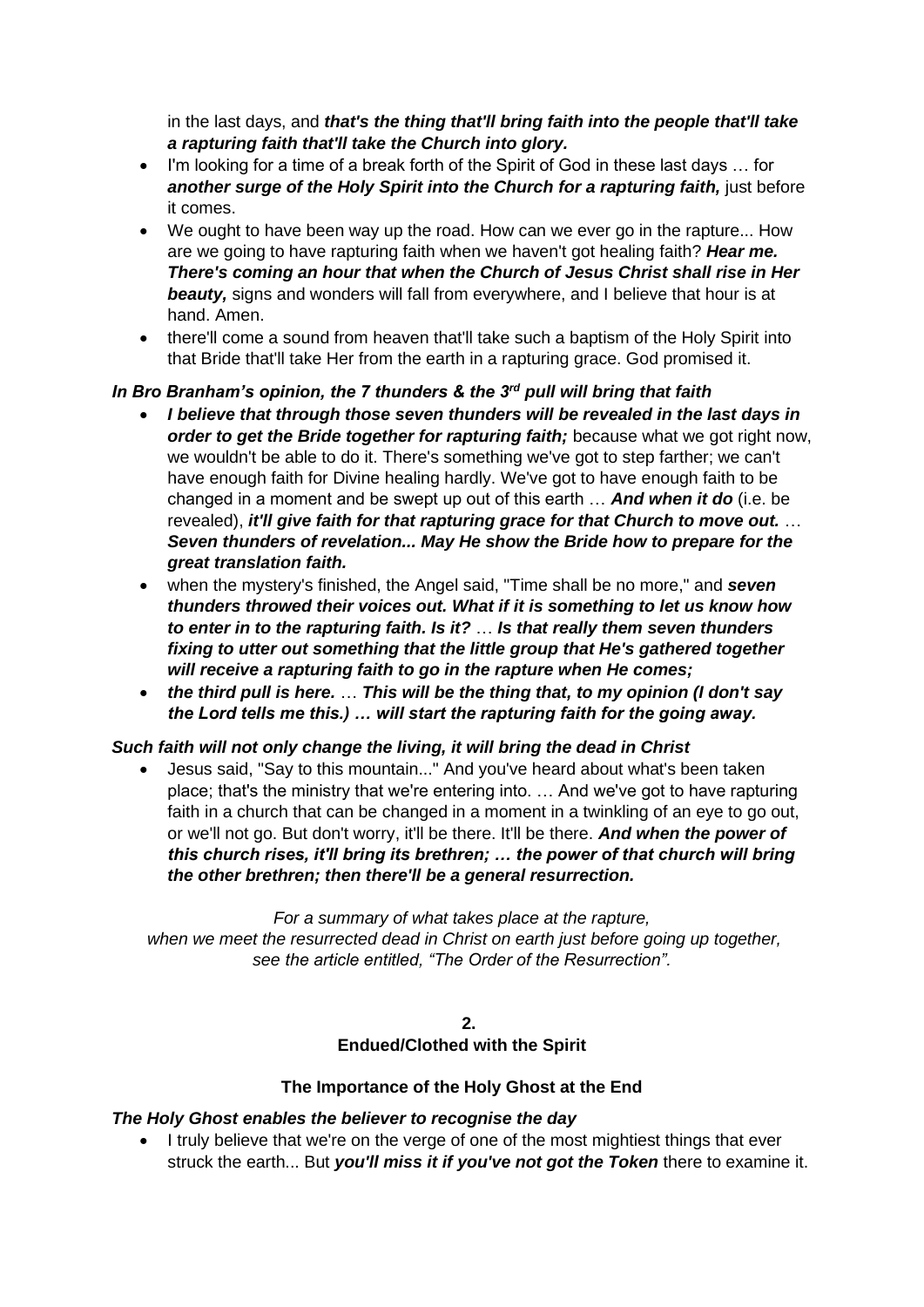in the last days, and ***that's the thing that'll bring faith into the people that'll take a rapturing faith that'll take the Church into glory.***

- I'm looking for a time of a break forth of the Spirit of God in these last days … for ***another surge of the Holy Spirit into the Church for a rapturing faith,*** just before it comes.
- We ought to have been way up the road. How can we ever go in the rapture... How are we going to have rapturing faith when we haven't got healing faith? ***Hear me. There's coming an hour that when the Church of Jesus Christ shall rise in Her beauty,*** signs and wonders will fall from everywhere, and I believe that hour is at hand. Amen.
- there'll come a sound from heaven that'll take such a baptism of the Holy Spirit into that Bride that'll take Her from the earth in a rapturing grace. God promised it.

***In Bro Branham's opinion, the 7 thunders & the 3rd pull will bring that faith***

- ***I believe that through those seven thunders will be revealed in the last days in order to get the Bride together for rapturing faith;*** because what we got right now, we wouldn't be able to do it. There's something we've got to step farther; we can't have enough faith for Divine healing hardly. We've got to have enough faith to be changed in a moment and be swept up out of this earth … ***And when it do*** (i.e. be revealed), ***it'll give faith for that rapturing grace for that Church to move out.*** … ***Seven thunders of revelation... May He show the Bride how to prepare for the great translation faith.***
- when the mystery's finished, the Angel said, "Time shall be no more," and ***seven thunders throwed their voices out. What if it is something to let us know how to enter in to the rapturing faith. Is it?*** … ***Is that really them seven thunders fixing to utter out something that the little group that He's gathered together will receive a rapturing faith to go in the rapture when He comes;***
- ***the third pull is here.*** … ***This will be the thing that, to my opinion (I don't say the Lord tells me this.) … will start the rapturing faith for the going away.***

***Such faith will not only change the living, it will bring the dead in Christ***

- Jesus said, "Say to this mountain..." And you've heard about what's been taken place; that's the ministry that we're entering into. … And we've got to have rapturing faith in a church that can be changed in a moment in a twinkling of an eye to go out, or we'll not go. But don't worry, it'll be there. It'll be there. ***And when the power of this church rises, it'll bring its brethren; … the power of that church will bring the other brethren; then there'll be a general resurrection.***

*For a summary of what takes place at the rapture,*
*when we meet the resurrected dead in Christ on earth just before going up together,*
*see the article entitled, "The Order of the Resurrection".*

## 2.
## Endued/Clothed with the Spirit

### The Importance of the Holy Ghost at the End

***The Holy Ghost enables the believer to recognise the day***

- I truly believe that we're on the verge of one of the most mightiest things that ever struck the earth... But ***you'll miss it if you've not got the Token*** there to examine it.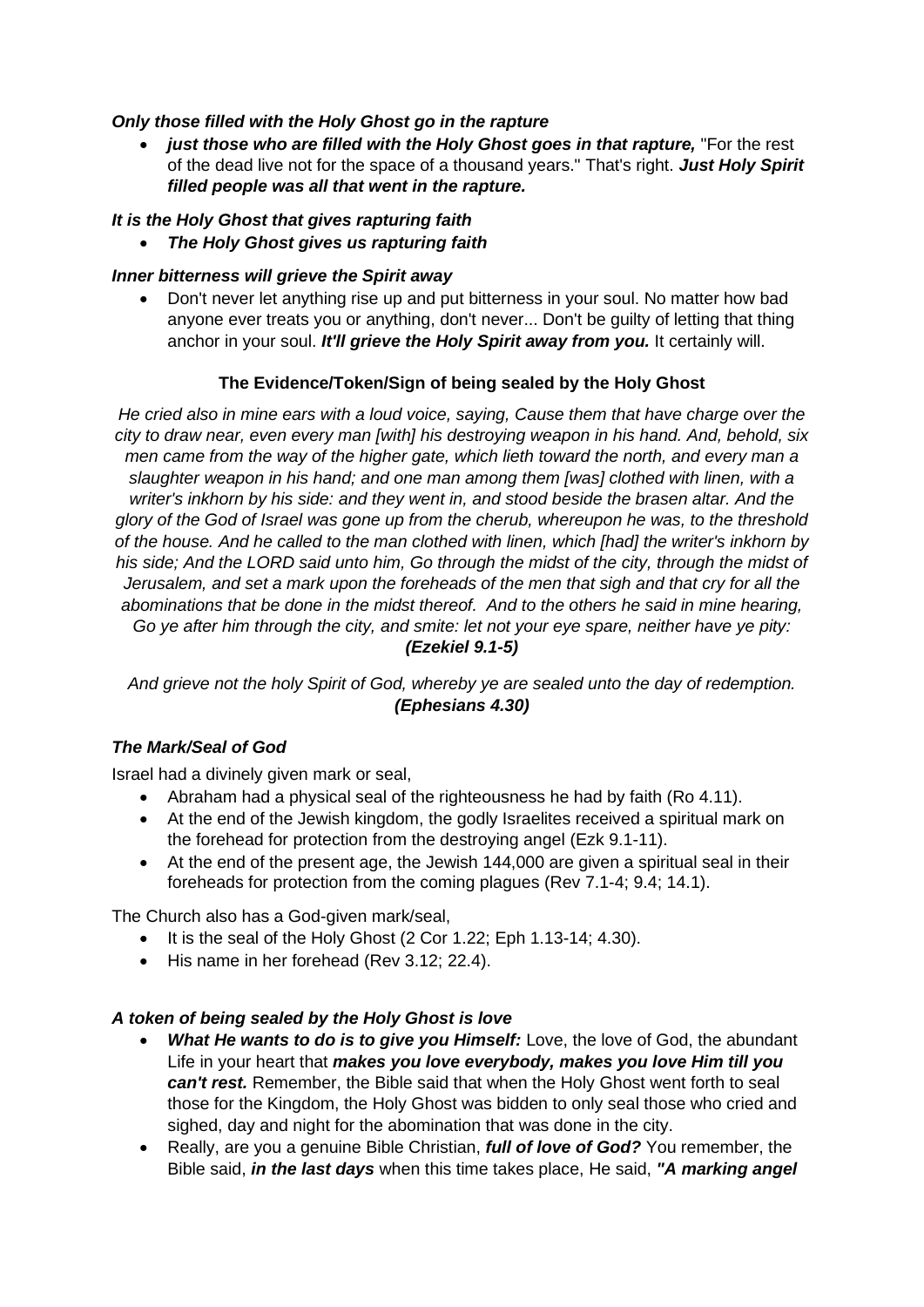*Only those filled with the Holy Ghost go in the rapture*

- ***just those who are filled with the Holy Ghost goes in that rapture,*** "For the rest of the dead live not for the space of a thousand years." That's right. ***Just Holy Spirit filled people was all that went in the rapture.***

*It is the Holy Ghost that gives rapturing faith*

- ***The Holy Ghost gives us rapturing faith***

*Inner bitterness will grieve the Spirit away*

- Don't never let anything rise up and put bitterness in your soul. No matter how bad anyone ever treats you or anything, don't never... Don't be guilty of letting that thing anchor in your soul. ***It'll grieve the Holy Spirit away from you.*** It certainly will.

**The Evidence/Token/Sign of being sealed by the Holy Ghost**

*He cried also in mine ears with a loud voice, saying, Cause them that have charge over the city to draw near, even every man [with] his destroying weapon in his hand. And, behold, six men came from the way of the higher gate, which lieth toward the north, and every man a slaughter weapon in his hand; and one man among them [was] clothed with linen, with a writer's inkhorn by his side: and they went in, and stood beside the brasen altar. And the glory of the God of Israel was gone up from the cherub, whereupon he was, to the threshold of the house. And he called to the man clothed with linen, which [had] the writer's inkhorn by his side; And the LORD said unto him, Go through the midst of the city, through the midst of Jerusalem, and set a mark upon the foreheads of the men that sigh and that cry for all the abominations that be done in the midst thereof. And to the others he said in mine hearing, Go ye after him through the city, and smite: let not your eye spare, neither have ye pity:* ***(Ezekiel 9.1-5)***

*And grieve not the holy Spirit of God, whereby ye are sealed unto the day of redemption.* ***(Ephesians 4.30)***

***The Mark/Seal of God***

Israel had a divinely given mark or seal,

- Abraham had a physical seal of the righteousness he had by faith (Ro 4.11).
- At the end of the Jewish kingdom, the godly Israelites received a spiritual mark on the forehead for protection from the destroying angel (Ezk 9.1-11).
- At the end of the present age, the Jewish 144,000 are given a spiritual seal in their foreheads for protection from the coming plagues (Rev 7.1-4; 9.4; 14.1).

The Church also has a God-given mark/seal,

- It is the seal of the Holy Ghost (2 Cor 1.22; Eph 1.13-14; 4.30).
- His name in her forehead (Rev 3.12; 22.4).

***A token of being sealed by the Holy Ghost is love***

- ***What He wants to do is to give you Himself:*** Love, the love of God, the abundant Life in your heart that ***makes you love everybody, makes you love Him till you can't rest.*** Remember, the Bible said that when the Holy Ghost went forth to seal those for the Kingdom, the Holy Ghost was bidden to only seal those who cried and sighed, day and night for the abomination that was done in the city.
- Really, are you a genuine Bible Christian, ***full of love of God?*** You remember, the Bible said, ***in the last days*** when this time takes place, He said, ***"A marking angel***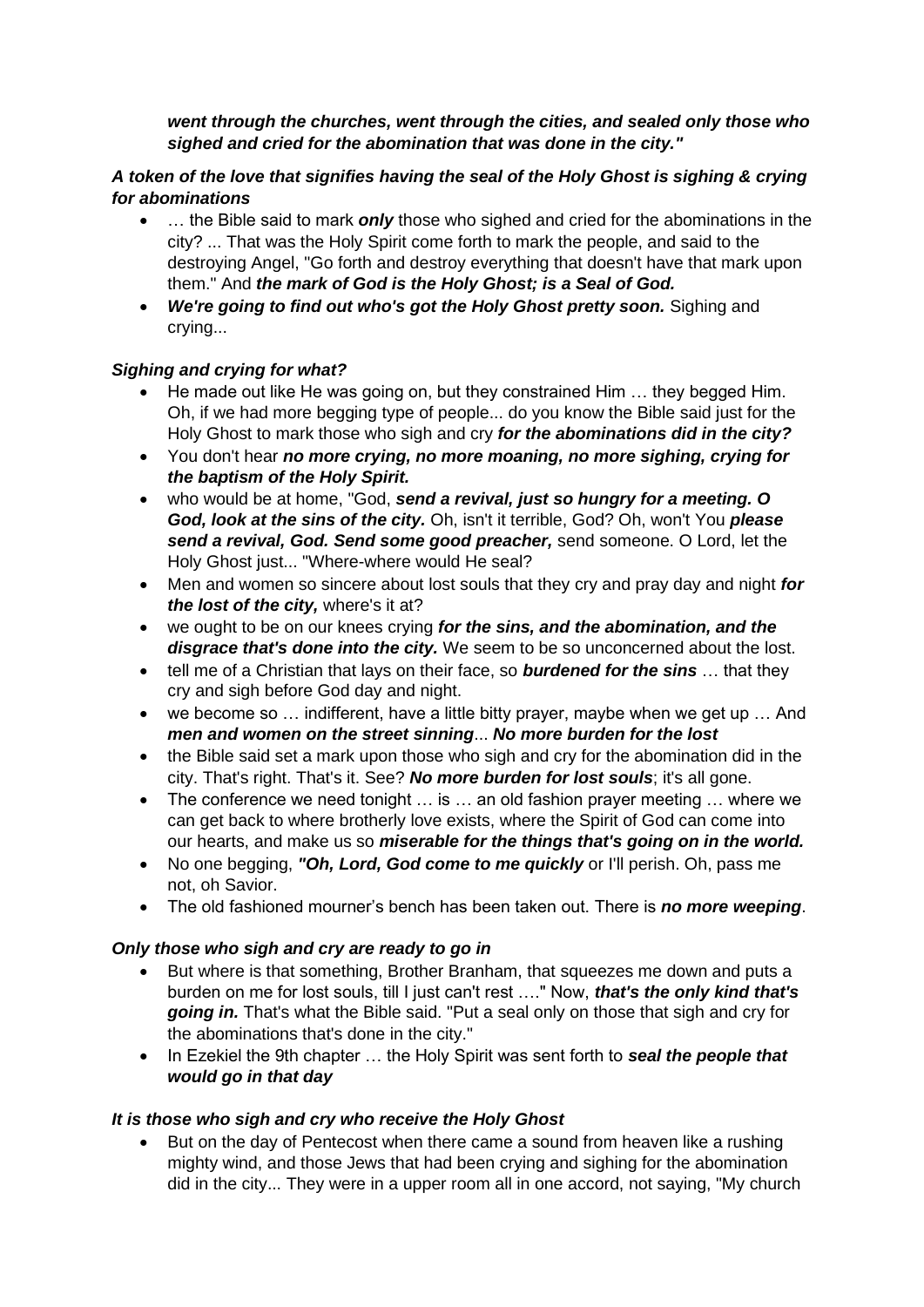***went through the churches, went through the cities, and sealed only those who sighed and cried for the abomination that was done in the city."***

***A token of the love that signifies having the seal of the Holy Ghost is sighing & crying for abominations***

- … the Bible said to mark ***only*** those who sighed and cried for the abominations in the city? ... That was the Holy Spirit come forth to mark the people, and said to the destroying Angel, "Go forth and destroy everything that doesn't have that mark upon them." And ***the mark of God is the Holy Ghost; is a Seal of God.***
- ***We're going to find out who's got the Holy Ghost pretty soon.*** Sighing and crying...

***Sighing and crying for what?***

- He made out like He was going on, but they constrained Him … they begged Him. Oh, if we had more begging type of people... do you know the Bible said just for the Holy Ghost to mark those who sigh and cry ***for the abominations did in the city?***
- You don't hear ***no more crying, no more moaning, no more sighing, crying for the baptism of the Holy Spirit.***
- who would be at home, "God, ***send a revival, just so hungry for a meeting. O God, look at the sins of the city.*** Oh, isn't it terrible, God? Oh, won't You ***please send a revival, God. Send some good preacher,*** send someone. O Lord, let the Holy Ghost just... "Where-where would He seal?
- Men and women so sincere about lost souls that they cry and pray day and night ***for the lost of the city,*** where's it at?
- we ought to be on our knees crying ***for the sins, and the abomination, and the disgrace that's done into the city.*** We seem to be so unconcerned about the lost.
- tell me of a Christian that lays on their face, so ***burdened for the sins*** … that they cry and sigh before God day and night.
- we become so … indifferent, have a little bitty prayer, maybe when we get up … And ***men and women on the street sinning***... ***No more burden for the lost***
- the Bible said set a mark upon those who sigh and cry for the abomination did in the city. That's right. That's it. See? ***No more burden for lost souls***; it's all gone.
- The conference we need tonight … is … an old fashion prayer meeting … where we can get back to where brotherly love exists, where the Spirit of God can come into our hearts, and make us so ***miserable for the things that's going on in the world.***
- No one begging, ***"Oh, Lord, God come to me quickly*** or I'll perish. Oh, pass me not, oh Savior.
- The old fashioned mourner's bench has been taken out. There is ***no more weeping***.

***Only those who sigh and cry are ready to go in***

- But where is that something, Brother Branham, that squeezes me down and puts a burden on me for lost souls, till I just can't rest …." Now, ***that's the only kind that's going in.*** That's what the Bible said. "Put a seal only on those that sigh and cry for the abominations that's done in the city."
- In Ezekiel the 9th chapter … the Holy Spirit was sent forth to ***seal the people that would go in that day***

***It is those who sigh and cry who receive the Holy Ghost***

- But on the day of Pentecost when there came a sound from heaven like a rushing mighty wind, and those Jews that had been crying and sighing for the abomination did in the city... They were in a upper room all in one accord, not saying, "My church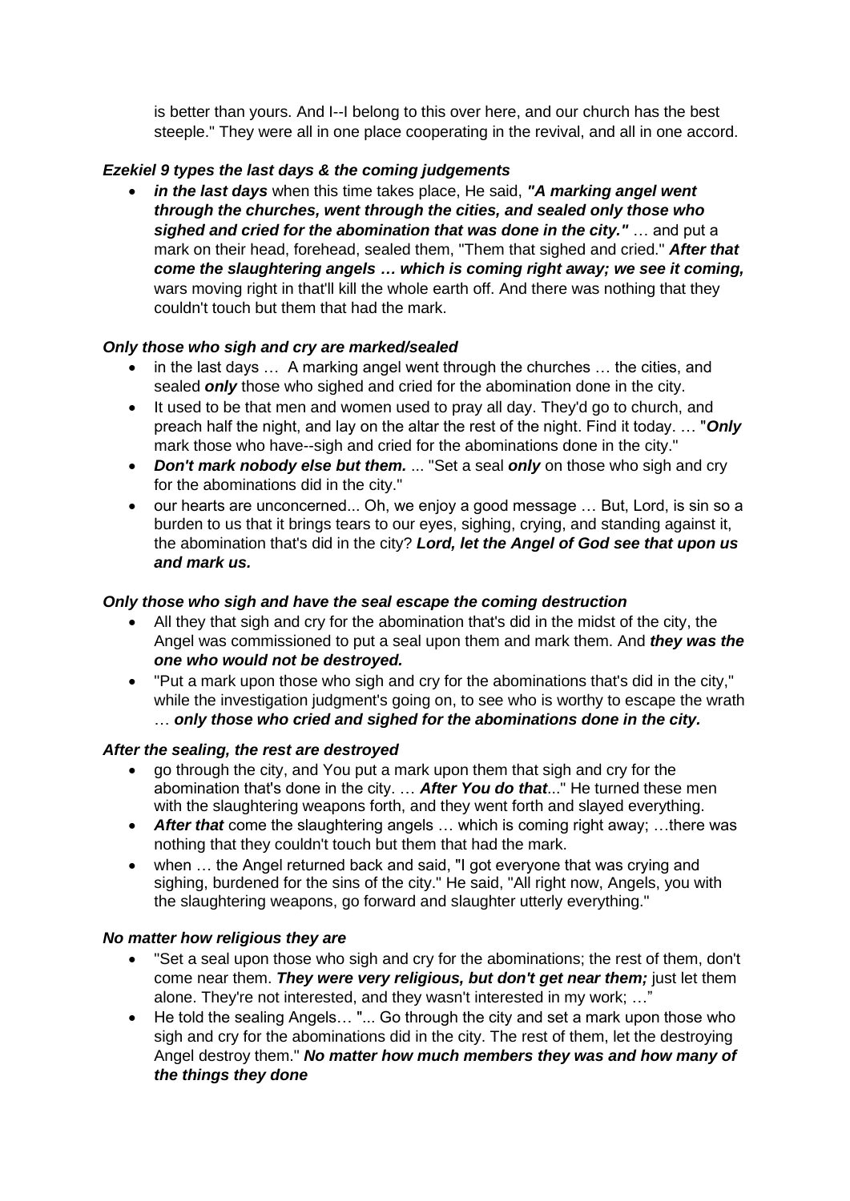is better than yours. And I--I belong to this over here, and our church has the best steeple." They were all in one place cooperating in the revival, and all in one accord.

***Ezekiel 9 types the last days & the coming judgements***

- ***in the last days*** when this time takes place, He said, ***"A marking angel went through the churches, went through the cities, and sealed only those who sighed and cried for the abomination that was done in the city."*** … and put a mark on their head, forehead, sealed them, "Them that sighed and cried." ***After that come the slaughtering angels … which is coming right away; we see it coming,*** wars moving right in that'll kill the whole earth off. And there was nothing that they couldn't touch but them that had the mark.

***Only those who sigh and cry are marked/sealed***

- in the last days … A marking angel went through the churches … the cities, and sealed ***only*** those who sighed and cried for the abomination done in the city.
- It used to be that men and women used to pray all day. They'd go to church, and preach half the night, and lay on the altar the rest of the night. Find it today. … "***Only*** mark those who have--sigh and cried for the abominations done in the city."
- ***Don't mark nobody else but them.*** ... "Set a seal ***only*** on those who sigh and cry for the abominations did in the city."
- our hearts are unconcerned... Oh, we enjoy a good message … But, Lord, is sin so a burden to us that it brings tears to our eyes, sighing, crying, and standing against it, the abomination that's did in the city? ***Lord, let the Angel of God see that upon us and mark us.***

***Only those who sigh and have the seal escape the coming destruction***

- All they that sigh and cry for the abomination that's did in the midst of the city, the Angel was commissioned to put a seal upon them and mark them. And ***they was the one who would not be destroyed.***
- "Put a mark upon those who sigh and cry for the abominations that's did in the city," while the investigation judgment's going on, to see who is worthy to escape the wrath … ***only those who cried and sighed for the abominations done in the city.***

***After the sealing, the rest are destroyed***

- go through the city, and You put a mark upon them that sigh and cry for the abomination that's done in the city. … ***After You do that***..." He turned these men with the slaughtering weapons forth, and they went forth and slayed everything.
- ***After that*** come the slaughtering angels … which is coming right away; …there was nothing that they couldn't touch but them that had the mark.
- when … the Angel returned back and said, "I got everyone that was crying and sighing, burdened for the sins of the city." He said, "All right now, Angels, you with the slaughtering weapons, go forward and slaughter utterly everything."

***No matter how religious they are***

- "Set a seal upon those who sigh and cry for the abominations; the rest of them, don't come near them. ***They were very religious, but don't get near them;*** just let them alone. They're not interested, and they wasn't interested in my work; …"
- He told the sealing Angels… "... Go through the city and set a mark upon those who sigh and cry for the abominations did in the city. The rest of them, let the destroying Angel destroy them." ***No matter how much members they was and how many of the things they done***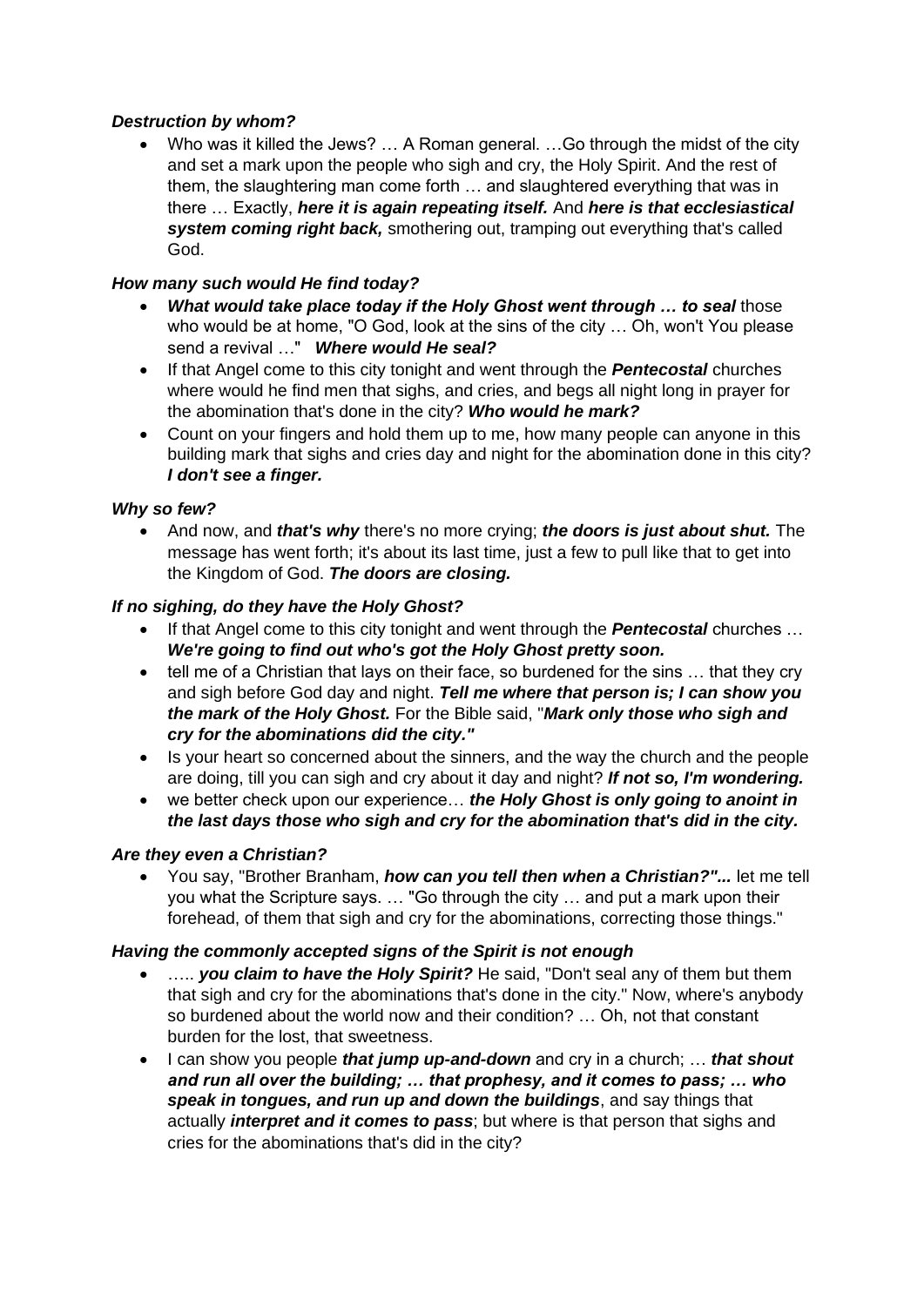***Destruction by whom?***

- Who was it killed the Jews? … A Roman general. …Go through the midst of the city and set a mark upon the people who sigh and cry, the Holy Spirit. And the rest of them, the slaughtering man come forth … and slaughtered everything that was in there … Exactly, ***here it is again repeating itself.*** And ***here is that ecclesiastical system coming right back,*** smothering out, tramping out everything that's called God.

***How many such would He find today?***

- ***What would take place today if the Holy Ghost went through … to seal*** those who would be at home, "O God, look at the sins of the city … Oh, won't You please send a revival …" ***Where would He seal?***
- If that Angel come to this city tonight and went through the ***Pentecostal*** churches where would he find men that sighs, and cries, and begs all night long in prayer for the abomination that's done in the city? ***Who would he mark?***
- Count on your fingers and hold them up to me, how many people can anyone in this building mark that sighs and cries day and night for the abomination done in this city? ***I don't see a finger.***

***Why so few?***

- And now, and ***that's why*** there's no more crying; ***the doors is just about shut.*** The message has went forth; it's about its last time, just a few to pull like that to get into the Kingdom of God. ***The doors are closing.***

***If no sighing, do they have the Holy Ghost?***

- If that Angel come to this city tonight and went through the ***Pentecostal*** churches … ***We're going to find out who's got the Holy Ghost pretty soon.***
- tell me of a Christian that lays on their face, so burdened for the sins … that they cry and sigh before God day and night. ***Tell me where that person is; I can show you the mark of the Holy Ghost.*** For the Bible said, "***Mark only those who sigh and cry for the abominations did the city."***
- Is your heart so concerned about the sinners, and the way the church and the people are doing, till you can sigh and cry about it day and night? ***If not so, I'm wondering.***
- we better check upon our experience… ***the Holy Ghost is only going to anoint in the last days those who sigh and cry for the abomination that's did in the city.***

***Are they even a Christian?***

- You say, "Brother Branham, ***how can you tell then when a Christian?"...*** let me tell you what the Scripture says. … "Go through the city … and put a mark upon their forehead, of them that sigh and cry for the abominations, correcting those things."

***Having the commonly accepted signs of the Spirit is not enough***

- ….. ***you claim to have the Holy Spirit?*** He said, "Don't seal any of them but them that sigh and cry for the abominations that's done in the city." Now, where's anybody so burdened about the world now and their condition? … Oh, not that constant burden for the lost, that sweetness.
- I can show you people ***that jump up-and-down*** and cry in a church; … ***that shout and run all over the building; … that prophesy, and it comes to pass; … who speak in tongues, and run up and down the buildings***, and say things that actually ***interpret and it comes to pass***; but where is that person that sighs and cries for the abominations that's did in the city?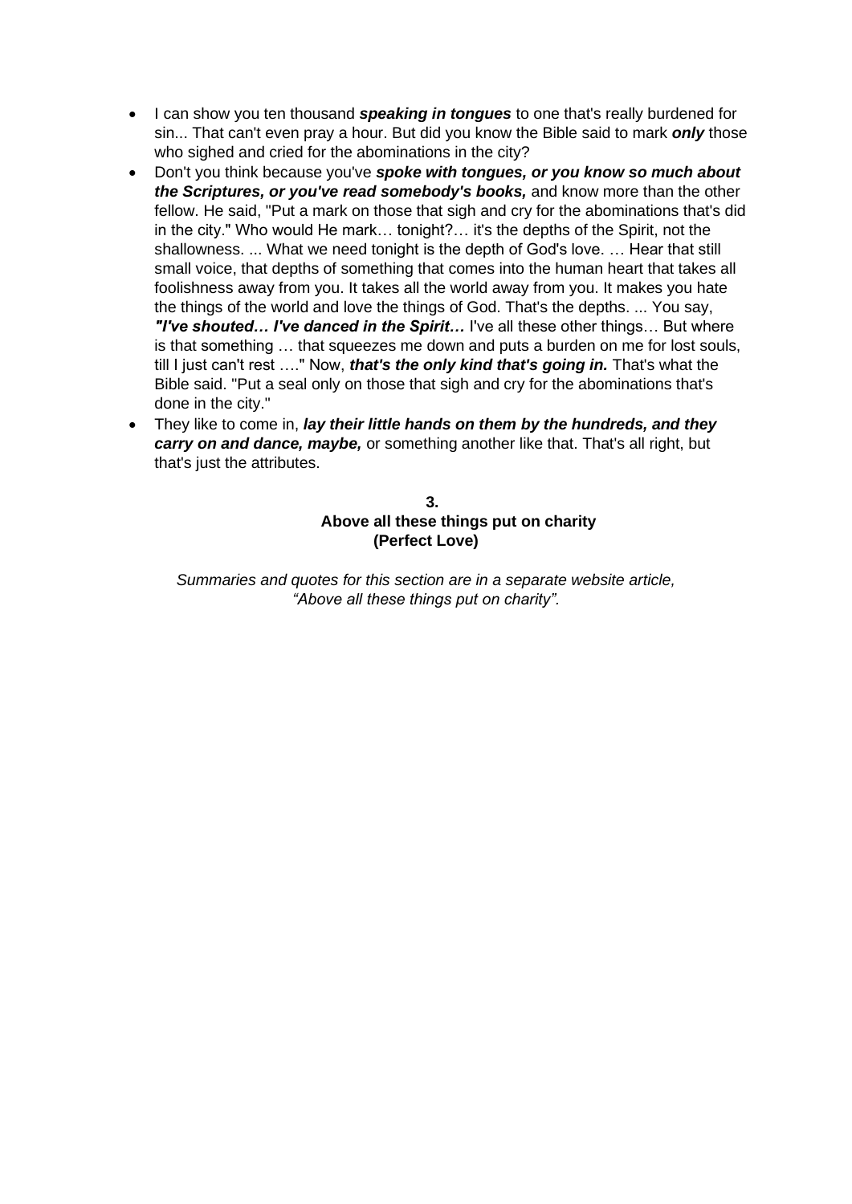- I can show you ten thousand ***speaking in tongues*** to one that's really burdened for sin... That can't even pray a hour. But did you know the Bible said to mark ***only*** those who sighed and cried for the abominations in the city?
- Don't you think because you've ***spoke with tongues, or you know so much about the Scriptures, or you've read somebody's books,*** and know more than the other fellow. He said, "Put a mark on those that sigh and cry for the abominations that's did in the city." Who would He mark… tonight?… it's the depths of the Spirit, not the shallowness. ... What we need tonight is the depth of God's love. … Hear that still small voice, that depths of something that comes into the human heart that takes all foolishness away from you. It takes all the world away from you. It makes you hate the things of the world and love the things of God. That's the depths. ... You say, ***"I've shouted… I've danced in the Spirit…*** I've all these other things… But where is that something … that squeezes me down and puts a burden on me for lost souls, till I just can't rest …." Now, ***that's the only kind that's going in.*** That's what the Bible said. "Put a seal only on those that sigh and cry for the abominations that's done in the city."
- They like to come in, ***lay their little hands on them by the hundreds, and they carry on and dance, maybe,*** or something another like that. That's all right, but that's just the attributes.

## 3.
## Above all these things put on charity
## (Perfect Love)

*Summaries and quotes for this section are in a separate website article, "Above all these things put on charity".*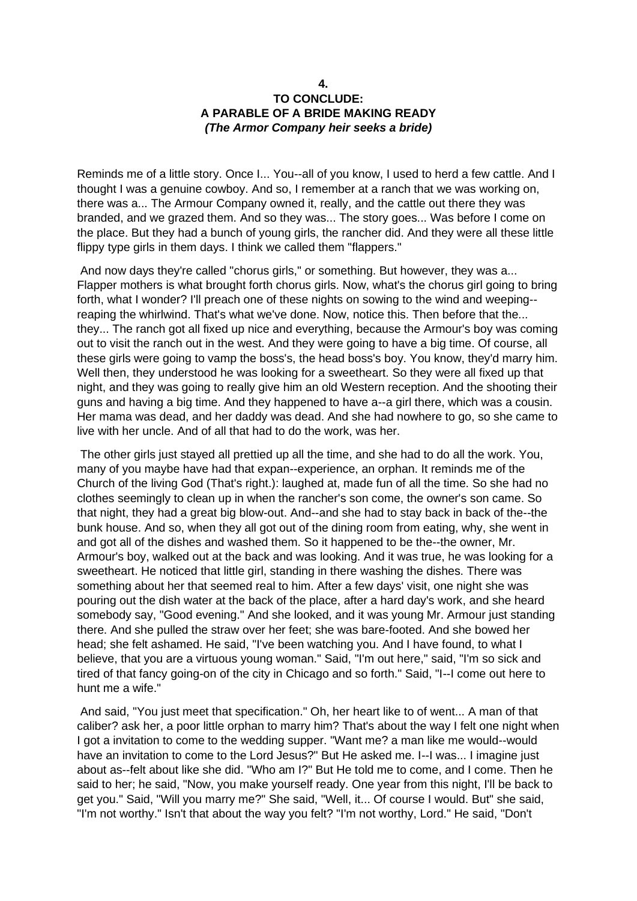**4.**
**TO CONCLUDE:**
**A PARABLE OF A BRIDE MAKING READY**
***(The Armor Company heir seeks a bride)***

Reminds me of a little story. Once I... You--all of you know, I used to herd a few cattle. And I thought I was a genuine cowboy. And so, I remember at a ranch that we was working on, there was a... The Armour Company owned it, really, and the cattle out there they was branded, and we grazed them. And so they was... The story goes... Was before I come on the place. But they had a bunch of young girls, the rancher did. And they were all these little flippy type girls in them days. I think we called them "flappers."

And now days they're called "chorus girls," or something. But however, they was a... Flapper mothers is what brought forth chorus girls. Now, what's the chorus girl going to bring forth, what I wonder? I'll preach one of these nights on sowing to the wind and weeping--reaping the whirlwind. That's what we've done. Now, notice this. Then before that the... they... The ranch got all fixed up nice and everything, because the Armour's boy was coming out to visit the ranch out in the west. And they were going to have a big time. Of course, all these girls were going to vamp the boss's, the head boss's boy. You know, they'd marry him. Well then, they understood he was looking for a sweetheart. So they were all fixed up that night, and they was going to really give him an old Western reception. And the shooting their guns and having a big time. And they happened to have a--a girl there, which was a cousin. Her mama was dead, and her daddy was dead. And she had nowhere to go, so she came to live with her uncle. And of all that had to do the work, was her.

The other girls just stayed all prettied up all the time, and she had to do all the work. You, many of you maybe have had that expan--experience, an orphan. It reminds me of the Church of the living God (That's right.): laughed at, made fun of all the time. So she had no clothes seemingly to clean up in when the rancher's son come, the owner's son came. So that night, they had a great big blow-out. And--and she had to stay back in back of the--the bunk house. And so, when they all got out of the dining room from eating, why, she went in and got all of the dishes and washed them. So it happened to be the--the owner, Mr. Armour's boy, walked out at the back and was looking. And it was true, he was looking for a sweetheart. He noticed that little girl, standing in there washing the dishes. There was something about her that seemed real to him. After a few days' visit, one night she was pouring out the dish water at the back of the place, after a hard day's work, and she heard somebody say, "Good evening." And she looked, and it was young Mr. Armour just standing there. And she pulled the straw over her feet; she was bare-footed. And she bowed her head; she felt ashamed. He said, "I've been watching you. And I have found, to what I believe, that you are a virtuous young woman." Said, "I'm out here," said, "I'm so sick and tired of that fancy going-on of the city in Chicago and so forth." Said, "I--I come out here to hunt me a wife."

And said, "You just meet that specification." Oh, her heart like to of went... A man of that caliber? ask her, a poor little orphan to marry him? That's about the way I felt one night when I got a invitation to come to the wedding supper. "Want me? a man like me would--would have an invitation to come to the Lord Jesus?" But He asked me. I--I was... I imagine just about as--felt about like she did. "Who am I?" But He told me to come, and I come. Then he said to her; he said, "Now, you make yourself ready. One year from this night, I'll be back to get you." Said, "Will you marry me?" She said, "Well, it... Of course I would. But" she said, "I'm not worthy." Isn't that about the way you felt? "I'm not worthy, Lord." He said, "Don't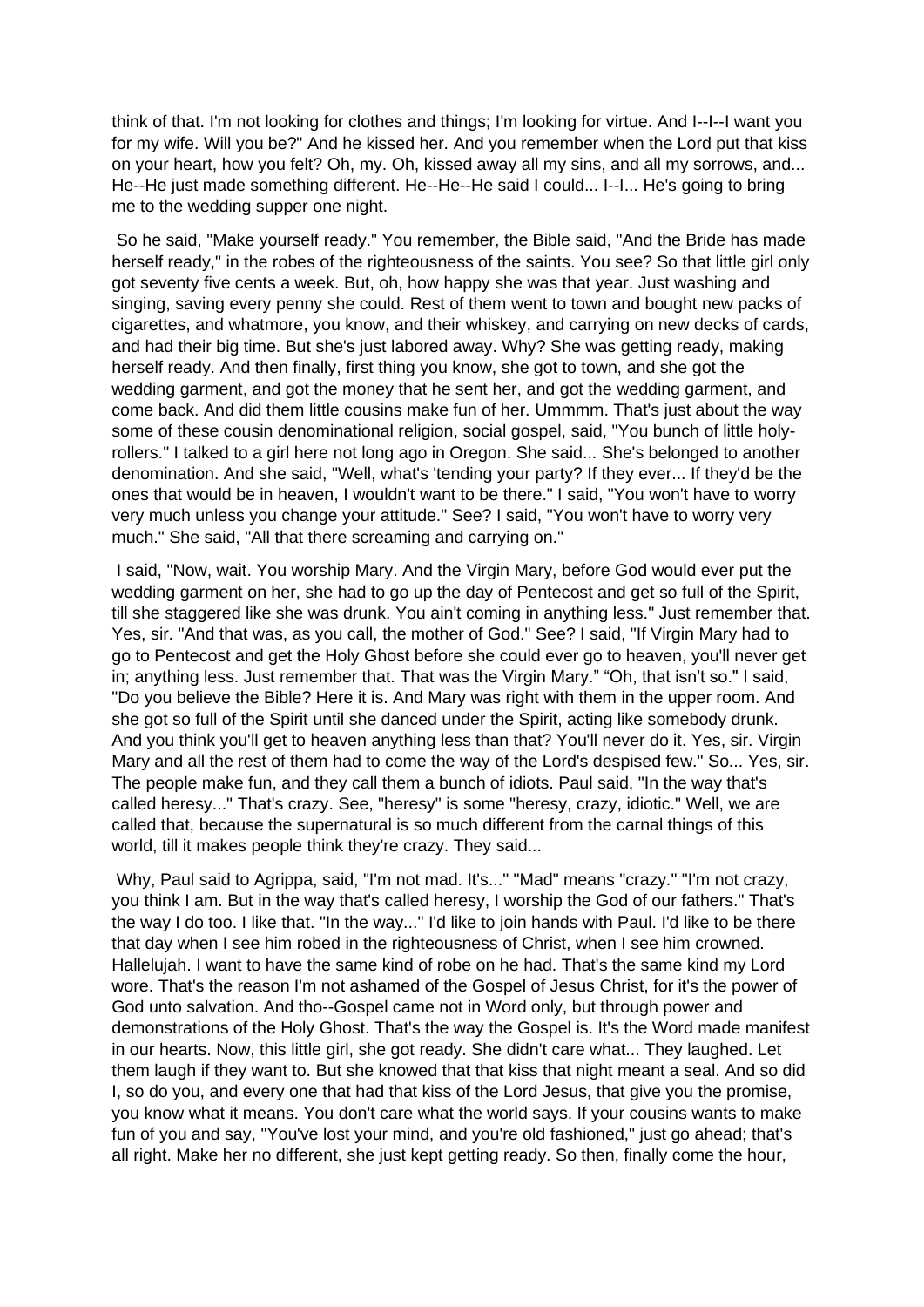think of that. I'm not looking for clothes and things; I'm looking for virtue. And I--I--I want you for my wife. Will you be?" And he kissed her. And you remember when the Lord put that kiss on your heart, how you felt? Oh, my. Oh, kissed away all my sins, and all my sorrows, and... He--He just made something different. He--He--He said I could... I--I... He's going to bring me to the wedding supper one night.

So he said, "Make yourself ready." You remember, the Bible said, "And the Bride has made herself ready," in the robes of the righteousness of the saints. You see? So that little girl only got seventy five cents a week. But, oh, how happy she was that year. Just washing and singing, saving every penny she could. Rest of them went to town and bought new packs of cigarettes, and whatmore, you know, and their whiskey, and carrying on new decks of cards, and had their big time. But she's just labored away. Why? She was getting ready, making herself ready. And then finally, first thing you know, she got to town, and she got the wedding garment, and got the money that he sent her, and got the wedding garment, and come back. And did them little cousins make fun of her. Ummmm. That's just about the way some of these cousin denominational religion, social gospel, said, "You bunch of little holy-rollers." I talked to a girl here not long ago in Oregon. She said... She's belonged to another denomination. And she said, "Well, what's 'tending your party? If they ever... If they'd be the ones that would be in heaven, I wouldn't want to be there." I said, "You won't have to worry very much unless you change your attitude." See? I said, "You won't have to worry very much." She said, "All that there screaming and carrying on."

I said, "Now, wait. You worship Mary. And the Virgin Mary, before God would ever put the wedding garment on her, she had to go up the day of Pentecost and get so full of the Spirit, till she staggered like she was drunk. You ain't coming in anything less." Just remember that. Yes, sir. "And that was, as you call, the mother of God." See? I said, "If Virgin Mary had to go to Pentecost and get the Holy Ghost before she could ever go to heaven, you'll never get in; anything less. Just remember that. That was the Virgin Mary." "Oh, that isn't so." I said, "Do you believe the Bible? Here it is. And Mary was right with them in the upper room. And she got so full of the Spirit until she danced under the Spirit, acting like somebody drunk. And you think you'll get to heaven anything less than that? You'll never do it. Yes, sir. Virgin Mary and all the rest of them had to come the way of the Lord's despised few." So... Yes, sir. The people make fun, and they call them a bunch of idiots. Paul said, "In the way that's called heresy..." That's crazy. See, "heresy" is some "heresy, crazy, idiotic." Well, we are called that, because the supernatural is so much different from the carnal things of this world, till it makes people think they're crazy. They said...

Why, Paul said to Agrippa, said, "I'm not mad. It's..." "Mad" means "crazy." "I'm not crazy, you think I am. But in the way that's called heresy, I worship the God of our fathers." That's the way I do too. I like that. "In the way..." I'd like to join hands with Paul. I'd like to be there that day when I see him robed in the righteousness of Christ, when I see him crowned. Hallelujah. I want to have the same kind of robe on he had. That's the same kind my Lord wore. That's the reason I'm not ashamed of the Gospel of Jesus Christ, for it's the power of God unto salvation. And tho--Gospel came not in Word only, but through power and demonstrations of the Holy Ghost. That's the way the Gospel is. It's the Word made manifest in our hearts. Now, this little girl, she got ready. She didn't care what... They laughed. Let them laugh if they want to. But she knowed that that kiss that night meant a seal. And so did I, so do you, and every one that had that kiss of the Lord Jesus, that give you the promise, you know what it means. You don't care what the world says. If your cousins wants to make fun of you and say, "You've lost your mind, and you're old fashioned," just go ahead; that's all right. Make her no different, she just kept getting ready. So then, finally come the hour,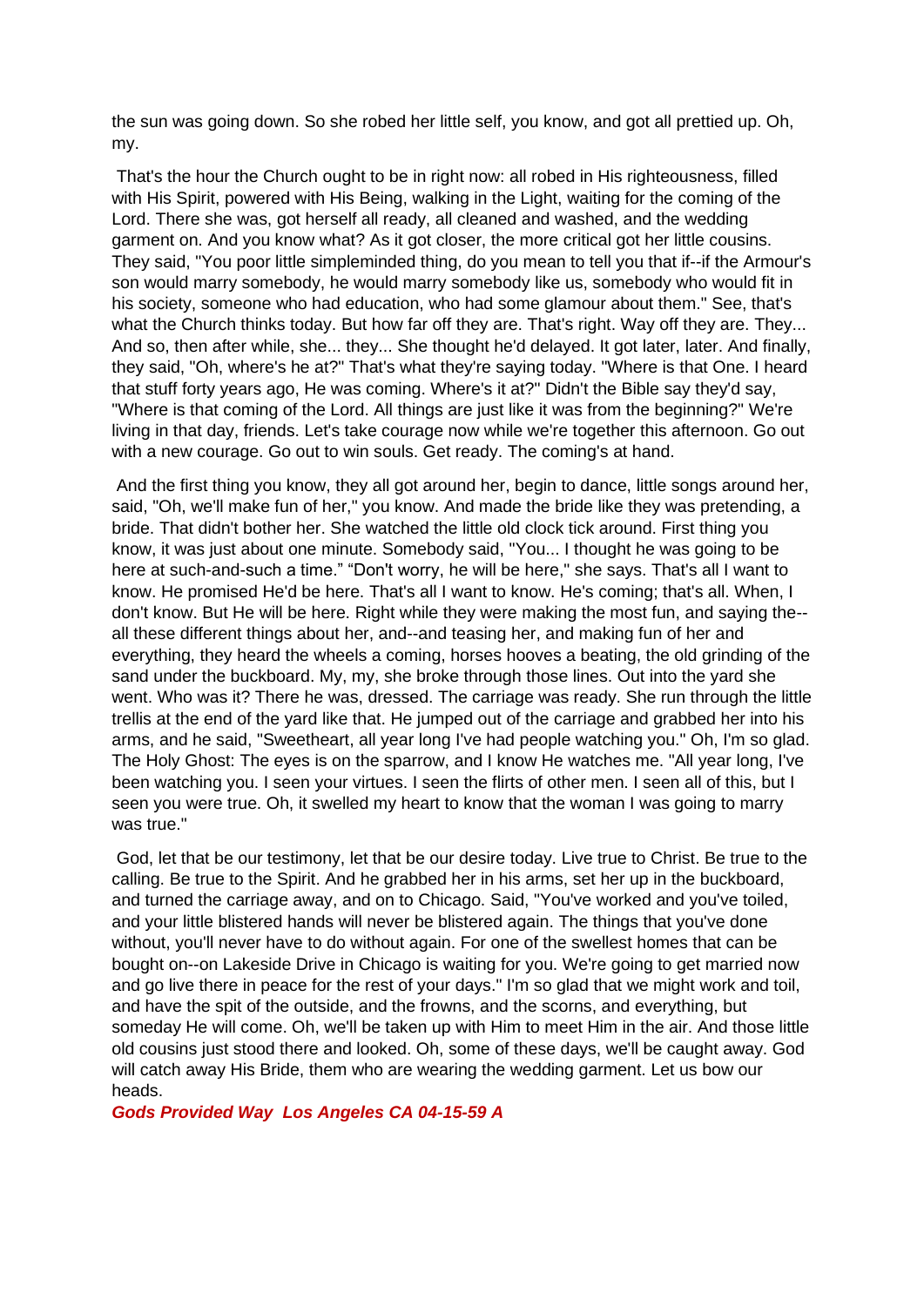the sun was going down. So she robed her little self, you know, and got all prettied up. Oh, my.

That's the hour the Church ought to be in right now: all robed in His righteousness, filled with His Spirit, powered with His Being, walking in the Light, waiting for the coming of the Lord. There she was, got herself all ready, all cleaned and washed, and the wedding garment on. And you know what? As it got closer, the more critical got her little cousins. They said, "You poor little simpleminded thing, do you mean to tell you that if--if the Armour's son would marry somebody, he would marry somebody like us, somebody who would fit in his society, someone who had education, who had some glamour about them." See, that's what the Church thinks today. But how far off they are. That's right. Way off they are. They... And so, then after while, she... they... She thought he'd delayed. It got later, later. And finally, they said, "Oh, where's he at?" That's what they're saying today. "Where is that One. I heard that stuff forty years ago, He was coming. Where's it at?" Didn't the Bible say they'd say, "Where is that coming of the Lord. All things are just like it was from the beginning?" We're living in that day, friends. Let's take courage now while we're together this afternoon. Go out with a new courage. Go out to win souls. Get ready. The coming's at hand.

And the first thing you know, they all got around her, begin to dance, little songs around her, said, "Oh, we'll make fun of her," you know. And made the bride like they was pretending, a bride. That didn't bother her. She watched the little old clock tick around. First thing you know, it was just about one minute. Somebody said, "You... I thought he was going to be here at such-and-such a time." "Don't worry, he will be here," she says. That's all I want to know. He promised He'd be here. That's all I want to know. He's coming; that's all. When, I don't know. But He will be here. Right while they were making the most fun, and saying the--all these different things about her, and--and teasing her, and making fun of her and everything, they heard the wheels a coming, horses hooves a beating, the old grinding of the sand under the buckboard. My, my, she broke through those lines. Out into the yard she went. Who was it? There he was, dressed. The carriage was ready. She run through the little trellis at the end of the yard like that. He jumped out of the carriage and grabbed her into his arms, and he said, "Sweetheart, all year long I've had people watching you." Oh, I'm so glad. The Holy Ghost: The eyes is on the sparrow, and I know He watches me. "All year long, I've been watching you. I seen your virtues. I seen the flirts of other men. I seen all of this, but I seen you were true. Oh, it swelled my heart to know that the woman I was going to marry was true."

God, let that be our testimony, let that be our desire today. Live true to Christ. Be true to the calling. Be true to the Spirit. And he grabbed her in his arms, set her up in the buckboard, and turned the carriage away, and on to Chicago. Said, "You've worked and you've toiled, and your little blistered hands will never be blistered again. The things that you've done without, you'll never have to do without again. For one of the swellest homes that can be bought on--on Lakeside Drive in Chicago is waiting for you. We're going to get married now and go live there in peace for the rest of your days." I'm so glad that we might work and toil, and have the spit of the outside, and the frowns, and the scorns, and everything, but someday He will come. Oh, we'll be taken up with Him to meet Him in the air. And those little old cousins just stood there and looked. Oh, some of these days, we'll be caught away. God will catch away His Bride, them who are wearing the wedding garment. Let us bow our heads.

***Gods Provided Way Los Angeles CA 04-15-59 A***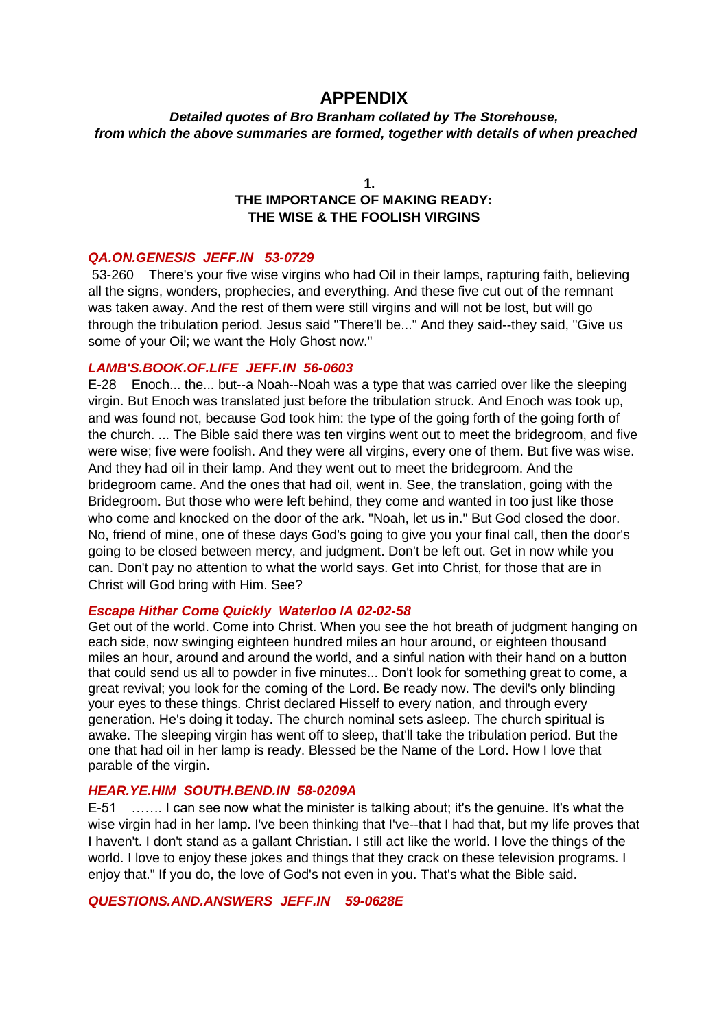# APPENDIX

***Detailed quotes of Bro Branham collated by The Storehouse, from which the above summaries are formed, together with details of when preached***

## 1.
## THE IMPORTANCE OF MAKING READY: THE WISE & THE FOOLISH VIRGINS

***QA.ON.GENESIS JEFF.IN 53-0729***

53-260 There's your five wise virgins who had Oil in their lamps, rapturing faith, believing all the signs, wonders, prophecies, and everything. And these five cut out of the remnant was taken away. And the rest of them were still virgins and will not be lost, but will go through the tribulation period. Jesus said "There'll be..." And they said--they said, "Give us some of your Oil; we want the Holy Ghost now."

***LAMB'S.BOOK.OF.LIFE JEFF.IN 56-0603***

E-28 Enoch... the... but--a Noah--Noah was a type that was carried over like the sleeping virgin. But Enoch was translated just before the tribulation struck. And Enoch was took up, and was found not, because God took him: the type of the going forth of the going forth of the church. ... The Bible said there was ten virgins went out to meet the bridegroom, and five were wise; five were foolish. And they were all virgins, every one of them. But five was wise. And they had oil in their lamp. And they went out to meet the bridegroom. And the bridegroom came. And the ones that had oil, went in. See, the translation, going with the Bridegroom. But those who were left behind, they come and wanted in too just like those who come and knocked on the door of the ark. "Noah, let us in." But God closed the door. No, friend of mine, one of these days God's going to give you your final call, then the door's going to be closed between mercy, and judgment. Don't be left out. Get in now while you can. Don't pay no attention to what the world says. Get into Christ, for those that are in Christ will God bring with Him. See?

***Escape Hither Come Quickly Waterloo IA 02-02-58***

Get out of the world. Come into Christ. When you see the hot breath of judgment hanging on each side, now swinging eighteen hundred miles an hour around, or eighteen thousand miles an hour, around and around the world, and a sinful nation with their hand on a button that could send us all to powder in five minutes... Don't look for something great to come, a great revival; you look for the coming of the Lord. Be ready now. The devil's only blinding your eyes to these things. Christ declared Hisself to every nation, and through every generation. He's doing it today. The church nominal sets asleep. The church spiritual is awake. The sleeping virgin has went off to sleep, that'll take the tribulation period. But the one that had oil in her lamp is ready. Blessed be the Name of the Lord. How I love that parable of the virgin.

***HEAR.YE.HIM SOUTH.BEND.IN 58-0209A***

E-51 ……. I can see now what the minister is talking about; it's the genuine. It's what the wise virgin had in her lamp. I've been thinking that I've--that I had that, but my life proves that I haven't. I don't stand as a gallant Christian. I still act like the world. I love the things of the world. I love to enjoy these jokes and things that they crack on these television programs. I enjoy that." If you do, the love of God's not even in you. That's what the Bible said.

***QUESTIONS.AND.ANSWERS JEFF.IN 59-0628E***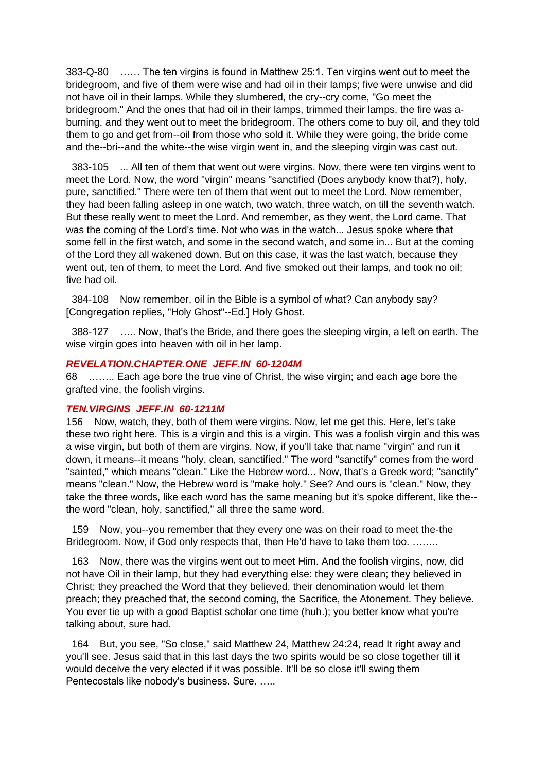383-Q-80 …… The ten virgins is found in Matthew 25:1. Ten virgins went out to meet the bridegroom, and five of them were wise and had oil in their lamps; five were unwise and did not have oil in their lamps. While they slumbered, the cry--cry come, "Go meet the bridegroom." And the ones that had oil in their lamps, trimmed their lamps, the fire was a-burning, and they went out to meet the bridegroom. The others come to buy oil, and they told them to go and get from--oil from those who sold it. While they were going, the bride come and the--bri--and the white--the wise virgin went in, and the sleeping virgin was cast out.

383-105 ... All ten of them that went out were virgins. Now, there were ten virgins went to meet the Lord. Now, the word "virgin" means "sanctified (Does anybody know that?), holy, pure, sanctified." There were ten of them that went out to meet the Lord. Now remember, they had been falling asleep in one watch, two watch, three watch, on till the seventh watch. But these really went to meet the Lord. And remember, as they went, the Lord came. That was the coming of the Lord's time. Not who was in the watch... Jesus spoke where that some fell in the first watch, and some in the second watch, and some in... But at the coming of the Lord they all wakened down. But on this case, it was the last watch, because they went out, ten of them, to meet the Lord. And five smoked out their lamps, and took no oil; five had oil.

384-108 Now remember, oil in the Bible is a symbol of what? Can anybody say? [Congregation replies, "Holy Ghost"--Ed.] Holy Ghost.

388-127 ….. Now, that's the Bride, and there goes the sleeping virgin, a left on earth. The wise virgin goes into heaven with oil in her lamp.

***REVELATION.CHAPTER.ONE JEFF.IN 60-1204M***

68 …….. Each age bore the true vine of Christ, the wise virgin; and each age bore the grafted vine, the foolish virgins.

***TEN.VIRGINS JEFF.IN 60-1211M***

156 Now, watch, they, both of them were virgins. Now, let me get this. Here, let's take these two right here. This is a virgin and this is a virgin. This was a foolish virgin and this was a wise virgin, but both of them are virgins. Now, if you'll take that name "virgin" and run it down, it means--it means "holy, clean, sanctified." The word "sanctify" comes from the word "sainted," which means "clean." Like the Hebrew word... Now, that's a Greek word; "sanctify" means "clean." Now, the Hebrew word is "make holy." See? And ours is "clean." Now, they take the three words, like each word has the same meaning but it's spoke different, like the--the word "clean, holy, sanctified," all three the same word.

159 Now, you--you remember that they every one was on their road to meet the-the Bridegroom. Now, if God only respects that, then He'd have to take them too. ……..

163 Now, there was the virgins went out to meet Him. And the foolish virgins, now, did not have Oil in their lamp, but they had everything else: they were clean; they believed in Christ; they preached the Word that they believed, their denomination would let them preach; they preached that, the second coming, the Sacrifice, the Atonement. They believe. You ever tie up with a good Baptist scholar one time (huh.); you better know what you're talking about, sure had.

164 But, you see, "So close," said Matthew 24, Matthew 24:24, read It right away and you'll see. Jesus said that in this last days the two spirits would be so close together till it would deceive the very elected if it was possible. It'll be so close it'll swing them Pentecostals like nobody's business. Sure. …..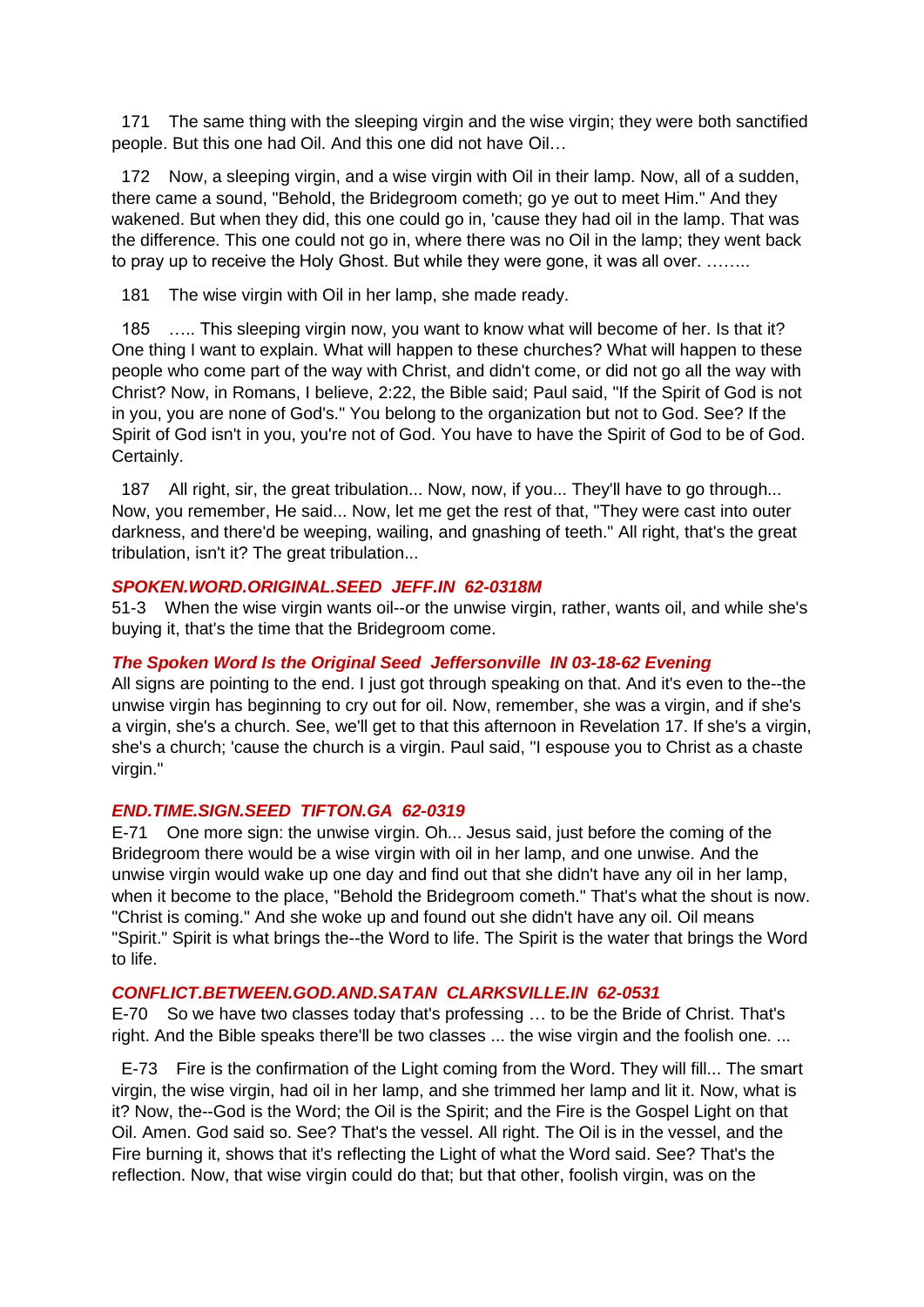171 The same thing with the sleeping virgin and the wise virgin; they were both sanctified people. But this one had Oil. And this one did not have Oil…

172 Now, a sleeping virgin, and a wise virgin with Oil in their lamp. Now, all of a sudden, there came a sound, "Behold, the Bridegroom cometh; go ye out to meet Him." And they wakened. But when they did, this one could go in, 'cause they had oil in the lamp. That was the difference. This one could not go in, where there was no Oil in the lamp; they went back to pray up to receive the Holy Ghost. But while they were gone, it was all over. ……..

181 The wise virgin with Oil in her lamp, she made ready.

185 ….. This sleeping virgin now, you want to know what will become of her. Is that it? One thing I want to explain. What will happen to these churches? What will happen to these people who come part of the way with Christ, and didn't come, or did not go all the way with Christ? Now, in Romans, I believe, 2:22, the Bible said; Paul said, "If the Spirit of God is not in you, you are none of God's." You belong to the organization but not to God. See? If the Spirit of God isn't in you, you're not of God. You have to have the Spirit of God to be of God. Certainly.

187 All right, sir, the great tribulation... Now, now, if you... They'll have to go through... Now, you remember, He said... Now, let me get the rest of that, "They were cast into outer darkness, and there'd be weeping, wailing, and gnashing of teeth." All right, that's the great tribulation, isn't it? The great tribulation...

***SPOKEN.WORD.ORIGINAL.SEED JEFF.IN 62-0318M***

51-3 When the wise virgin wants oil--or the unwise virgin, rather, wants oil, and while she's buying it, that's the time that the Bridegroom come.

***The Spoken Word Is the Original Seed Jeffersonville IN 03-18-62 Evening***

All signs are pointing to the end. I just got through speaking on that. And it's even to the--the unwise virgin has beginning to cry out for oil. Now, remember, she was a virgin, and if she's a virgin, she's a church. See, we'll get to that this afternoon in Revelation 17. If she's a virgin, she's a church; 'cause the church is a virgin. Paul said, "I espouse you to Christ as a chaste virgin."

***END.TIME.SIGN.SEED TIFTON.GA 62-0319***

E-71 One more sign: the unwise virgin. Oh... Jesus said, just before the coming of the Bridegroom there would be a wise virgin with oil in her lamp, and one unwise. And the unwise virgin would wake up one day and find out that she didn't have any oil in her lamp, when it become to the place, "Behold the Bridegroom cometh." That's what the shout is now. "Christ is coming." And she woke up and found out she didn't have any oil. Oil means "Spirit." Spirit is what brings the--the Word to life. The Spirit is the water that brings the Word to life.

***CONFLICT.BETWEEN.GOD.AND.SATAN CLARKSVILLE.IN 62-0531***

E-70 So we have two classes today that's professing … to be the Bride of Christ. That's right. And the Bible speaks there'll be two classes ... the wise virgin and the foolish one. ...

E-73 Fire is the confirmation of the Light coming from the Word. They will fill... The smart virgin, the wise virgin, had oil in her lamp, and she trimmed her lamp and lit it. Now, what is it? Now, the--God is the Word; the Oil is the Spirit; and the Fire is the Gospel Light on that Oil. Amen. God said so. See? That's the vessel. All right. The Oil is in the vessel, and the Fire burning it, shows that it's reflecting the Light of what the Word said. See? That's the reflection. Now, that wise virgin could do that; but that other, foolish virgin, was on the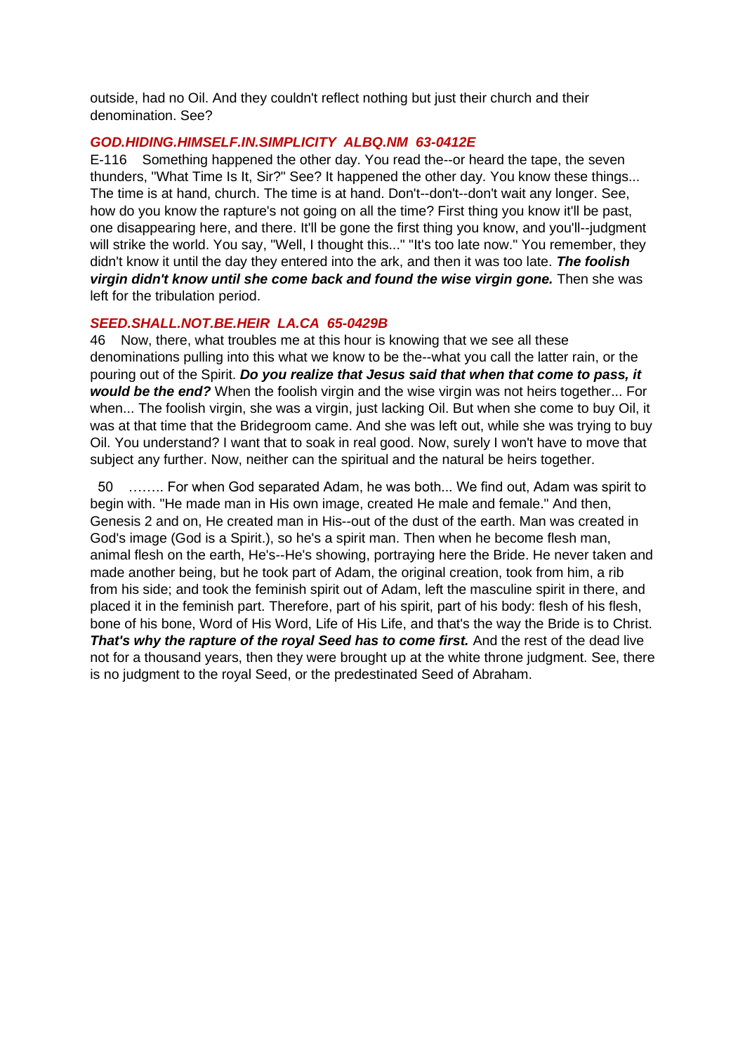outside, had no Oil. And they couldn't reflect nothing but just their church and their denomination. See?

***GOD.HIDING.HIMSELF.IN.SIMPLICITY ALBQ.NM 63-0412E***

E-116 Something happened the other day. You read the--or heard the tape, the seven thunders, "What Time Is It, Sir?" See? It happened the other day. You know these things... The time is at hand, church. The time is at hand. Don't--don't--don't wait any longer. See, how do you know the rapture's not going on all the time? First thing you know it'll be past, one disappearing here, and there. It'll be gone the first thing you know, and you'll--judgment will strike the world. You say, "Well, I thought this..." "It's too late now." You remember, they didn't know it until the day they entered into the ark, and then it was too late. ***The foolish virgin didn't know until she come back and found the wise virgin gone.*** Then she was left for the tribulation period.

***SEED.SHALL.NOT.BE.HEIR LA.CA 65-0429B***

46 Now, there, what troubles me at this hour is knowing that we see all these denominations pulling into this what we know to be the--what you call the latter rain, or the pouring out of the Spirit. ***Do you realize that Jesus said that when that come to pass, it would be the end?*** When the foolish virgin and the wise virgin was not heirs together... For when... The foolish virgin, she was a virgin, just lacking Oil. But when she come to buy Oil, it was at that time that the Bridegroom came. And she was left out, while she was trying to buy Oil. You understand? I want that to soak in real good. Now, surely I won't have to move that subject any further. Now, neither can the spiritual and the natural be heirs together.

50 …….. For when God separated Adam, he was both... We find out, Adam was spirit to begin with. "He made man in His own image, created He male and female." And then, Genesis 2 and on, He created man in His--out of the dust of the earth. Man was created in God's image (God is a Spirit.), so he's a spirit man. Then when he become flesh man, animal flesh on the earth, He's--He's showing, portraying here the Bride. He never taken and made another being, but he took part of Adam, the original creation, took from him, a rib from his side; and took the feminish spirit out of Adam, left the masculine spirit in there, and placed it in the feminish part. Therefore, part of his spirit, part of his body: flesh of his flesh, bone of his bone, Word of His Word, Life of His Life, and that's the way the Bride is to Christ. ***That's why the rapture of the royal Seed has to come first.*** And the rest of the dead live not for a thousand years, then they were brought up at the white throne judgment. See, there is no judgment to the royal Seed, or the predestinated Seed of Abraham.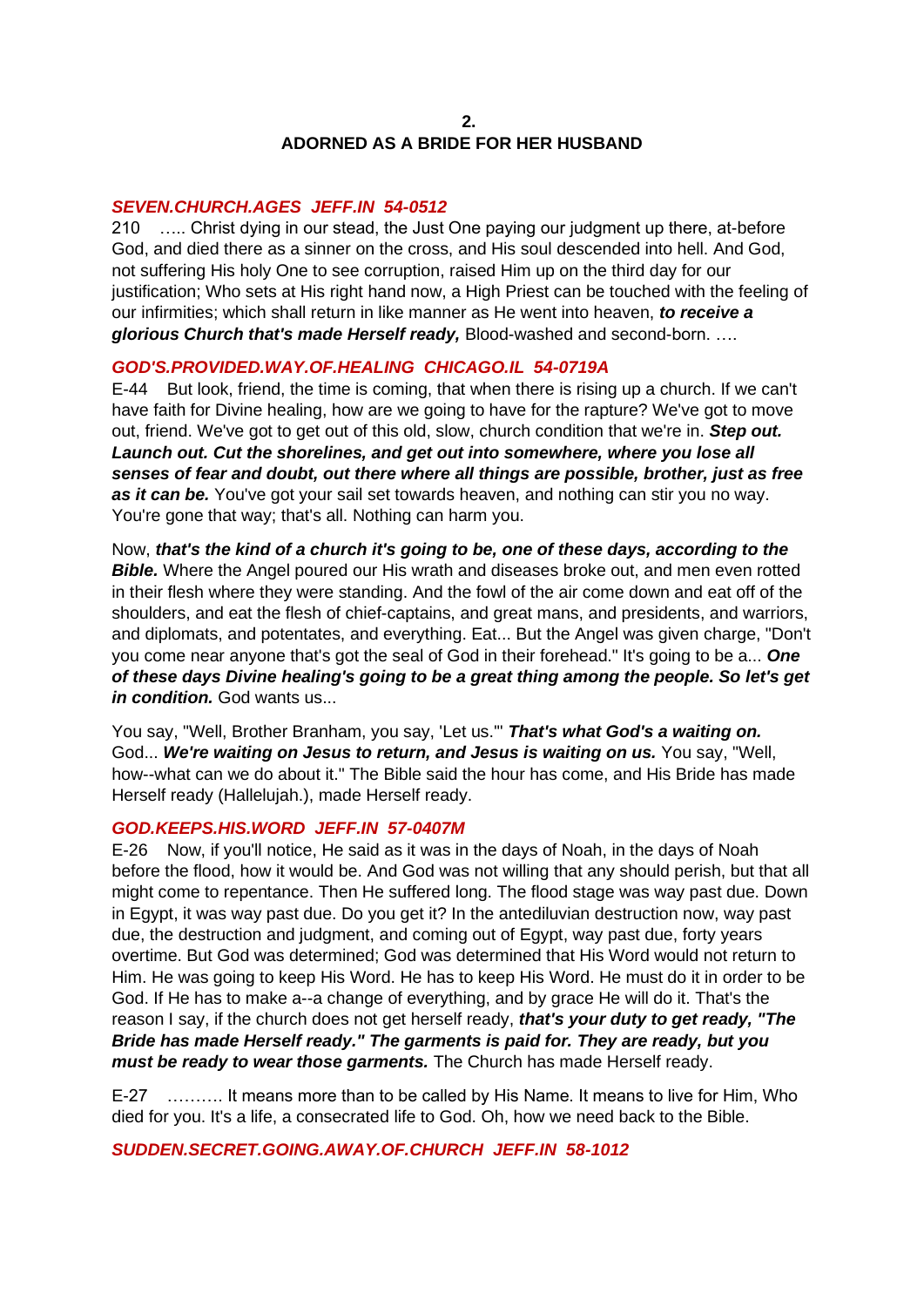## 2.
## ADORNED AS A BRIDE FOR HER HUSBAND

***SEVEN.CHURCH.AGES JEFF.IN 54-0512***

210 ….. Christ dying in our stead, the Just One paying our judgment up there, at-before God, and died there as a sinner on the cross, and His soul descended into hell. And God, not suffering His holy One to see corruption, raised Him up on the third day for our justification; Who sets at His right hand now, a High Priest can be touched with the feeling of our infirmities; which shall return in like manner as He went into heaven, ***to receive a glorious Church that's made Herself ready,*** Blood-washed and second-born. ….

***GOD'S.PROVIDED.WAY.OF.HEALING CHICAGO.IL 54-0719A***

E-44 But look, friend, the time is coming, that when there is rising up a church. If we can't have faith for Divine healing, how are we going to have for the rapture? We've got to move out, friend. We've got to get out of this old, slow, church condition that we're in. ***Step out. Launch out. Cut the shorelines, and get out into somewhere, where you lose all senses of fear and doubt, out there where all things are possible, brother, just as free as it can be.*** You've got your sail set towards heaven, and nothing can stir you no way. You're gone that way; that's all. Nothing can harm you.

Now, ***that's the kind of a church it's going to be, one of these days, according to the Bible.*** Where the Angel poured our His wrath and diseases broke out, and men even rotted in their flesh where they were standing. And the fowl of the air come down and eat off of the shoulders, and eat the flesh of chief-captains, and great mans, and presidents, and warriors, and diplomats, and potentates, and everything. Eat... But the Angel was given charge, "Don't you come near anyone that's got the seal of God in their forehead." It's going to be a... ***One of these days Divine healing's going to be a great thing among the people. So let's get in condition.*** God wants us...

You say, "Well, Brother Branham, you say, 'Let us.'" ***That's what God's a waiting on.*** God... ***We're waiting on Jesus to return, and Jesus is waiting on us.*** You say, "Well, how--what can we do about it." The Bible said the hour has come, and His Bride has made Herself ready (Hallelujah.), made Herself ready.

***GOD.KEEPS.HIS.WORD JEFF.IN 57-0407M***

E-26 Now, if you'll notice, He said as it was in the days of Noah, in the days of Noah before the flood, how it would be. And God was not willing that any should perish, but that all might come to repentance. Then He suffered long. The flood stage was way past due. Down in Egypt, it was way past due. Do you get it? In the antediluvian destruction now, way past due, the destruction and judgment, and coming out of Egypt, way past due, forty years overtime. But God was determined; God was determined that His Word would not return to Him. He was going to keep His Word. He has to keep His Word. He must do it in order to be God. If He has to make a--a change of everything, and by grace He will do it. That's the reason I say, if the church does not get herself ready, ***that's your duty to get ready, "The Bride has made Herself ready." The garments is paid for. They are ready, but you must be ready to wear those garments.*** The Church has made Herself ready.

E-27 ………. It means more than to be called by His Name. It means to live for Him, Who died for you. It's a life, a consecrated life to God. Oh, how we need back to the Bible.

***SUDDEN.SECRET.GOING.AWAY.OF.CHURCH JEFF.IN 58-1012***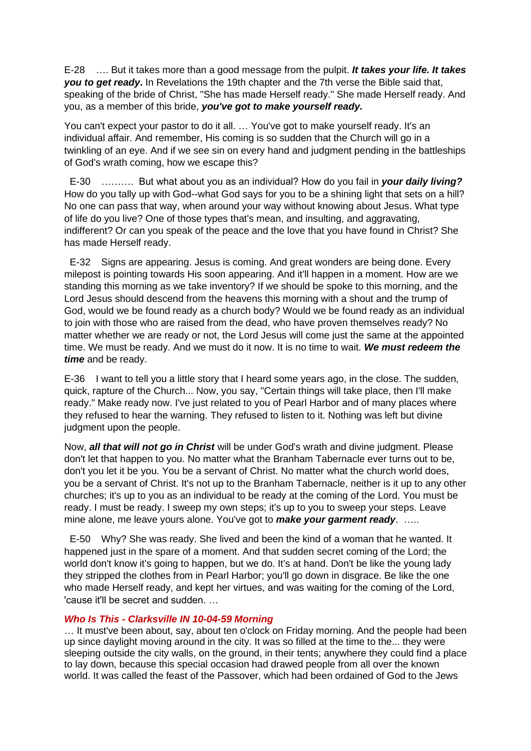E-28 …. But it takes more than a good message from the pulpit. ***It takes your life. It takes you to get ready*.** In Revelations the 19th chapter and the 7th verse the Bible said that, speaking of the bride of Christ, "She has made Herself ready." She made Herself ready. And you, as a member of this bride, ***you've got to make yourself ready.***

You can't expect your pastor to do it all. … You've got to make yourself ready. It's an individual affair. And remember, His coming is so sudden that the Church will go in a twinkling of an eye. And if we see sin on every hand and judgment pending in the battleships of God's wrath coming, how we escape this?

E-30 ………. But what about you as an individual? How do you fail in ***your daily living?*** How do you tally up with God--what God says for you to be a shining light that sets on a hill? No one can pass that way, when around your way without knowing about Jesus. What type of life do you live? One of those types that's mean, and insulting, and aggravating, indifferent? Or can you speak of the peace and the love that you have found in Christ? She has made Herself ready.

E-32 Signs are appearing. Jesus is coming. And great wonders are being done. Every milepost is pointing towards His soon appearing. And it'll happen in a moment. How are we standing this morning as we take inventory? If we should be spoke to this morning, and the Lord Jesus should descend from the heavens this morning with a shout and the trump of God, would we be found ready as a church body? Would we be found ready as an individual to join with those who are raised from the dead, who have proven themselves ready? No matter whether we are ready or not, the Lord Jesus will come just the same at the appointed time. We must be ready. And we must do it now. It is no time to wait. ***We must redeem the time*** and be ready.

E-36 I want to tell you a little story that I heard some years ago, in the close. The sudden, quick, rapture of the Church... Now, you say, "Certain things will take place, then I'll make ready." Make ready now. I've just related to you of Pearl Harbor and of many places where they refused to hear the warning. They refused to listen to it. Nothing was left but divine judgment upon the people.

Now, ***all that will not go in Christ*** will be under God's wrath and divine judgment. Please don't let that happen to you. No matter what the Branham Tabernacle ever turns out to be, don't you let it be you. You be a servant of Christ. No matter what the church world does, you be a servant of Christ. It's not up to the Branham Tabernacle, neither is it up to any other churches; it's up to you as an individual to be ready at the coming of the Lord. You must be ready. I must be ready. I sweep my own steps; it's up to you to sweep your steps. Leave mine alone, me leave yours alone. You've got to ***make your garment ready***. …..

E-50 Why? She was ready. She lived and been the kind of a woman that he wanted. It happened just in the spare of a moment. And that sudden secret coming of the Lord; the world don't know it's going to happen, but we do. It's at hand. Don't be like the young lady they stripped the clothes from in Pearl Harbor; you'll go down in disgrace. Be like the one who made Herself ready, and kept her virtues, and was waiting for the coming of the Lord, 'cause it'll be secret and sudden. …

***Who Is This - Clarksville IN 10-04-59 Morning***

… It must've been about, say, about ten o'clock on Friday morning. And the people had been up since daylight moving around in the city. It was so filled at the time to the... they were sleeping outside the city walls, on the ground, in their tents; anywhere they could find a place to lay down, because this special occasion had drawed people from all over the known world. It was called the feast of the Passover, which had been ordained of God to the Jews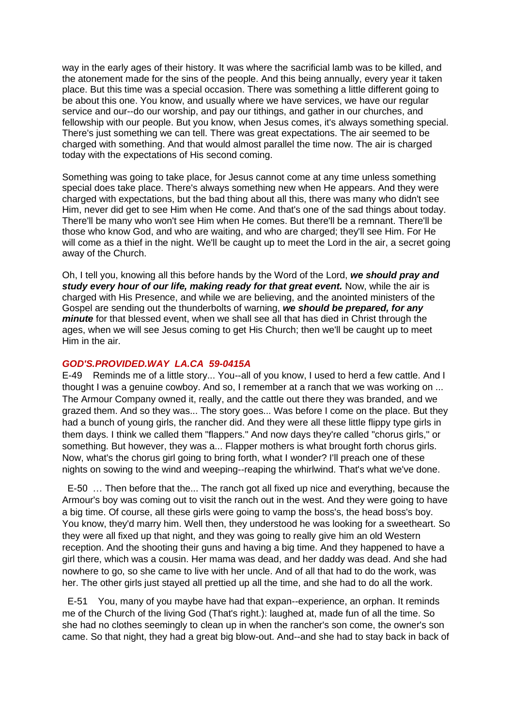way in the early ages of their history. It was where the sacrificial lamb was to be killed, and the atonement made for the sins of the people. And this being annually, every year it taken place. But this time was a special occasion. There was something a little different going to be about this one. You know, and usually where we have services, we have our regular service and our--do our worship, and pay our tithings, and gather in our churches, and fellowship with our people. But you know, when Jesus comes, it's always something special. There's just something we can tell. There was great expectations. The air seemed to be charged with something. And that would almost parallel the time now. The air is charged today with the expectations of His second coming.

Something was going to take place, for Jesus cannot come at any time unless something special does take place. There's always something new when He appears. And they were charged with expectations, but the bad thing about all this, there was many who didn't see Him, never did get to see Him when He come. And that's one of the sad things about today. There'll be many who won't see Him when He comes. But there'll be a remnant. There'll be those who know God, and who are waiting, and who are charged; they'll see Him. For He will come as a thief in the night. We'll be caught up to meet the Lord in the air, a secret going away of the Church.

Oh, I tell you, knowing all this before hands by the Word of the Lord, ***we should pray and study every hour of our life, making ready for that great event.*** Now, while the air is charged with His Presence, and while we are believing, and the anointed ministers of the Gospel are sending out the thunderbolts of warning, ***we should be prepared, for any minute*** for that blessed event, when we shall see all that has died in Christ through the ages, when we will see Jesus coming to get His Church; then we'll be caught up to meet Him in the air.

***GOD'S.PROVIDED.WAY LA.CA 59-0415A***

E-49 Reminds me of a little story... You--all of you know, I used to herd a few cattle. And I thought I was a genuine cowboy. And so, I remember at a ranch that we was working on ... The Armour Company owned it, really, and the cattle out there they was branded, and we grazed them. And so they was... The story goes... Was before I come on the place. But they had a bunch of young girls, the rancher did. And they were all these little flippy type girls in them days. I think we called them "flappers." And now days they're called "chorus girls," or something. But however, they was a... Flapper mothers is what brought forth chorus girls. Now, what's the chorus girl going to bring forth, what I wonder? I'll preach one of these nights on sowing to the wind and weeping--reaping the whirlwind. That's what we've done.

E-50 … Then before that the... The ranch got all fixed up nice and everything, because the Armour's boy was coming out to visit the ranch out in the west. And they were going to have a big time. Of course, all these girls were going to vamp the boss's, the head boss's boy. You know, they'd marry him. Well then, they understood he was looking for a sweetheart. So they were all fixed up that night, and they was going to really give him an old Western reception. And the shooting their guns and having a big time. And they happened to have a girl there, which was a cousin. Her mama was dead, and her daddy was dead. And she had nowhere to go, so she came to live with her uncle. And of all that had to do the work, was her. The other girls just stayed all prettied up all the time, and she had to do all the work.

E-51 You, many of you maybe have had that expan--experience, an orphan. It reminds me of the Church of the living God (That's right.): laughed at, made fun of all the time. So she had no clothes seemingly to clean up in when the rancher's son come, the owner's son came. So that night, they had a great big blow-out. And--and she had to stay back in back of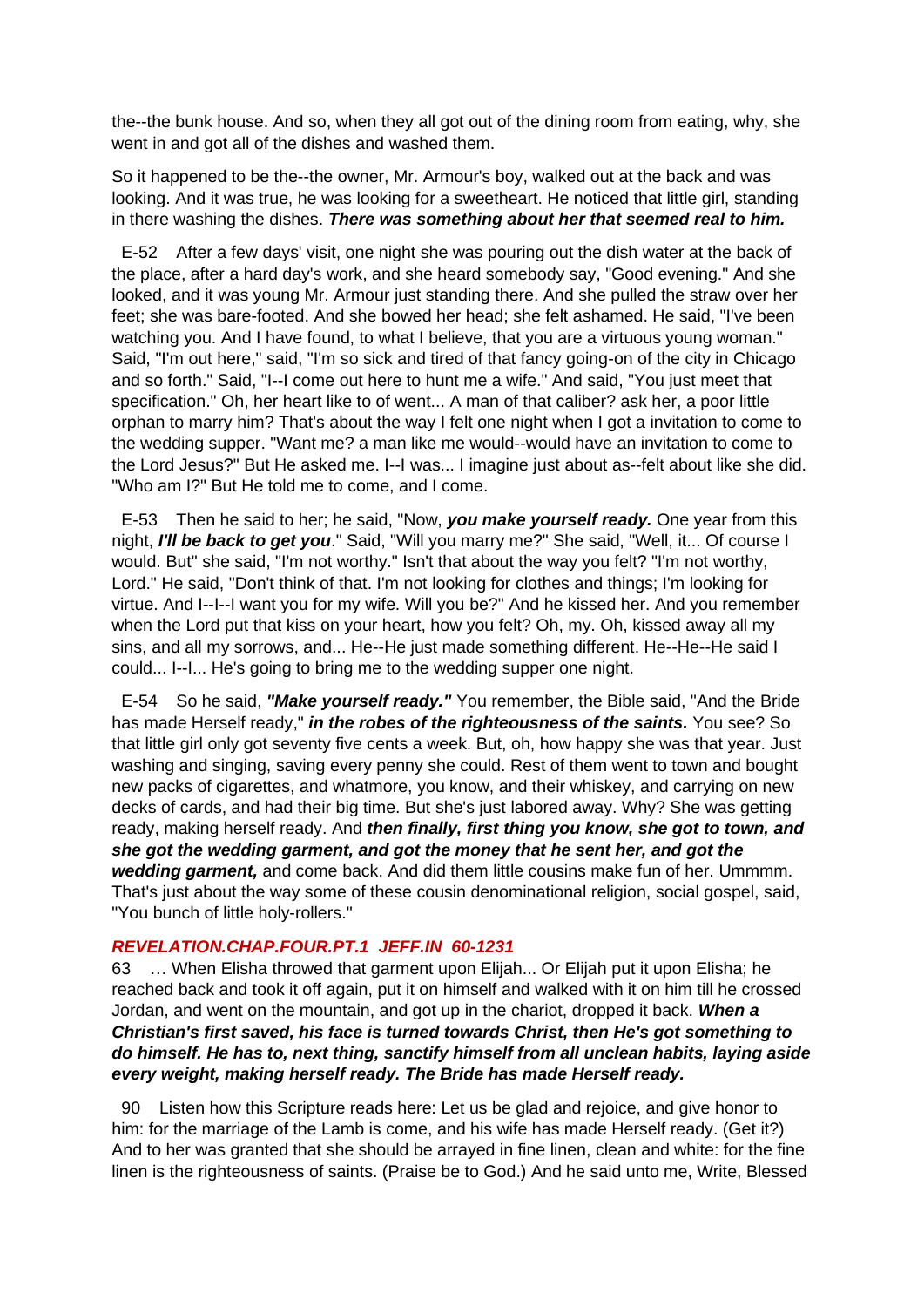the--the bunk house. And so, when they all got out of the dining room from eating, why, she went in and got all of the dishes and washed them.

So it happened to be the--the owner, Mr. Armour's boy, walked out at the back and was looking. And it was true, he was looking for a sweetheart. He noticed that little girl, standing in there washing the dishes. ***There was something about her that seemed real to him.***

E-52 After a few days' visit, one night she was pouring out the dish water at the back of the place, after a hard day's work, and she heard somebody say, "Good evening." And she looked, and it was young Mr. Armour just standing there. And she pulled the straw over her feet; she was bare-footed. And she bowed her head; she felt ashamed. He said, "I've been watching you. And I have found, to what I believe, that you are a virtuous young woman." Said, "I'm out here," said, "I'm so sick and tired of that fancy going-on of the city in Chicago and so forth." Said, "I--I come out here to hunt me a wife." And said, "You just meet that specification." Oh, her heart like to of went... A man of that caliber? ask her, a poor little orphan to marry him? That's about the way I felt one night when I got a invitation to come to the wedding supper. "Want me? a man like me would--would have an invitation to come to the Lord Jesus?" But He asked me. I--I was... I imagine just about as--felt about like she did. "Who am I?" But He told me to come, and I come.

E-53 Then he said to her; he said, "Now, ***you make yourself ready.*** One year from this night, ***I'll be back to get you***." Said, "Will you marry me?" She said, "Well, it... Of course I would. But" she said, "I'm not worthy." Isn't that about the way you felt? "I'm not worthy, Lord." He said, "Don't think of that. I'm not looking for clothes and things; I'm looking for virtue. And I--I--I want you for my wife. Will you be?" And he kissed her. And you remember when the Lord put that kiss on your heart, how you felt? Oh, my. Oh, kissed away all my sins, and all my sorrows, and... He--He just made something different. He--He--He said I could... I--I... He's going to bring me to the wedding supper one night.

E-54 So he said, ***"Make yourself ready."*** You remember, the Bible said, "And the Bride has made Herself ready," ***in the robes of the righteousness of the saints.*** You see? So that little girl only got seventy five cents a week. But, oh, how happy she was that year. Just washing and singing, saving every penny she could. Rest of them went to town and bought new packs of cigarettes, and whatmore, you know, and their whiskey, and carrying on new decks of cards, and had their big time. But she's just labored away. Why? She was getting ready, making herself ready. And ***then finally, first thing you know, she got to town, and she got the wedding garment, and got the money that he sent her, and got the wedding garment,*** and come back. And did them little cousins make fun of her. Ummmm. That's just about the way some of these cousin denominational religion, social gospel, said, "You bunch of little holy-rollers."

***REVELATION.CHAP.FOUR.PT.1 JEFF.IN 60-1231***

63 … When Elisha throwed that garment upon Elijah... Or Elijah put it upon Elisha; he reached back and took it off again, put it on himself and walked with it on him till he crossed Jordan, and went on the mountain, and got up in the chariot, dropped it back. ***When a Christian's first saved, his face is turned towards Christ, then He's got something to do himself. He has to, next thing, sanctify himself from all unclean habits, laying aside every weight, making herself ready. The Bride has made Herself ready.***

90 Listen how this Scripture reads here: Let us be glad and rejoice, and give honor to him: for the marriage of the Lamb is come, and his wife has made Herself ready. (Get it?) And to her was granted that she should be arrayed in fine linen, clean and white: for the fine linen is the righteousness of saints. (Praise be to God.) And he said unto me, Write, Blessed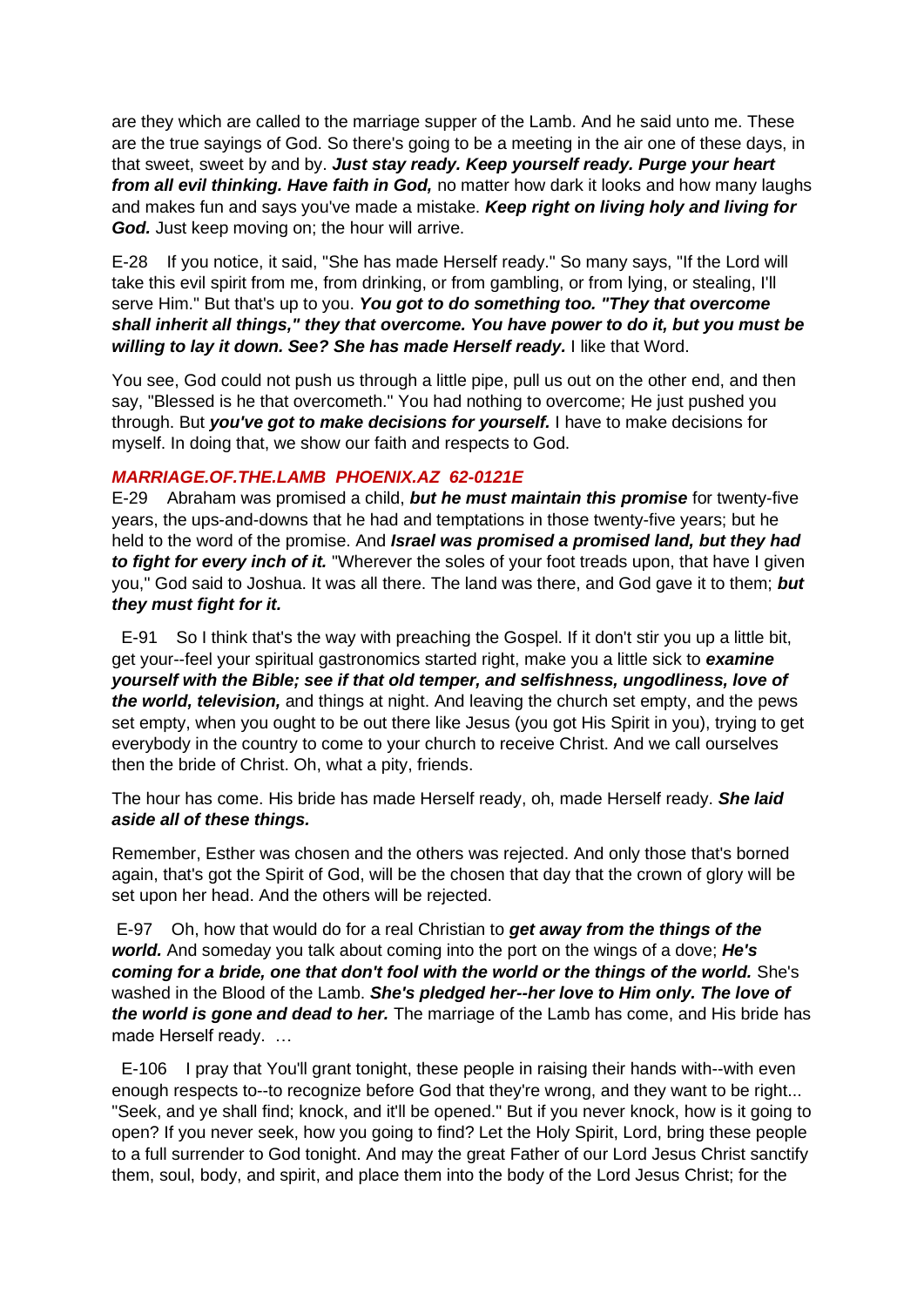are they which are called to the marriage supper of the Lamb. And he said unto me. These are the true sayings of God. So there's going to be a meeting in the air one of these days, in that sweet, sweet by and by. ***Just stay ready. Keep yourself ready. Purge your heart from all evil thinking. Have faith in God,*** no matter how dark it looks and how many laughs and makes fun and says you've made a mistake. ***Keep right on living holy and living for God.*** Just keep moving on; the hour will arrive.

E-28 If you notice, it said, "She has made Herself ready." So many says, "If the Lord will take this evil spirit from me, from drinking, or from gambling, or from lying, or stealing, I'll serve Him." But that's up to you. ***You got to do something too. "They that overcome shall inherit all things," they that overcome. You have power to do it, but you must be willing to lay it down. See? She has made Herself ready.*** I like that Word.

You see, God could not push us through a little pipe, pull us out on the other end, and then say, "Blessed is he that overcometh." You had nothing to overcome; He just pushed you through. But ***you've got to make decisions for yourself.*** I have to make decisions for myself. In doing that, we show our faith and respects to God.

***MARRIAGE.OF.THE.LAMB PHOENIX.AZ 62-0121E***

E-29 Abraham was promised a child, ***but he must maintain this promise*** for twenty-five years, the ups-and-downs that he had and temptations in those twenty-five years; but he held to the word of the promise. And ***Israel was promised a promised land, but they had to fight for every inch of it.*** "Wherever the soles of your foot treads upon, that have I given you," God said to Joshua. It was all there. The land was there, and God gave it to them; ***but they must fight for it.***

E-91 So I think that's the way with preaching the Gospel. If it don't stir you up a little bit, get your--feel your spiritual gastronomics started right, make you a little sick to ***examine yourself with the Bible; see if that old temper, and selfishness, ungodliness, love of the world, television,*** and things at night. And leaving the church set empty, and the pews set empty, when you ought to be out there like Jesus (you got His Spirit in you), trying to get everybody in the country to come to your church to receive Christ. And we call ourselves then the bride of Christ. Oh, what a pity, friends.

The hour has come. His bride has made Herself ready, oh, made Herself ready. ***She laid aside all of these things.***

Remember, Esther was chosen and the others was rejected. And only those that's borned again, that's got the Spirit of God, will be the chosen that day that the crown of glory will be set upon her head. And the others will be rejected.

E-97 Oh, how that would do for a real Christian to ***get away from the things of the world.*** And someday you talk about coming into the port on the wings of a dove; ***He's coming for a bride, one that don't fool with the world or the things of the world.*** She's washed in the Blood of the Lamb. ***She's pledged her--her love to Him only. The love of the world is gone and dead to her.*** The marriage of the Lamb has come, and His bride has made Herself ready. …

E-106 I pray that You'll grant tonight, these people in raising their hands with--with even enough respects to--to recognize before God that they're wrong, and they want to be right... "Seek, and ye shall find; knock, and it'll be opened." But if you never knock, how is it going to open? If you never seek, how you going to find? Let the Holy Spirit, Lord, bring these people to a full surrender to God tonight. And may the great Father of our Lord Jesus Christ sanctify them, soul, body, and spirit, and place them into the body of the Lord Jesus Christ; for the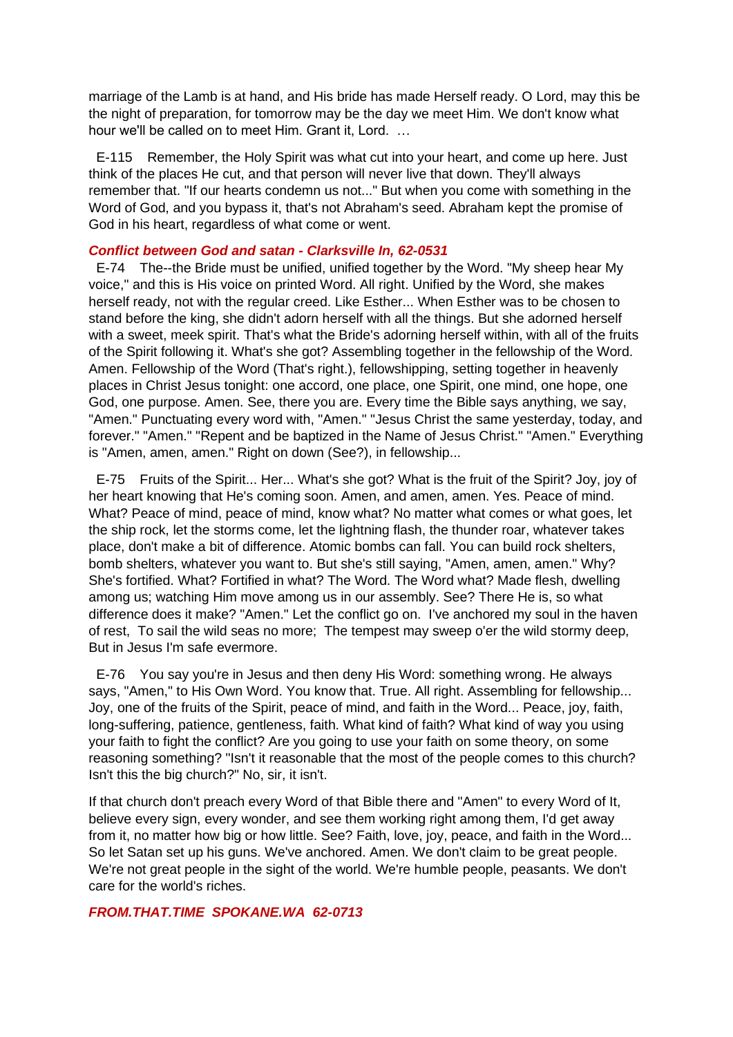marriage of the Lamb is at hand, and His bride has made Herself ready. O Lord, may this be the night of preparation, for tomorrow may be the day we meet Him. We don't know what hour we'll be called on to meet Him. Grant it, Lord. …

E-115 Remember, the Holy Spirit was what cut into your heart, and come up here. Just think of the places He cut, and that person will never live that down. They'll always remember that. "If our hearts condemn us not..." But when you come with something in the Word of God, and you bypass it, that's not Abraham's seed. Abraham kept the promise of God in his heart, regardless of what come or went.

***Conflict between God and satan - Clarksville In, 62-0531***

E-74 The--the Bride must be unified, unified together by the Word. "My sheep hear My voice," and this is His voice on printed Word. All right. Unified by the Word, she makes herself ready, not with the regular creed. Like Esther... When Esther was to be chosen to stand before the king, she didn't adorn herself with all the things. But she adorned herself with a sweet, meek spirit. That's what the Bride's adorning herself within, with all of the fruits of the Spirit following it. What's she got? Assembling together in the fellowship of the Word. Amen. Fellowship of the Word (That's right.), fellowshipping, setting together in heavenly places in Christ Jesus tonight: one accord, one place, one Spirit, one mind, one hope, one God, one purpose. Amen. See, there you are. Every time the Bible says anything, we say, "Amen." Punctuating every word with, "Amen." "Jesus Christ the same yesterday, today, and forever." "Amen." "Repent and be baptized in the Name of Jesus Christ." "Amen." Everything is "Amen, amen, amen." Right on down (See?), in fellowship...

E-75 Fruits of the Spirit... Her... What's she got? What is the fruit of the Spirit? Joy, joy of her heart knowing that He's coming soon. Amen, and amen, amen. Yes. Peace of mind. What? Peace of mind, peace of mind, know what? No matter what comes or what goes, let the ship rock, let the storms come, let the lightning flash, the thunder roar, whatever takes place, don't make a bit of difference. Atomic bombs can fall. You can build rock shelters, bomb shelters, whatever you want to. But she's still saying, "Amen, amen, amen." Why? She's fortified. What? Fortified in what? The Word. The Word what? Made flesh, dwelling among us; watching Him move among us in our assembly. See? There He is, so what difference does it make? "Amen." Let the conflict go on. I've anchored my soul in the haven of rest, To sail the wild seas no more; The tempest may sweep o'er the wild stormy deep, But in Jesus I'm safe evermore.

E-76 You say you're in Jesus and then deny His Word: something wrong. He always says, "Amen," to His Own Word. You know that. True. All right. Assembling for fellowship... Joy, one of the fruits of the Spirit, peace of mind, and faith in the Word... Peace, joy, faith, long-suffering, patience, gentleness, faith. What kind of faith? What kind of way you using your faith to fight the conflict? Are you going to use your faith on some theory, on some reasoning something? "Isn't it reasonable that the most of the people comes to this church? Isn't this the big church?" No, sir, it isn't.

If that church don't preach every Word of that Bible there and "Amen" to every Word of It, believe every sign, every wonder, and see them working right among them, I'd get away from it, no matter how big or how little. See? Faith, love, joy, peace, and faith in the Word... So let Satan set up his guns. We've anchored. Amen. We don't claim to be great people. We're not great people in the sight of the world. We're humble people, peasants. We don't care for the world's riches.

***FROM.THAT.TIME SPOKANE.WA 62-0713***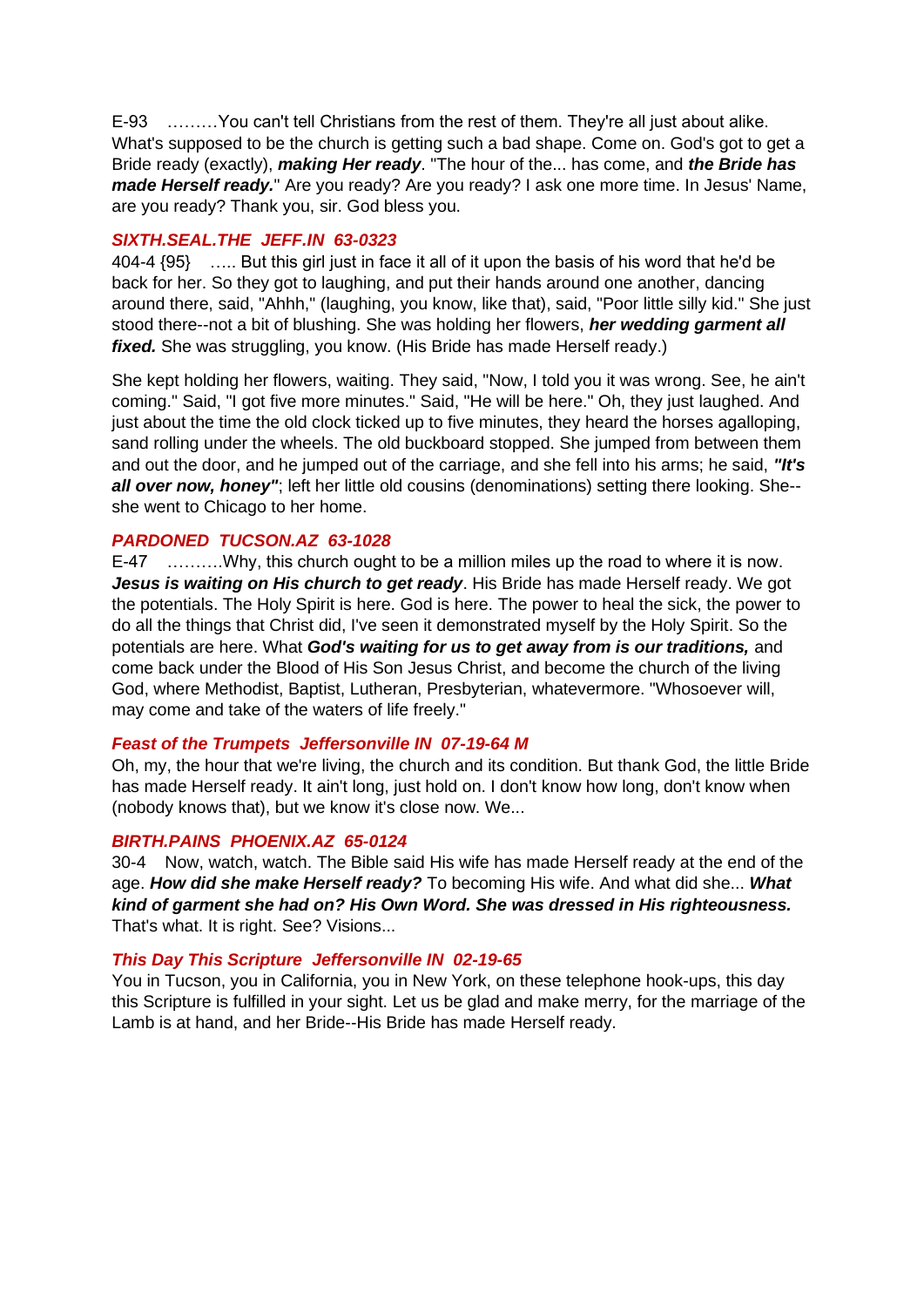E-93 .........You can't tell Christians from the rest of them. They're all just about alike. What's supposed to be the church is getting such a bad shape. Come on. God's got to get a Bride ready (exactly), ***making Her ready***. "The hour of the... has come, and ***the Bride has made Herself ready.***" Are you ready? Are you ready? I ask one more time. In Jesus' Name, are you ready? Thank you, sir. God bless you.

***SIXTH.SEAL.THE JEFF.IN 63-0323***

404-4 {95} ..... But this girl just in face it all of it upon the basis of his word that he'd be back for her. So they got to laughing, and put their hands around one another, dancing around there, said, "Ahhh," (laughing, you know, like that), said, "Poor little silly kid." She just stood there--not a bit of blushing. She was holding her flowers, ***her wedding garment all fixed.*** She was struggling, you know. (His Bride has made Herself ready.)

She kept holding her flowers, waiting. They said, "Now, I told you it was wrong. See, he ain't coming." Said, "I got five more minutes." Said, "He will be here." Oh, they just laughed. And just about the time the old clock ticked up to five minutes, they heard the horses agalloping, sand rolling under the wheels. The old buckboard stopped. She jumped from between them and out the door, and he jumped out of the carriage, and she fell into his arms; he said, ***"It's all over now, honey"***; left her little old cousins (denominations) setting there looking. She--she went to Chicago to her home.

***PARDONED TUCSON.AZ 63-1028***

E-47 ..........Why, this church ought to be a million miles up the road to where it is now. ***Jesus is waiting on His church to get ready***. His Bride has made Herself ready. We got the potentials. The Holy Spirit is here. God is here. The power to heal the sick, the power to do all the things that Christ did, I've seen it demonstrated myself by the Holy Spirit. So the potentials are here. What ***God's waiting for us to get away from is our traditions,*** and come back under the Blood of His Son Jesus Christ, and become the church of the living God, where Methodist, Baptist, Lutheran, Presbyterian, whatevermore. "Whosoever will, may come and take of the waters of life freely."

***Feast of the Trumpets Jeffersonville IN 07-19-64 M***

Oh, my, the hour that we're living, the church and its condition. But thank God, the little Bride has made Herself ready. It ain't long, just hold on. I don't know how long, don't know when (nobody knows that), but we know it's close now. We...

***BIRTH.PAINS PHOENIX.AZ 65-0124***

30-4 Now, watch, watch. The Bible said His wife has made Herself ready at the end of the age. ***How did she make Herself ready?*** To becoming His wife. And what did she... ***What kind of garment she had on? His Own Word. She was dressed in His righteousness.*** That's what. It is right. See? Visions...

***This Day This Scripture Jeffersonville IN 02-19-65***

You in Tucson, you in California, you in New York, on these telephone hook-ups, this day this Scripture is fulfilled in your sight. Let us be glad and make merry, for the marriage of the Lamb is at hand, and her Bride--His Bride has made Herself ready.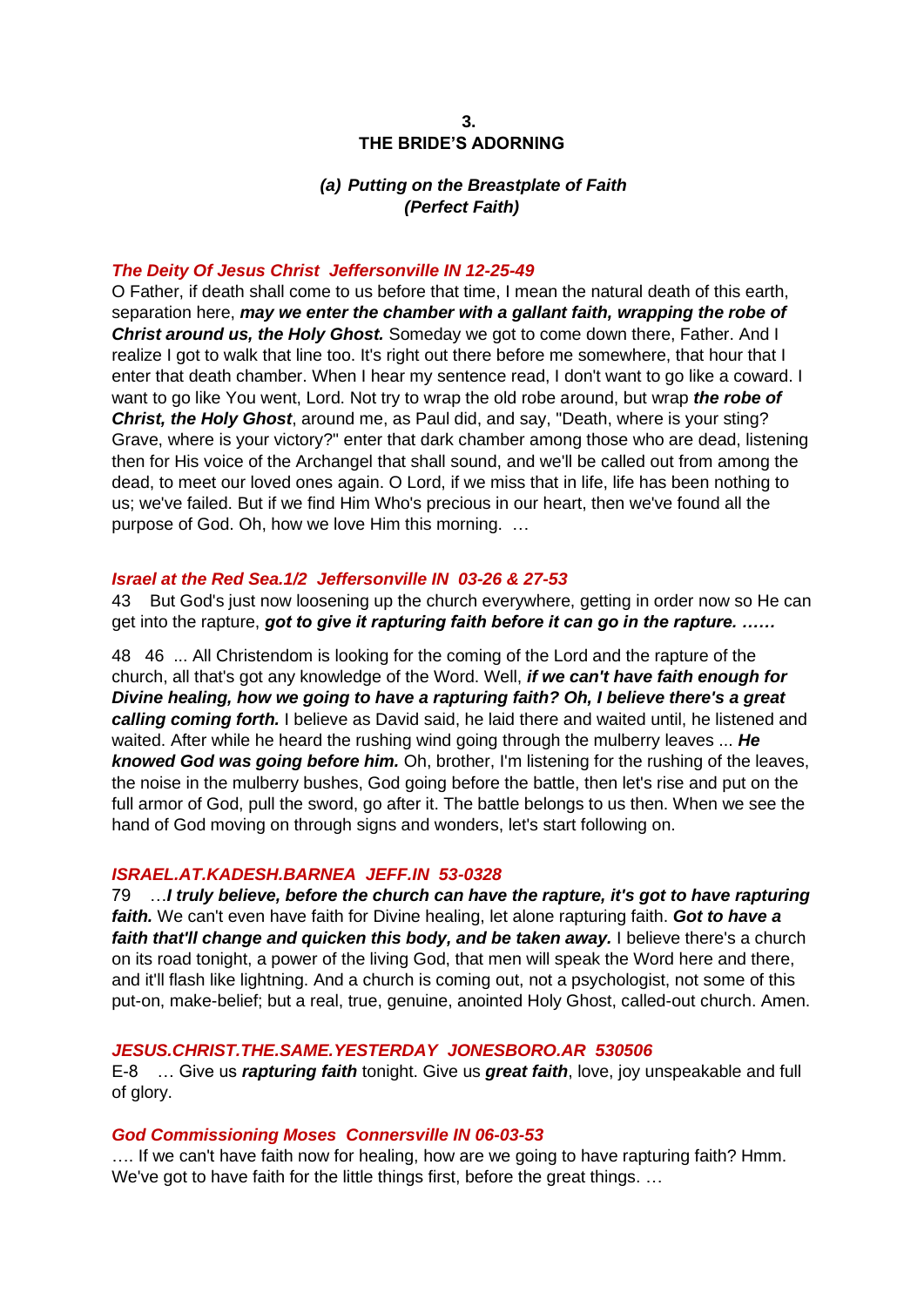## 3.
## THE BRIDE'S ADORNING

### *(a) Putting on the Breastplate of Faith (Perfect Faith)*

***The Deity Of Jesus Christ Jeffersonville IN 12-25-49***

O Father, if death shall come to us before that time, I mean the natural death of this earth, separation here, ***may we enter the chamber with a gallant faith, wrapping the robe of Christ around us, the Holy Ghost.*** Someday we got to come down there, Father. And I realize I got to walk that line too. It's right out there before me somewhere, that hour that I enter that death chamber. When I hear my sentence read, I don't want to go like a coward. I want to go like You went, Lord. Not try to wrap the old robe around, but wrap ***the robe of Christ, the Holy Ghost***, around me, as Paul did, and say, "Death, where is your sting? Grave, where is your victory?" enter that dark chamber among those who are dead, listening then for His voice of the Archangel that shall sound, and we'll be called out from among the dead, to meet our loved ones again. O Lord, if we miss that in life, life has been nothing to us; we've failed. But if we find Him Who's precious in our heart, then we've found all the purpose of God. Oh, how we love Him this morning. …

***Israel at the Red Sea.1/2 Jeffersonville IN 03-26 & 27-53***

43 But God's just now loosening up the church everywhere, getting in order now so He can get into the rapture, ***got to give it rapturing faith before it can go in the rapture. ……***

48 46 ... All Christendom is looking for the coming of the Lord and the rapture of the church, all that's got any knowledge of the Word. Well, ***if we can't have faith enough for Divine healing, how we going to have a rapturing faith? Oh, I believe there's a great calling coming forth.*** I believe as David said, he laid there and waited until, he listened and waited. After while he heard the rushing wind going through the mulberry leaves ... ***He knowed God was going before him.*** Oh, brother, I'm listening for the rushing of the leaves, the noise in the mulberry bushes, God going before the battle, then let's rise and put on the full armor of God, pull the sword, go after it. The battle belongs to us then. When we see the hand of God moving on through signs and wonders, let's start following on.

***ISRAEL.AT.KADESH.BARNEA JEFF.IN 53-0328***

79 …***I truly believe, before the church can have the rapture, it's got to have rapturing faith.*** We can't even have faith for Divine healing, let alone rapturing faith. ***Got to have a faith that'll change and quicken this body, and be taken away.*** I believe there's a church on its road tonight, a power of the living God, that men will speak the Word here and there, and it'll flash like lightning. And a church is coming out, not a psychologist, not some of this put-on, make-belief; but a real, true, genuine, anointed Holy Ghost, called-out church. Amen.

***JESUS.CHRIST.THE.SAME.YESTERDAY JONESBORO.AR 530506***

E-8 … Give us ***rapturing faith*** tonight. Give us ***great faith***, love, joy unspeakable and full of glory.

***God Commissioning Moses Connersville IN 06-03-53***

…. If we can't have faith now for healing, how are we going to have rapturing faith? Hmm. We've got to have faith for the little things first, before the great things. …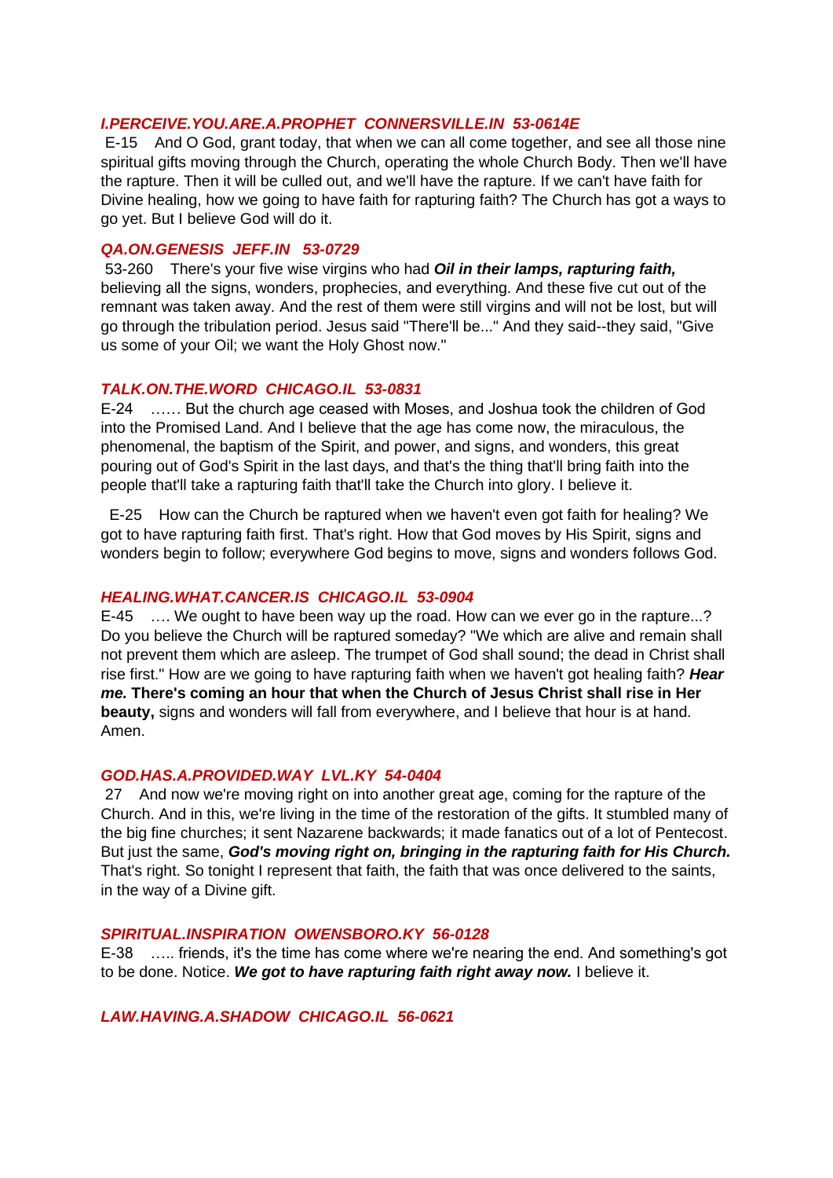***I.PERCEIVE.YOU.ARE.A.PROPHET CONNERSVILLE.IN 53-0614E***

E-15 And O God, grant today, that when we can all come together, and see all those nine spiritual gifts moving through the Church, operating the whole Church Body. Then we'll have the rapture. Then it will be culled out, and we'll have the rapture. If we can't have faith for Divine healing, how we going to have faith for rapturing faith? The Church has got a ways to go yet. But I believe God will do it.

***QA.ON.GENESIS JEFF.IN 53-0729***

53-260 There's your five wise virgins who had ***Oil in their lamps, rapturing faith,*** believing all the signs, wonders, prophecies, and everything. And these five cut out of the remnant was taken away. And the rest of them were still virgins and will not be lost, but will go through the tribulation period. Jesus said "There'll be..." And they said--they said, "Give us some of your Oil; we want the Holy Ghost now."

***TALK.ON.THE.WORD CHICAGO.IL 53-0831***

E-24 …… But the church age ceased with Moses, and Joshua took the children of God into the Promised Land. And I believe that the age has come now, the miraculous, the phenomenal, the baptism of the Spirit, and power, and signs, and wonders, this great pouring out of God's Spirit in the last days, and that's the thing that'll bring faith into the people that'll take a rapturing faith that'll take the Church into glory. I believe it.

E-25 How can the Church be raptured when we haven't even got faith for healing? We got to have rapturing faith first. That's right. How that God moves by His Spirit, signs and wonders begin to follow; everywhere God begins to move, signs and wonders follows God.

***HEALING.WHAT.CANCER.IS CHICAGO.IL 53-0904***

E-45 …. We ought to have been way up the road. How can we ever go in the rapture...? Do you believe the Church will be raptured someday? "We which are alive and remain shall not prevent them which are asleep. The trumpet of God shall sound; the dead in Christ shall rise first." How are we going to have rapturing faith when we haven't got healing faith? ***Hear me.*** **There's coming an hour that when the Church of Jesus Christ shall rise in Her beauty,** signs and wonders will fall from everywhere, and I believe that hour is at hand. Amen.

***GOD.HAS.A.PROVIDED.WAY LVL.KY 54-0404***

27 And now we're moving right on into another great age, coming for the rapture of the Church. And in this, we're living in the time of the restoration of the gifts. It stumbled many of the big fine churches; it sent Nazarene backwards; it made fanatics out of a lot of Pentecost. But just the same, ***God's moving right on, bringing in the rapturing faith for His Church.*** That's right. So tonight I represent that faith, the faith that was once delivered to the saints, in the way of a Divine gift.

***SPIRITUAL.INSPIRATION OWENSBORO.KY 56-0128***

E-38 ….. friends, it's the time has come where we're nearing the end. And something's got to be done. Notice. ***We got to have rapturing faith right away now.*** I believe it.

***LAW.HAVING.A.SHADOW CHICAGO.IL 56-0621***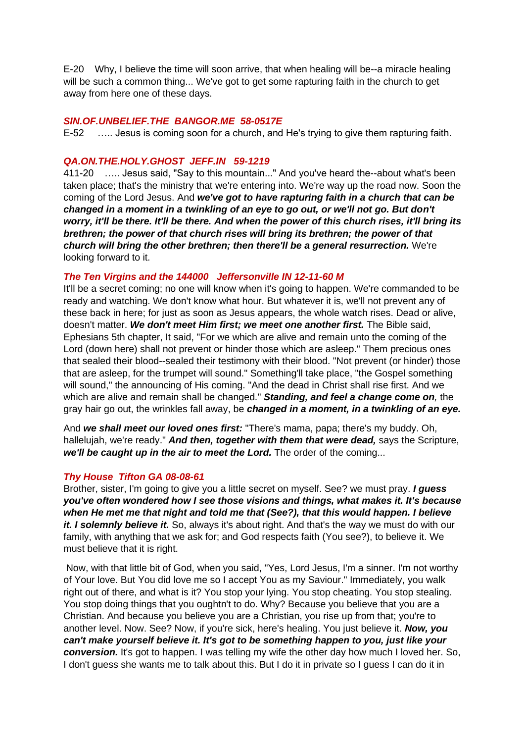E-20 Why, I believe the time will soon arrive, that when healing will be--a miracle healing will be such a common thing... We've got to get some rapturing faith in the church to get away from here one of these days.

***SIN.OF.UNBELIEF.THE BANGOR.ME 58-0517E***

E-52 ….. Jesus is coming soon for a church, and He's trying to give them rapturing faith.

***QA.ON.THE.HOLY.GHOST JEFF.IN 59-1219***

411-20 ….. Jesus said, "Say to this mountain..." And you've heard the--about what's been taken place; that's the ministry that we're entering into. We're way up the road now. Soon the coming of the Lord Jesus. And ***we've got to have rapturing faith in a church that can be changed in a moment in a twinkling of an eye to go out, or we'll not go. But don't worry, it'll be there. It'll be there. And when the power of this church rises, it'll bring its brethren; the power of that church rises will bring its brethren; the power of that church will bring the other brethren; then there'll be a general resurrection.*** We're looking forward to it.

***The Ten Virgins and the 144000 Jeffersonville IN 12-11-60 M***

It'll be a secret coming; no one will know when it's going to happen. We're commanded to be ready and watching. We don't know what hour. But whatever it is, we'll not prevent any of these back in here; for just as soon as Jesus appears, the whole watch rises. Dead or alive, doesn't matter. ***We don't meet Him first; we meet one another first.*** The Bible said, Ephesians 5th chapter, It said, "For we which are alive and remain unto the coming of the Lord (down here) shall not prevent or hinder those which are asleep." Them precious ones that sealed their blood--sealed their testimony with their blood. "Not prevent (or hinder) those that are asleep, for the trumpet will sound." Something'll take place, "the Gospel something will sound," the announcing of His coming. "And the dead in Christ shall rise first. And we which are alive and remain shall be changed." ***Standing, and feel a change come on,*** the gray hair go out, the wrinkles fall away, be ***changed in a moment, in a twinkling of an eye.***

And ***we shall meet our loved ones first:*** "There's mama, papa; there's my buddy. Oh, hallelujah, we're ready." ***And then, together with them that were dead,*** says the Scripture, ***we'll be caught up in the air to meet the Lord.*** The order of the coming...

***Thy House Tifton GA 08-08-61***

Brother, sister, I'm going to give you a little secret on myself. See? we must pray. ***I guess you've often wondered how I see those visions and things, what makes it. It's because when He met me that night and told me that (See?), that this would happen. I believe it. I solemnly believe it.*** So, always it's about right. And that's the way we must do with our family, with anything that we ask for; and God respects faith (You see?), to believe it. We must believe that it is right.

Now, with that little bit of God, when you said, "Yes, Lord Jesus, I'm a sinner. I'm not worthy of Your love. But You did love me so I accept You as my Saviour." Immediately, you walk right out of there, and what is it? You stop your lying. You stop cheating. You stop stealing. You stop doing things that you oughtn't to do. Why? Because you believe that you are a Christian. And because you believe you are a Christian, you rise up from that; you're to another level. Now. See? Now, if you're sick, here's healing. You just believe it. ***Now, you can't make yourself believe it. It's got to be something happen to you, just like your conversion.*** It's got to happen. I was telling my wife the other day how much I loved her. So, I don't guess she wants me to talk about this. But I do it in private so I guess I can do it in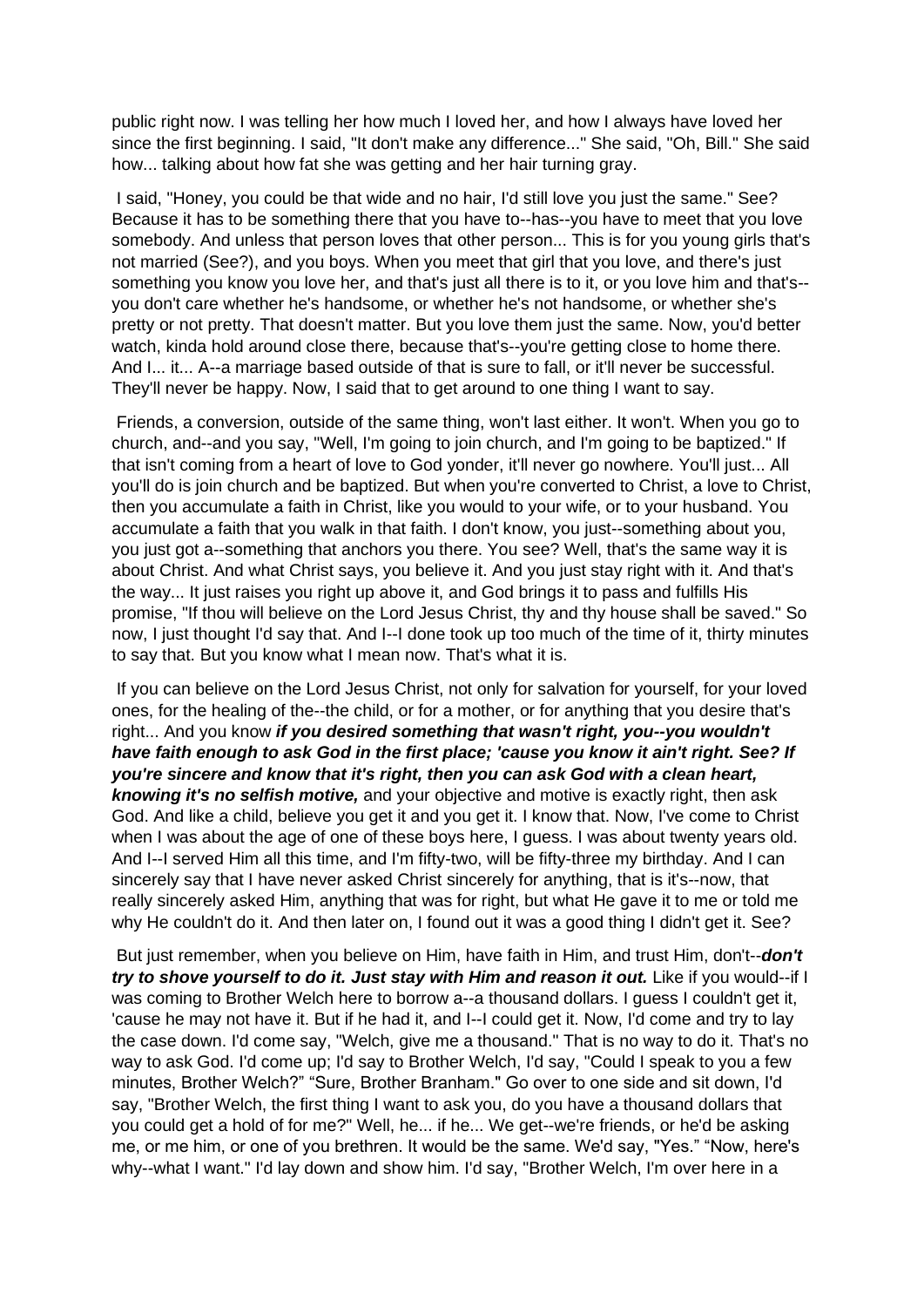public right now. I was telling her how much I loved her, and how I always have loved her since the first beginning. I said, "It don't make any difference..." She said, "Oh, Bill." She said how... talking about how fat she was getting and her hair turning gray.

I said, "Honey, you could be that wide and no hair, I'd still love you just the same." See? Because it has to be something there that you have to--has--you have to meet that you love somebody. And unless that person loves that other person... This is for you young girls that's not married (See?), and you boys. When you meet that girl that you love, and there's just something you know you love her, and that's just all there is to it, or you love him and that's--you don't care whether he's handsome, or whether he's not handsome, or whether she's pretty or not pretty. That doesn't matter. But you love them just the same. Now, you'd better watch, kinda hold around close there, because that's--you're getting close to home there. And I... it... A--a marriage based outside of that is sure to fall, or it'll never be successful. They'll never be happy. Now, I said that to get around to one thing I want to say.

Friends, a conversion, outside of the same thing, won't last either. It won't. When you go to church, and--and you say, "Well, I'm going to join church, and I'm going to be baptized." If that isn't coming from a heart of love to God yonder, it'll never go nowhere. You'll just... All you'll do is join church and be baptized. But when you're converted to Christ, a love to Christ, then you accumulate a faith in Christ, like you would to your wife, or to your husband. You accumulate a faith that you walk in that faith. I don't know, you just--something about you, you just got a--something that anchors you there. You see? Well, that's the same way it is about Christ. And what Christ says, you believe it. And you just stay right with it. And that's the way... It just raises you right up above it, and God brings it to pass and fulfills His promise, "If thou will believe on the Lord Jesus Christ, thy and thy house shall be saved." So now, I just thought I'd say that. And I--I done took up too much of the time of it, thirty minutes to say that. But you know what I mean now. That's what it is.

If you can believe on the Lord Jesus Christ, not only for salvation for yourself, for your loved ones, for the healing of the--the child, or for a mother, or for anything that you desire that's right... And you know ***if you desired something that wasn't right, you--you wouldn't have faith enough to ask God in the first place; 'cause you know it ain't right. See? If you're sincere and know that it's right, then you can ask God with a clean heart, knowing it's no selfish motive,*** and your objective and motive is exactly right, then ask God. And like a child, believe you get it and you get it. I know that. Now, I've come to Christ when I was about the age of one of these boys here, I guess. I was about twenty years old. And I--I served Him all this time, and I'm fifty-two, will be fifty-three my birthday. And I can sincerely say that I have never asked Christ sincerely for anything, that is it's--now, that really sincerely asked Him, anything that was for right, but what He gave it to me or told me why He couldn't do it. And then later on, I found out it was a good thing I didn't get it. See?

But just remember, when you believe on Him, have faith in Him, and trust Him, don't--***don't try to shove yourself to do it. Just stay with Him and reason it out.*** Like if you would--if I was coming to Brother Welch here to borrow a--a thousand dollars. I guess I couldn't get it, 'cause he may not have it. But if he had it, and I--I could get it. Now, I'd come and try to lay the case down. I'd come say, "Welch, give me a thousand." That is no way to do it. That's no way to ask God. I'd come up; I'd say to Brother Welch, I'd say, "Could I speak to you a few minutes, Brother Welch?" "Sure, Brother Branham." Go over to one side and sit down, I'd say, "Brother Welch, the first thing I want to ask you, do you have a thousand dollars that you could get a hold of for me?" Well, he... if he... We get--we're friends, or he'd be asking me, or me him, or one of you brethren. It would be the same. We'd say, "Yes." "Now, here's why--what I want." I'd lay down and show him. I'd say, "Brother Welch, I'm over here in a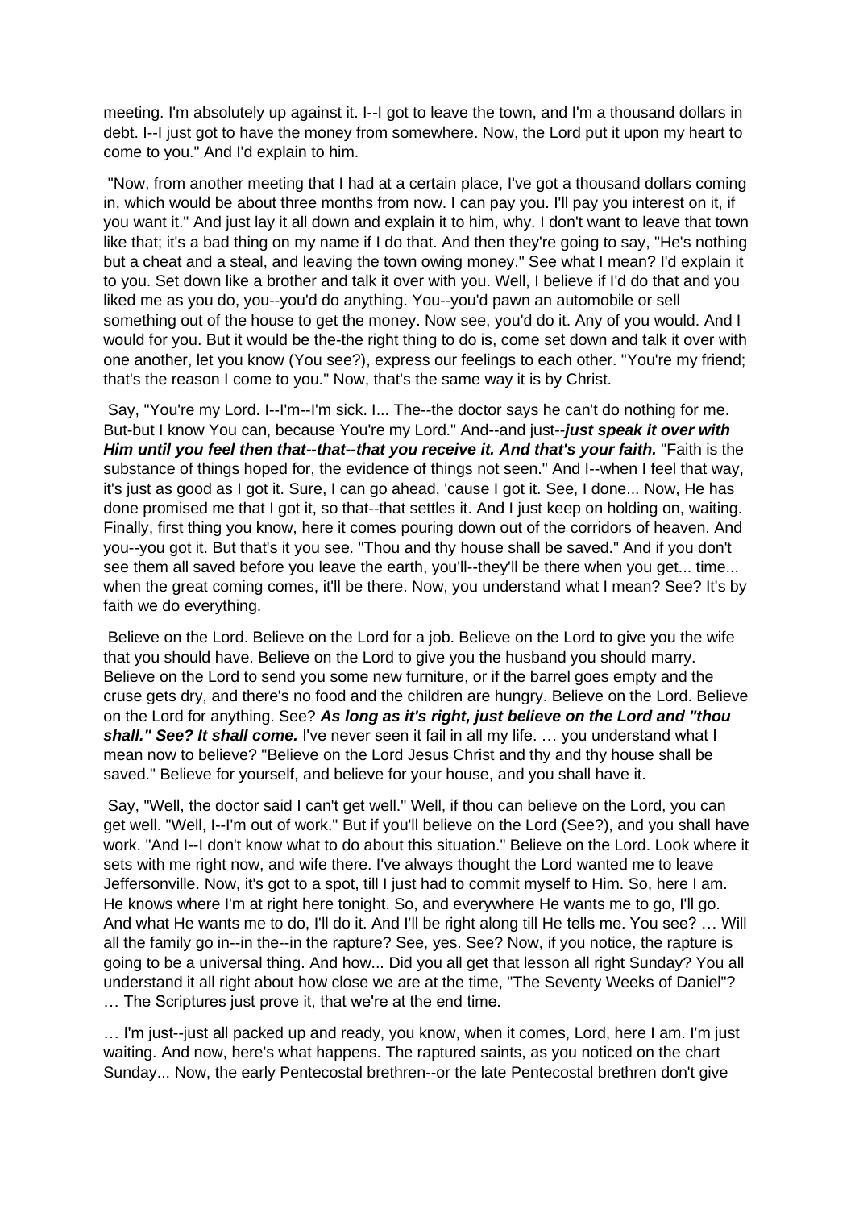meeting. I'm absolutely up against it. I--I got to leave the town, and I'm a thousand dollars in debt. I--I just got to have the money from somewhere. Now, the Lord put it upon my heart to come to you." And I'd explain to him.

"Now, from another meeting that I had at a certain place, I've got a thousand dollars coming in, which would be about three months from now. I can pay you. I'll pay you interest on it, if you want it." And just lay it all down and explain it to him, why. I don't want to leave that town like that; it's a bad thing on my name if I do that. And then they're going to say, "He's nothing but a cheat and a steal, and leaving the town owing money." See what I mean? I'd explain it to you. Set down like a brother and talk it over with you. Well, I believe if I'd do that and you liked me as you do, you--you'd do anything. You--you'd pawn an automobile or sell something out of the house to get the money. Now see, you'd do it. Any of you would. And I would for you. But it would be the-the right thing to do is, come set down and talk it over with one another, let you know (You see?), express our feelings to each other. "You're my friend; that's the reason I come to you." Now, that's the same way it is by Christ.

Say, "You're my Lord. I--I'm--I'm sick. I... The--the doctor says he can't do nothing for me. But-but I know You can, because You're my Lord." And--and just--***just speak it over with Him until you feel then that--that--that you receive it. And that's your faith.*** "Faith is the substance of things hoped for, the evidence of things not seen." And I--when I feel that way, it's just as good as I got it. Sure, I can go ahead, 'cause I got it. See, I done... Now, He has done promised me that I got it, so that--that settles it. And I just keep on holding on, waiting. Finally, first thing you know, here it comes pouring down out of the corridors of heaven. And you--you got it. But that's it you see. "Thou and thy house shall be saved." And if you don't see them all saved before you leave the earth, you'll--they'll be there when you get... time... when the great coming comes, it'll be there. Now, you understand what I mean? See? It's by faith we do everything.

Believe on the Lord. Believe on the Lord for a job. Believe on the Lord to give you the wife that you should have. Believe on the Lord to give you the husband you should marry. Believe on the Lord to send you some new furniture, or if the barrel goes empty and the cruse gets dry, and there's no food and the children are hungry. Believe on the Lord. Believe on the Lord for anything. See? ***As long as it's right, just believe on the Lord and "thou shall." See? It shall come.*** I've never seen it fail in all my life. … you understand what I mean now to believe? "Believe on the Lord Jesus Christ and thy and thy house shall be saved." Believe for yourself, and believe for your house, and you shall have it.

Say, "Well, the doctor said I can't get well." Well, if thou can believe on the Lord, you can get well. "Well, I--I'm out of work." But if you'll believe on the Lord (See?), and you shall have work. "And I--I don't know what to do about this situation." Believe on the Lord. Look where it sets with me right now, and wife there. I've always thought the Lord wanted me to leave Jeffersonville. Now, it's got to a spot, till I just had to commit myself to Him. So, here I am. He knows where I'm at right here tonight. So, and everywhere He wants me to go, I'll go. And what He wants me to do, I'll do it. And I'll be right along till He tells me. You see? … Will all the family go in--in the--in the rapture? See, yes. See? Now, if you notice, the rapture is going to be a universal thing. And how... Did you all get that lesson all right Sunday? You all understand it all right about how close we are at the time, "The Seventy Weeks of Daniel"? … The Scriptures just prove it, that we're at the end time.

… I'm just--just all packed up and ready, you know, when it comes, Lord, here I am. I'm just waiting. And now, here's what happens. The raptured saints, as you noticed on the chart Sunday... Now, the early Pentecostal brethren--or the late Pentecostal brethren don't give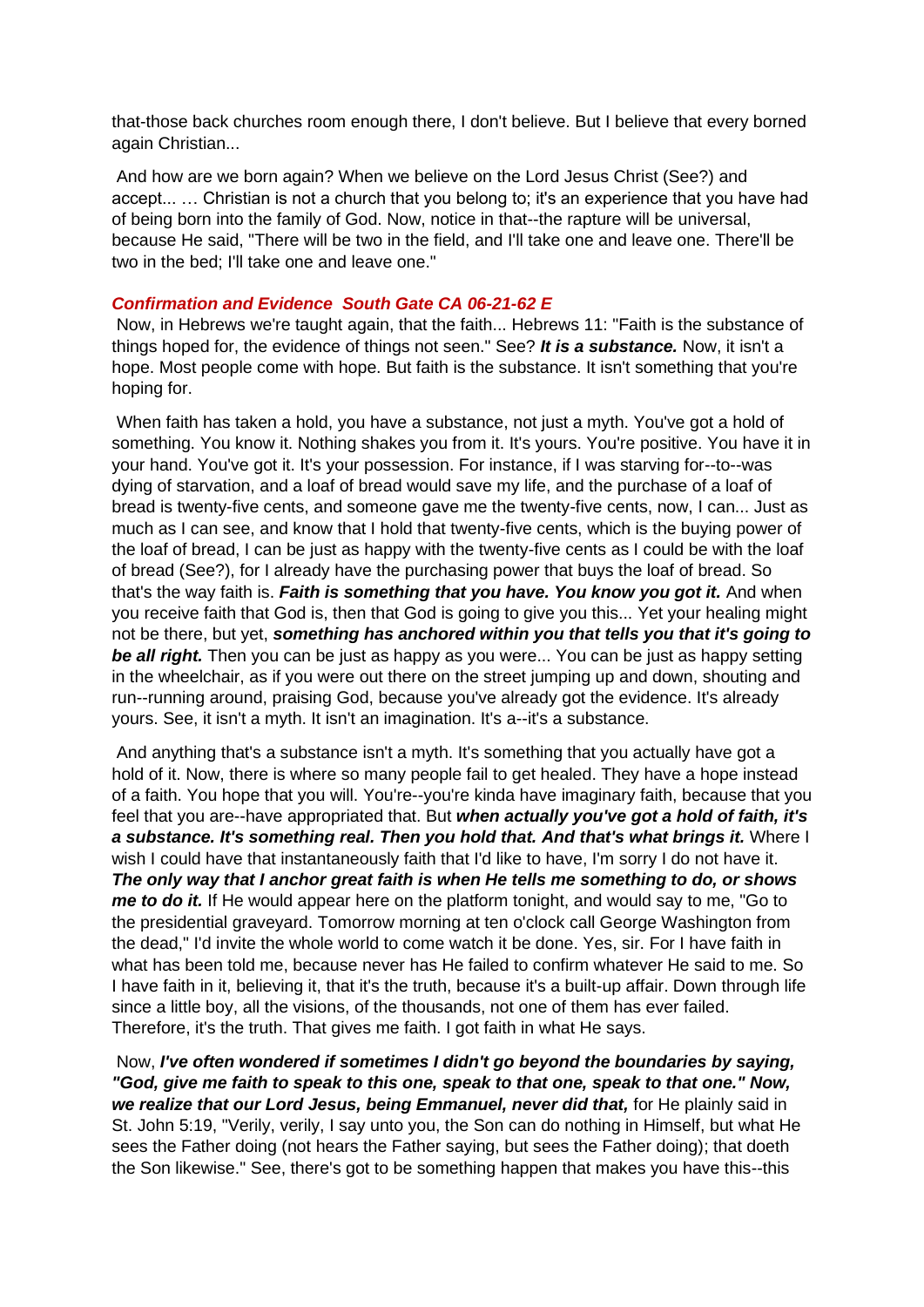that-those back churches room enough there, I don't believe. But I believe that every borned again Christian...

And how are we born again? When we believe on the Lord Jesus Christ (See?) and accept... … Christian is not a church that you belong to; it's an experience that you have had of being born into the family of God. Now, notice in that--the rapture will be universal, because He said, "There will be two in the field, and I'll take one and leave one. There'll be two in the bed; I'll take one and leave one."

***Confirmation and Evidence South Gate CA 06-21-62 E***

Now, in Hebrews we're taught again, that the faith... Hebrews 11: "Faith is the substance of things hoped for, the evidence of things not seen." See? ***It is a substance.*** Now, it isn't a hope. Most people come with hope. But faith is the substance. It isn't something that you're hoping for.

When faith has taken a hold, you have a substance, not just a myth. You've got a hold of something. You know it. Nothing shakes you from it. It's yours. You're positive. You have it in your hand. You've got it. It's your possession. For instance, if I was starving for--to--was dying of starvation, and a loaf of bread would save my life, and the purchase of a loaf of bread is twenty-five cents, and someone gave me the twenty-five cents, now, I can... Just as much as I can see, and know that I hold that twenty-five cents, which is the buying power of the loaf of bread, I can be just as happy with the twenty-five cents as I could be with the loaf of bread (See?), for I already have the purchasing power that buys the loaf of bread. So that's the way faith is. ***Faith is something that you have. You know you got it.*** And when you receive faith that God is, then that God is going to give you this... Yet your healing might not be there, but yet, ***something has anchored within you that tells you that it's going to be all right.*** Then you can be just as happy as you were... You can be just as happy setting in the wheelchair, as if you were out there on the street jumping up and down, shouting and run--running around, praising God, because you've already got the evidence. It's already yours. See, it isn't a myth. It isn't an imagination. It's a--it's a substance.

And anything that's a substance isn't a myth. It's something that you actually have got a hold of it. Now, there is where so many people fail to get healed. They have a hope instead of a faith. You hope that you will. You're--you're kinda have imaginary faith, because that you feel that you are--have appropriated that. But ***when actually you've got a hold of faith, it's a substance. It's something real. Then you hold that. And that's what brings it.*** Where I wish I could have that instantaneously faith that I'd like to have, I'm sorry I do not have it. ***The only way that I anchor great faith is when He tells me something to do, or shows me to do it.*** If He would appear here on the platform tonight, and would say to me, "Go to the presidential graveyard. Tomorrow morning at ten o'clock call George Washington from the dead," I'd invite the whole world to come watch it be done. Yes, sir. For I have faith in what has been told me, because never has He failed to confirm whatever He said to me. So I have faith in it, believing it, that it's the truth, because it's a built-up affair. Down through life since a little boy, all the visions, of the thousands, not one of them has ever failed. Therefore, it's the truth. That gives me faith. I got faith in what He says.

Now, ***I've often wondered if sometimes I didn't go beyond the boundaries by saying, "God, give me faith to speak to this one, speak to that one, speak to that one." Now, we realize that our Lord Jesus, being Emmanuel, never did that,*** for He plainly said in St. John 5:19, "Verily, verily, I say unto you, the Son can do nothing in Himself, but what He sees the Father doing (not hears the Father saying, but sees the Father doing); that doeth the Son likewise." See, there's got to be something happen that makes you have this--this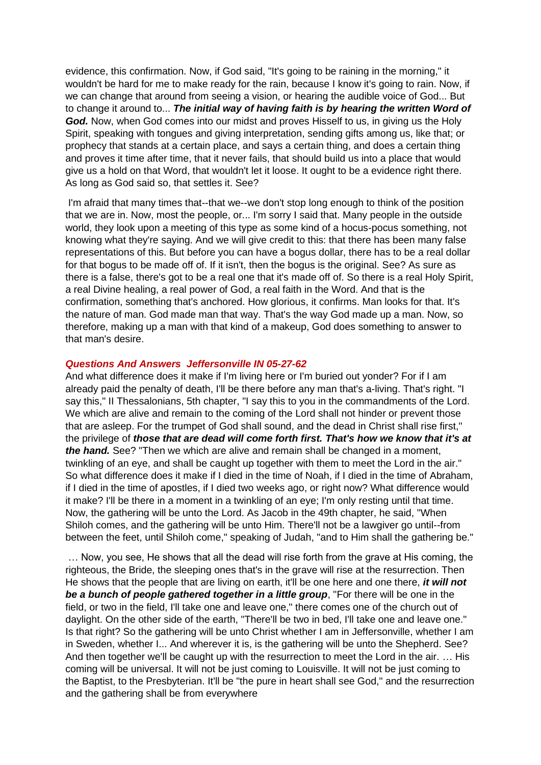evidence, this confirmation. Now, if God said, "It's going to be raining in the morning," it wouldn't be hard for me to make ready for the rain, because I know it's going to rain. Now, if we can change that around from seeing a vision, or hearing the audible voice of God... But to change it around to... ***The initial way of having faith is by hearing the written Word of God.*** Now, when God comes into our midst and proves Hisself to us, in giving us the Holy Spirit, speaking with tongues and giving interpretation, sending gifts among us, like that; or prophecy that stands at a certain place, and says a certain thing, and does a certain thing and proves it time after time, that it never fails, that should build us into a place that would give us a hold on that Word, that wouldn't let it loose. It ought to be a evidence right there. As long as God said so, that settles it. See?

I'm afraid that many times that--that we--we don't stop long enough to think of the position that we are in. Now, most the people, or... I'm sorry I said that. Many people in the outside world, they look upon a meeting of this type as some kind of a hocus-pocus something, not knowing what they're saying. And we will give credit to this: that there has been many false representations of this. But before you can have a bogus dollar, there has to be a real dollar for that bogus to be made off of. If it isn't, then the bogus is the original. See? As sure as there is a false, there's got to be a real one that it's made off of. So there is a real Holy Spirit, a real Divine healing, a real power of God, a real faith in the Word. And that is the confirmation, something that's anchored. How glorious, it confirms. Man looks for that. It's the nature of man. God made man that way. That's the way God made up a man. Now, so therefore, making up a man with that kind of a makeup, God does something to answer to that man's desire.

***Questions And Answers Jeffersonville IN 05-27-62***

And what difference does it make if I'm living here or I'm buried out yonder? For if I am already paid the penalty of death, I'll be there before any man that's a-living. That's right. "I say this," II Thessalonians, 5th chapter, "I say this to you in the commandments of the Lord. We which are alive and remain to the coming of the Lord shall not hinder or prevent those that are asleep. For the trumpet of God shall sound, and the dead in Christ shall rise first," the privilege of ***those that are dead will come forth first. That's how we know that it's at the hand.*** See? "Then we which are alive and remain shall be changed in a moment, twinkling of an eye, and shall be caught up together with them to meet the Lord in the air." So what difference does it make if I died in the time of Noah, if I died in the time of Abraham, if I died in the time of apostles, if I died two weeks ago, or right now? What difference would it make? I'll be there in a moment in a twinkling of an eye; I'm only resting until that time. Now, the gathering will be unto the Lord. As Jacob in the 49th chapter, he said, "When Shiloh comes, and the gathering will be unto Him. There'll not be a lawgiver go until--from between the feet, until Shiloh come," speaking of Judah, "and to Him shall the gathering be."

… Now, you see, He shows that all the dead will rise forth from the grave at His coming, the righteous, the Bride, the sleeping ones that's in the grave will rise at the resurrection. Then He shows that the people that are living on earth, it'll be one here and one there, ***it will not be a bunch of people gathered together in a little group***, "For there will be one in the field, or two in the field, I'll take one and leave one," there comes one of the church out of daylight. On the other side of the earth, "There'll be two in bed, I'll take one and leave one." Is that right? So the gathering will be unto Christ whether I am in Jeffersonville, whether I am in Sweden, whether I... And wherever it is, is the gathering will be unto the Shepherd. See? And then together we'll be caught up with the resurrection to meet the Lord in the air. … His coming will be universal. It will not be just coming to Louisville. It will not be just coming to the Baptist, to the Presbyterian. It'll be "the pure in heart shall see God," and the resurrection and the gathering shall be from everywhere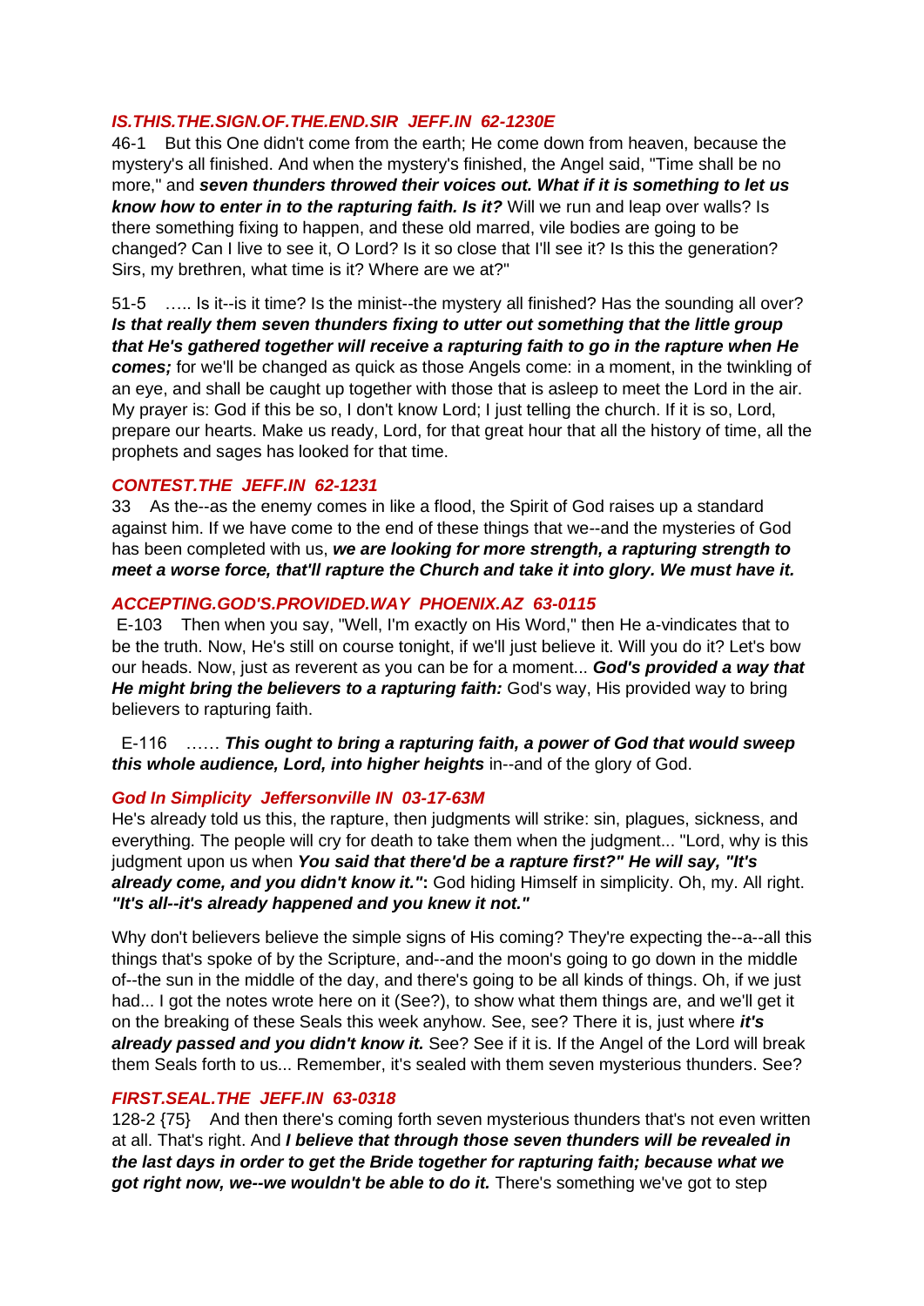***IS.THIS.THE.SIGN.OF.THE.END.SIR  JEFF.IN  62-1230E***

46-1  But this One didn't come from the earth; He come down from heaven, because the mystery's all finished. And when the mystery's finished, the Angel said, "Time shall be no more," and ***seven thunders throwed their voices out. What if it is something to let us know how to enter in to the rapturing faith. Is it?*** Will we run and leap over walls? Is there something fixing to happen, and these old marred, vile bodies are going to be changed? Can I live to see it, O Lord? Is it so close that I'll see it? Is this the generation? Sirs, my brethren, what time is it? Where are we at?"

51-5  ….. Is it--is it time? Is the minist--the mystery all finished? Has the sounding all over? ***Is that really them seven thunders fixing to utter out something that the little group that He's gathered together will receive a rapturing faith to go in the rapture when He comes;*** for we'll be changed as quick as those Angels come: in a moment, in the twinkling of an eye, and shall be caught up together with those that is asleep to meet the Lord in the air. My prayer is: God if this be so, I don't know Lord; I just telling the church. If it is so, Lord, prepare our hearts. Make us ready, Lord, for that great hour that all the history of time, all the prophets and sages has looked for that time.

***CONTEST.THE  JEFF.IN  62-1231***

33  As the--as the enemy comes in like a flood, the Spirit of God raises up a standard against him. If we have come to the end of these things that we--and the mysteries of God has been completed with us, ***we are looking for more strength, a rapturing strength to meet a worse force, that'll rapture the Church and take it into glory. We must have it.***

***ACCEPTING.GOD'S.PROVIDED.WAY  PHOENIX.AZ  63-0115***

E-103  Then when you say, "Well, I'm exactly on His Word," then He a-vindicates that to be the truth. Now, He's still on course tonight, if we'll just believe it. Will you do it? Let's bow our heads. Now, just as reverent as you can be for a moment... ***God's provided a way that He might bring the believers to a rapturing faith:*** God's way, His provided way to bring believers to rapturing faith.

E-116  …… ***This ought to bring a rapturing faith, a power of God that would sweep this whole audience, Lord, into higher heights*** in--and of the glory of God.

***God In Simplicity  Jeffersonville IN  03-17-63M***

He's already told us this, the rapture, then judgments will strike: sin, plagues, sickness, and everything. The people will cry for death to take them when the judgment... "Lord, why is this judgment upon us when ***You said that there'd be a rapture first?" He will say, "It's already come, and you didn't know it.":*** God hiding Himself in simplicity. Oh, my. All right. ***"It's all--it's already happened and you knew it not."***

Why don't believers believe the simple signs of His coming? They're expecting the--a--all this things that's spoke of by the Scripture, and--and the moon's going to go down in the middle of--the sun in the middle of the day, and there's going to be all kinds of things. Oh, if we just had... I got the notes wrote here on it (See?), to show what them things are, and we'll get it on the breaking of these Seals this week anyhow. See, see? There it is, just where ***it's already passed and you didn't know it.*** See? See if it is. If the Angel of the Lord will break them Seals forth to us... Remember, it's sealed with them seven mysterious thunders. See?

***FIRST.SEAL.THE  JEFF.IN  63-0318***

128-2 {75}  And then there's coming forth seven mysterious thunders that's not even written at all. That's right. And ***I believe that through those seven thunders will be revealed in the last days in order to get the Bride together for rapturing faith; because what we got right now, we--we wouldn't be able to do it.*** There's something we've got to step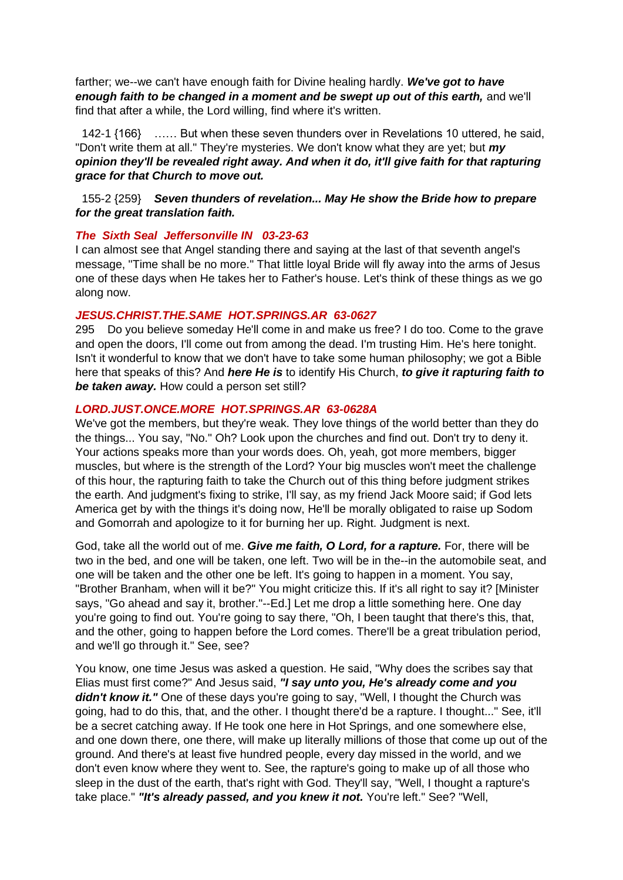farther; we--we can't have enough faith for Divine healing hardly. ***We've got to have enough faith to be changed in a moment and be swept up out of this earth,*** and we'll find that after a while, the Lord willing, find where it's written.

142-1 {166} …… But when these seven thunders over in Revelations 10 uttered, he said, "Don't write them at all." They're mysteries. We don't know what they are yet; but ***my opinion they'll be revealed right away. And when it do, it'll give faith for that rapturing grace for that Church to move out.***

155-2 {259} ***Seven thunders of revelation... May He show the Bride how to prepare for the great translation faith.***

***The Sixth Seal Jeffersonville IN 03-23-63***

I can almost see that Angel standing there and saying at the last of that seventh angel's message, "Time shall be no more." That little loyal Bride will fly away into the arms of Jesus one of these days when He takes her to Father's house. Let's think of these things as we go along now.

***JESUS.CHRIST.THE.SAME HOT.SPRINGS.AR 63-0627***

295 Do you believe someday He'll come in and make us free? I do too. Come to the grave and open the doors, I'll come out from among the dead. I'm trusting Him. He's here tonight. Isn't it wonderful to know that we don't have to take some human philosophy; we got a Bible here that speaks of this? And ***here He is*** to identify His Church, ***to give it rapturing faith to be taken away.*** How could a person set still?

***LORD.JUST.ONCE.MORE HOT.SPRINGS.AR 63-0628A***

We've got the members, but they're weak. They love things of the world better than they do the things... You say, "No." Oh? Look upon the churches and find out. Don't try to deny it. Your actions speaks more than your words does. Oh, yeah, got more members, bigger muscles, but where is the strength of the Lord? Your big muscles won't meet the challenge of this hour, the rapturing faith to take the Church out of this thing before judgment strikes the earth. And judgment's fixing to strike, I'll say, as my friend Jack Moore said; if God lets America get by with the things it's doing now, He'll be morally obligated to raise up Sodom and Gomorrah and apologize to it for burning her up. Right. Judgment is next.

God, take all the world out of me. ***Give me faith, O Lord, for a rapture.*** For, there will be two in the bed, and one will be taken, one left. Two will be in the--in the automobile seat, and one will be taken and the other one be left. It's going to happen in a moment. You say, "Brother Branham, when will it be?" You might criticize this. If it's all right to say it? [Minister says, "Go ahead and say it, brother."--Ed.] Let me drop a little something here. One day you're going to find out. You're going to say there, "Oh, I been taught that there's this, that, and the other, going to happen before the Lord comes. There'll be a great tribulation period, and we'll go through it." See, see?

You know, one time Jesus was asked a question. He said, "Why does the scribes say that Elias must first come?" And Jesus said, ***"I say unto you, He's already come and you didn't know it."*** One of these days you're going to say, "Well, I thought the Church was going, had to do this, that, and the other. I thought there'd be a rapture. I thought..." See, it'll be a secret catching away. If He took one here in Hot Springs, and one somewhere else, and one down there, one there, will make up literally millions of those that come up out of the ground. And there's at least five hundred people, every day missed in the world, and we don't even know where they went to. See, the rapture's going to make up of all those who sleep in the dust of the earth, that's right with God. They'll say, "Well, I thought a rapture's take place." ***"It's already passed, and you knew it not.*** You're left." See? "Well,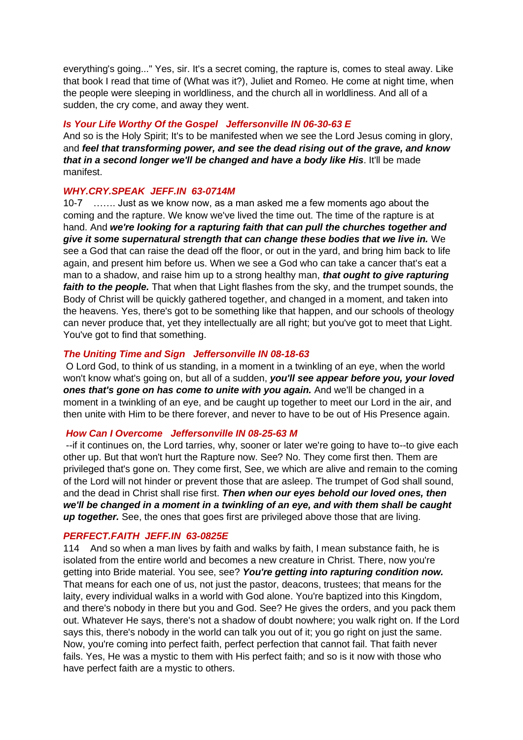everything's going..." Yes, sir. It's a secret coming, the rapture is, comes to steal away. Like that book I read that time of (What was it?), Juliet and Romeo. He come at night time, when the people were sleeping in worldliness, and the church all in worldliness. And all of a sudden, the cry come, and away they went.

***Is Your Life Worthy Of the Gospel   Jeffersonville IN 06-30-63 E***

And so is the Holy Spirit; It's to be manifested when we see the Lord Jesus coming in glory, and ***feel that transforming power, and see the dead rising out of the grave, and know that in a second longer we'll be changed and have a body like His***. It'll be made manifest.

***WHY.CRY.SPEAK  JEFF.IN  63-0714M***

10-7   ……. Just as we know now, as a man asked me a few moments ago about the coming and the rapture. We know we've lived the time out. The time of the rapture is at hand. And ***we're looking for a rapturing faith that can pull the churches together and give it some supernatural strength that can change these bodies that we live in.*** We see a God that can raise the dead off the floor, or out in the yard, and bring him back to life again, and present him before us. When we see a God who can take a cancer that's eat a man to a shadow, and raise him up to a strong healthy man, ***that ought to give rapturing faith to the people.*** That when that Light flashes from the sky, and the trumpet sounds, the Body of Christ will be quickly gathered together, and changed in a moment, and taken into the heavens. Yes, there's got to be something like that happen, and our schools of theology can never produce that, yet they intellectually are all right; but you've got to meet that Light. You've got to find that something.

***The Uniting Time and Sign   Jeffersonville IN 08-18-63***

O Lord God, to think of us standing, in a moment in a twinkling of an eye, when the world won't know what's going on, but all of a sudden, ***you'll see appear before you, your loved ones that's gone on has come to unite with you again.*** And we'll be changed in a moment in a twinkling of an eye, and be caught up together to meet our Lord in the air, and then unite with Him to be there forever, and never to have to be out of His Presence again.

***How Can I Overcome   Jeffersonville IN 08-25-63 M***

--if it continues on, the Lord tarries, why, sooner or later we're going to have to--to give each other up. But that won't hurt the Rapture now. See? No. They come first then. Them are privileged that's gone on. They come first, See, we which are alive and remain to the coming of the Lord will not hinder or prevent those that are asleep. The trumpet of God shall sound, and the dead in Christ shall rise first. ***Then when our eyes behold our loved ones, then we'll be changed in a moment in a twinkling of an eye, and with them shall be caught up together.*** See, the ones that goes first are privileged above those that are living.

***PERFECT.FAITH  JEFF.IN  63-0825E***

114   And so when a man lives by faith and walks by faith, I mean substance faith, he is isolated from the entire world and becomes a new creature in Christ. There, now you're getting into Bride material. You see, see? ***You're getting into rapturing condition now.*** That means for each one of us, not just the pastor, deacons, trustees; that means for the laity, every individual walks in a world with God alone. You're baptized into this Kingdom, and there's nobody in there but you and God. See? He gives the orders, and you pack them out. Whatever He says, there's not a shadow of doubt nowhere; you walk right on. If the Lord says this, there's nobody in the world can talk you out of it; you go right on just the same. Now, you're coming into perfect faith, perfect perfection that cannot fail. That faith never fails. Yes, He was a mystic to them with His perfect faith; and so is it now with those who have perfect faith are a mystic to others.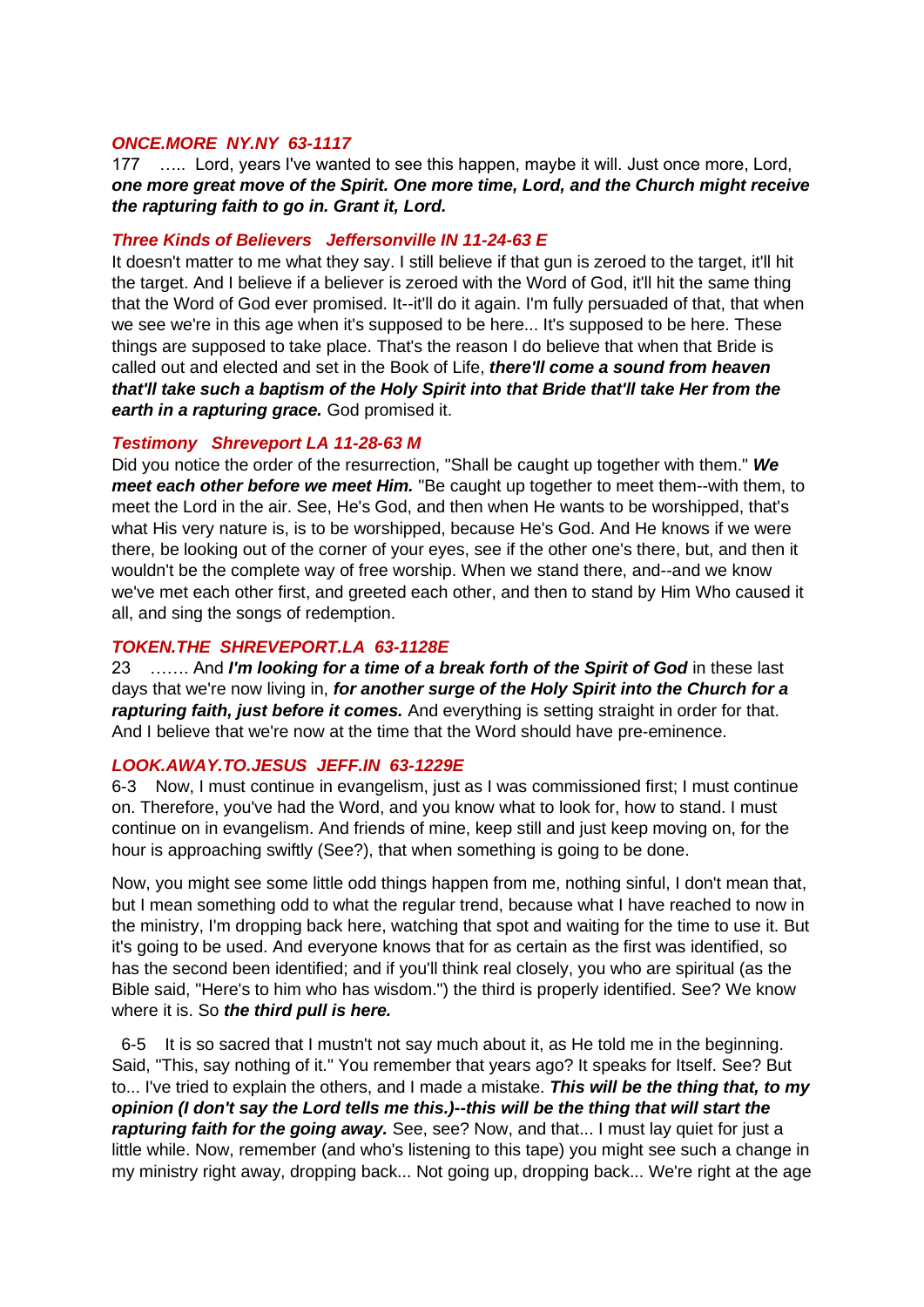***ONCE.MORE  NY.NY  63-1117***

177 ….. Lord, years I've wanted to see this happen, maybe it will. Just once more, Lord, ***one more great move of the Spirit. One more time, Lord, and the Church might receive the rapturing faith to go in. Grant it, Lord.***

***Three Kinds of Believers   Jeffersonville IN 11-24-63 E***

It doesn't matter to me what they say. I still believe if that gun is zeroed to the target, it'll hit the target. And I believe if a believer is zeroed with the Word of God, it'll hit the same thing that the Word of God ever promised. It--it'll do it again. I'm fully persuaded of that, that when we see we're in this age when it's supposed to be here... It's supposed to be here. These things are supposed to take place. That's the reason I do believe that when that Bride is called out and elected and set in the Book of Life, ***there'll come a sound from heaven that'll take such a baptism of the Holy Spirit into that Bride that'll take Her from the earth in a rapturing grace.*** God promised it.

***Testimony   Shreveport LA 11-28-63 M***

Did you notice the order of the resurrection, "Shall be caught up together with them." ***We meet each other before we meet Him.*** "Be caught up together to meet them--with them, to meet the Lord in the air. See, He's God, and then when He wants to be worshipped, that's what His very nature is, is to be worshipped, because He's God. And He knows if we were there, be looking out of the corner of your eyes, see if the other one's there, but, and then it wouldn't be the complete way of free worship. When we stand there, and--and we know we've met each other first, and greeted each other, and then to stand by Him Who caused it all, and sing the songs of redemption.

***TOKEN.THE  SHREVEPORT.LA  63-1128E***

23 ……. And ***I'm looking for a time of a break forth of the Spirit of God*** in these last days that we're now living in, ***for another surge of the Holy Spirit into the Church for a rapturing faith, just before it comes.*** And everything is setting straight in order for that. And I believe that we're now at the time that the Word should have pre-eminence.

***LOOK.AWAY.TO.JESUS  JEFF.IN  63-1229E***

6-3 Now, I must continue in evangelism, just as I was commissioned first; I must continue on. Therefore, you've had the Word, and you know what to look for, how to stand. I must continue on in evangelism. And friends of mine, keep still and just keep moving on, for the hour is approaching swiftly (See?), that when something is going to be done.

Now, you might see some little odd things happen from me, nothing sinful, I don't mean that, but I mean something odd to what the regular trend, because what I have reached to now in the ministry, I'm dropping back here, watching that spot and waiting for the time to use it. But it's going to be used. And everyone knows that for as certain as the first was identified, so has the second been identified; and if you'll think real closely, you who are spiritual (as the Bible said, "Here's to him who has wisdom.") the third is properly identified. See? We know where it is. So ***the third pull is here.***

6-5 It is so sacred that I mustn't not say much about it, as He told me in the beginning. Said, "This, say nothing of it." You remember that years ago? It speaks for Itself. See? But to... I've tried to explain the others, and I made a mistake. ***This will be the thing that, to my opinion (I don't say the Lord tells me this.)--this will be the thing that will start the rapturing faith for the going away.*** See, see? Now, and that... I must lay quiet for just a little while. Now, remember (and who's listening to this tape) you might see such a change in my ministry right away, dropping back... Not going up, dropping back... We're right at the age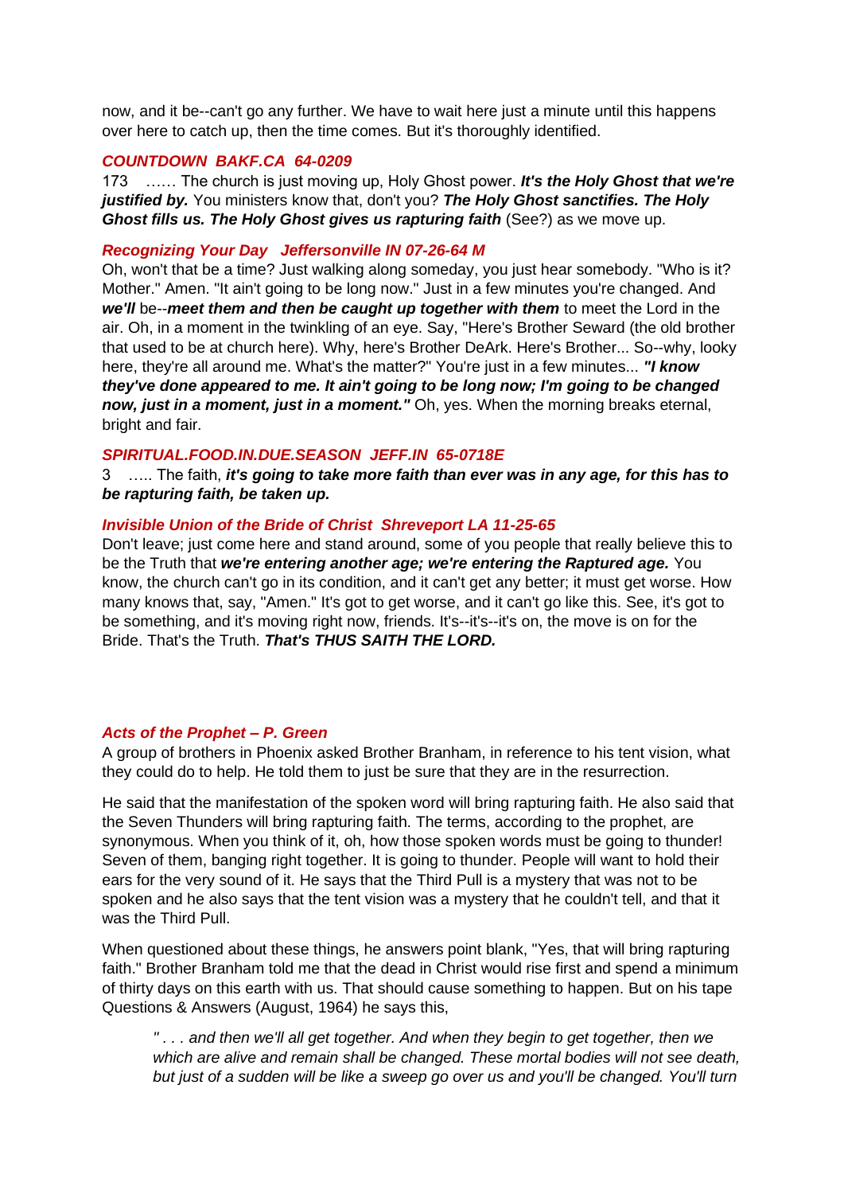now, and it be--can't go any further. We have to wait here just a minute until this happens over here to catch up, then the time comes. But it's thoroughly identified.

***COUNTDOWN BAKF.CA 64-0209***

173 …… The church is just moving up, Holy Ghost power. ***It's the Holy Ghost that we're justified by.*** You ministers know that, don't you? ***The Holy Ghost sanctifies. The Holy Ghost fills us. The Holy Ghost gives us rapturing faith*** (See?) as we move up.

***Recognizing Your Day Jeffersonville IN 07-26-64 M***

Oh, won't that be a time? Just walking along someday, you just hear somebody. "Who is it? Mother." Amen. "It ain't going to be long now." Just in a few minutes you're changed. And ***we'll*** be--***meet them and then be caught up together with them*** to meet the Lord in the air. Oh, in a moment in the twinkling of an eye. Say, "Here's Brother Seward (the old brother that used to be at church here). Why, here's Brother DeArk. Here's Brother... So--why, looky here, they're all around me. What's the matter?" You're just in a few minutes... ***"I know they've done appeared to me. It ain't going to be long now; I'm going to be changed now, just in a moment, just in a moment."*** Oh, yes. When the morning breaks eternal, bright and fair.

***SPIRITUAL.FOOD.IN.DUE.SEASON JEFF.IN 65-0718E***

3 ….. The faith, ***it's going to take more faith than ever was in any age, for this has to be rapturing faith, be taken up.***

***Invisible Union of the Bride of Christ Shreveport LA 11-25-65***

Don't leave; just come here and stand around, some of you people that really believe this to be the Truth that ***we're entering another age; we're entering the Raptured age.*** You know, the church can't go in its condition, and it can't get any better; it must get worse. How many knows that, say, "Amen." It's got to get worse, and it can't go like this. See, it's got to be something, and it's moving right now, friends. It's--it's--it's on, the move is on for the Bride. That's the Truth. ***That's THUS SAITH THE LORD.***

***Acts of the Prophet – P. Green***

A group of brothers in Phoenix asked Brother Branham, in reference to his tent vision, what they could do to help. He told them to just be sure that they are in the resurrection.

He said that the manifestation of the spoken word will bring rapturing faith. He also said that the Seven Thunders will bring rapturing faith. The terms, according to the prophet, are synonymous. When you think of it, oh, how those spoken words must be going to thunder! Seven of them, banging right together. It is going to thunder. People will want to hold their ears for the very sound of it. He says that the Third Pull is a mystery that was not to be spoken and he also says that the tent vision was a mystery that he couldn't tell, and that it was the Third Pull.

When questioned about these things, he answers point blank, "Yes, that will bring rapturing faith." Brother Branham told me that the dead in Christ would rise first and spend a minimum of thirty days on this earth with us. That should cause something to happen. But on his tape Questions & Answers (August, 1964) he says this,

> *" . . . and then we'll all get together. And when they begin to get together, then we which are alive and remain shall be changed. These mortal bodies will not see death, but just of a sudden will be like a sweep go over us and you'll be changed. You'll turn*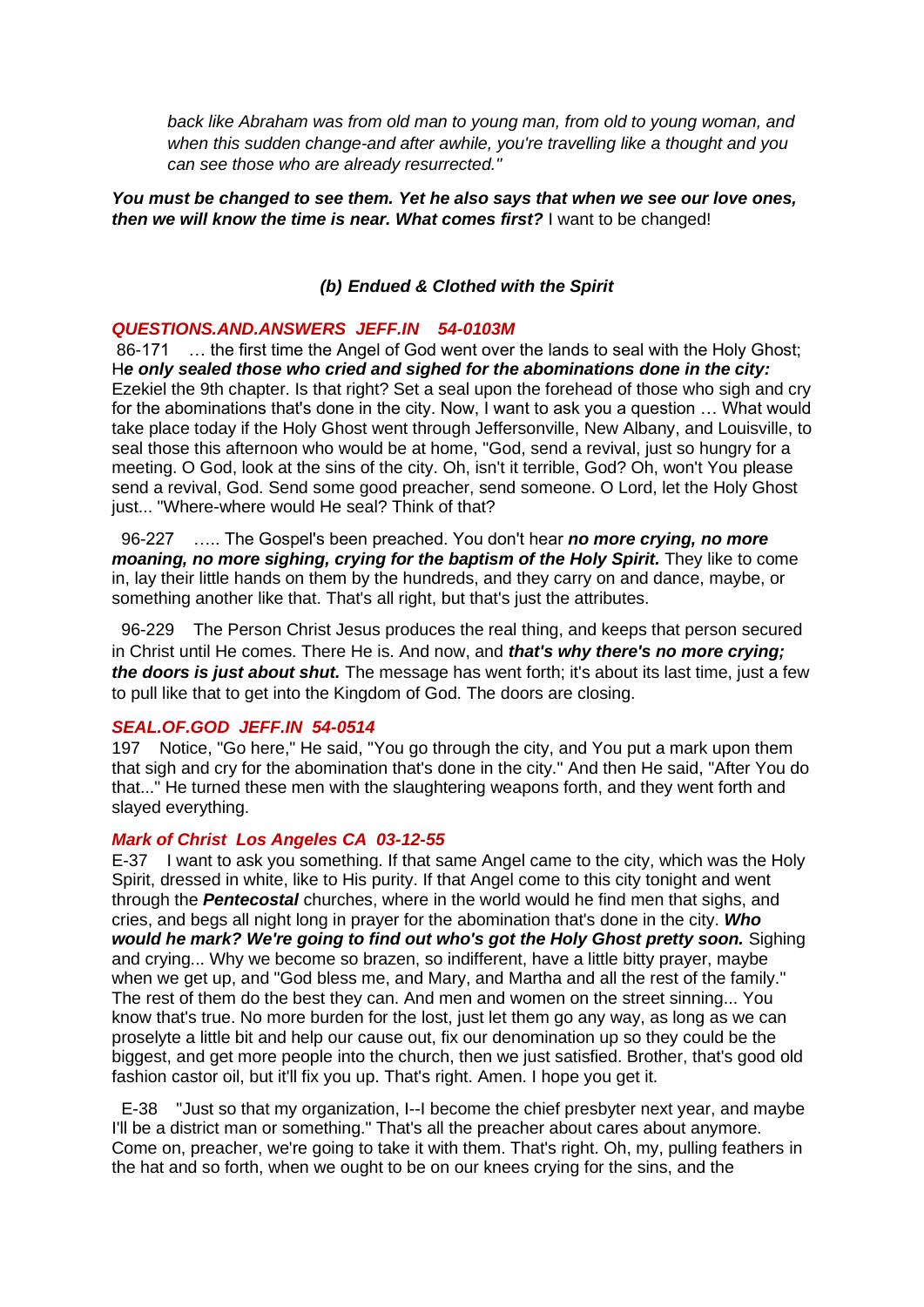*back like Abraham was from old man to young man, from old to young woman, and when this sudden change-and after awhile, you're travelling like a thought and you can see those who are already resurrected."*

***You must be changed to see them. Yet he also says that when we see our love ones, then we will know the time is near. What comes first?*** I want to be changed!

### *(b) Endued & Clothed with the Spirit*

***QUESTIONS.AND.ANSWERS JEFF.IN 54-0103M***

86-171 … the first time the Angel of God went over the lands to seal with the Holy Ghost; H***e only sealed those who cried and sighed for the abominations done in the city:*** Ezekiel the 9th chapter. Is that right? Set a seal upon the forehead of those who sigh and cry for the abominations that's done in the city. Now, I want to ask you a question … What would take place today if the Holy Ghost went through Jeffersonville, New Albany, and Louisville, to seal those this afternoon who would be at home, "God, send a revival, just so hungry for a meeting. O God, look at the sins of the city. Oh, isn't it terrible, God? Oh, won't You please send a revival, God. Send some good preacher, send someone. O Lord, let the Holy Ghost just... "Where-where would He seal? Think of that?

96-227 ….. The Gospel's been preached. You don't hear ***no more crying, no more moaning, no more sighing, crying for the baptism of the Holy Spirit.*** They like to come in, lay their little hands on them by the hundreds, and they carry on and dance, maybe, or something another like that. That's all right, but that's just the attributes.

96-229 The Person Christ Jesus produces the real thing, and keeps that person secured in Christ until He comes. There He is. And now, and ***that's why there's no more crying; the doors is just about shut.*** The message has went forth; it's about its last time, just a few to pull like that to get into the Kingdom of God. The doors are closing.

***SEAL.OF.GOD JEFF.IN 54-0514***

197 Notice, "Go here," He said, "You go through the city, and You put a mark upon them that sigh and cry for the abomination that's done in the city." And then He said, "After You do that..." He turned these men with the slaughtering weapons forth, and they went forth and slayed everything.

***Mark of Christ Los Angeles CA 03-12-55***

E-37 I want to ask you something. If that same Angel came to the city, which was the Holy Spirit, dressed in white, like to His purity. If that Angel come to this city tonight and went through the ***Pentecostal*** churches, where in the world would he find men that sighs, and cries, and begs all night long in prayer for the abomination that's done in the city. ***Who would he mark? We're going to find out who's got the Holy Ghost pretty soon.*** Sighing and crying... Why we become so brazen, so indifferent, have a little bitty prayer, maybe when we get up, and "God bless me, and Mary, and Martha and all the rest of the family." The rest of them do the best they can. And men and women on the street sinning... You know that's true. No more burden for the lost, just let them go any way, as long as we can proselyte a little bit and help our cause out, fix our denomination up so they could be the biggest, and get more people into the church, then we just satisfied. Brother, that's good old fashion castor oil, but it'll fix you up. That's right. Amen. I hope you get it.

E-38 "Just so that my organization, I--I become the chief presbyter next year, and maybe I'll be a district man or something." That's all the preacher about cares about anymore. Come on, preacher, we're going to take it with them. That's right. Oh, my, pulling feathers in the hat and so forth, when we ought to be on our knees crying for the sins, and the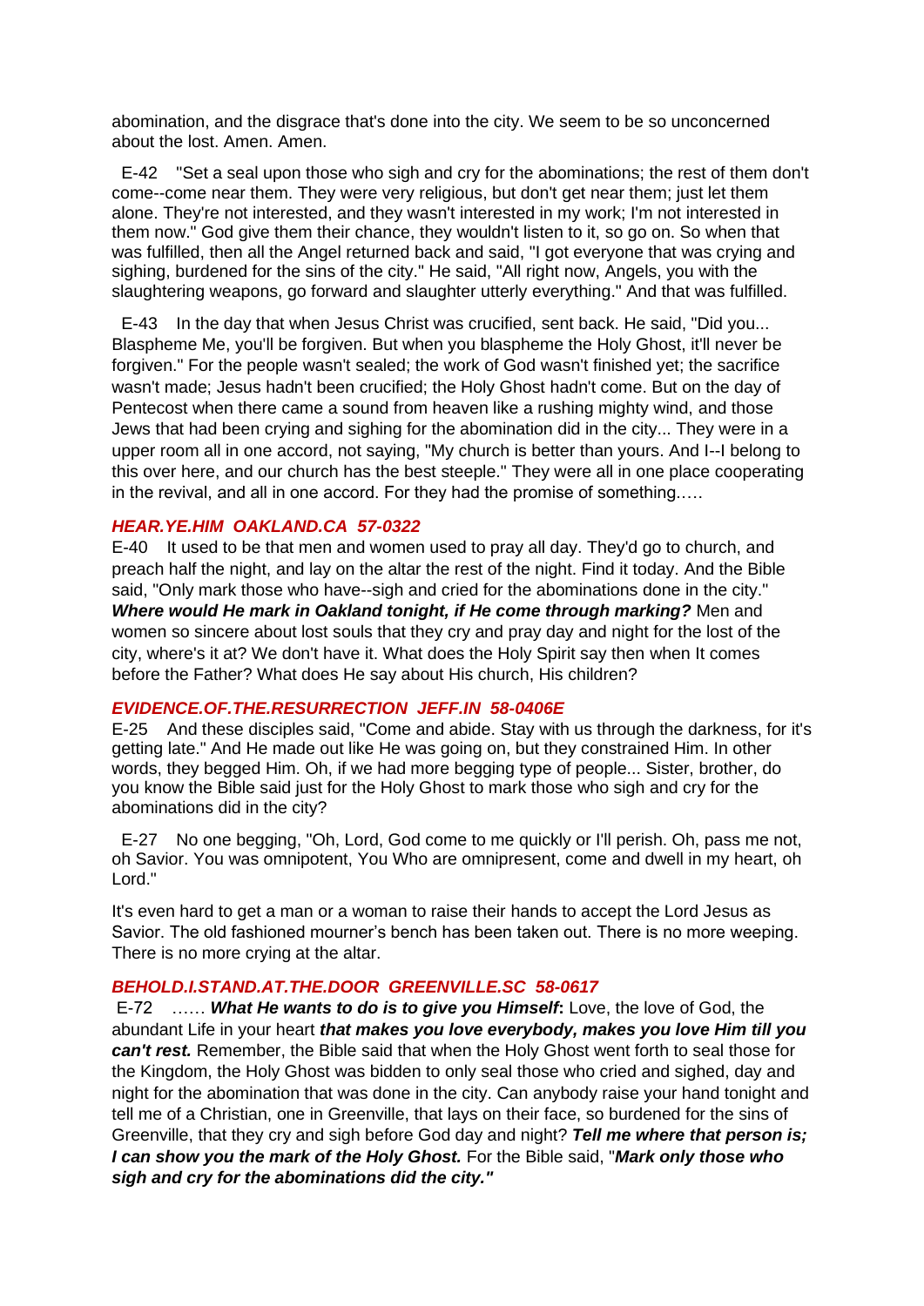abomination, and the disgrace that's done into the city. We seem to be so unconcerned about the lost. Amen. Amen.

E-42 "Set a seal upon those who sigh and cry for the abominations; the rest of them don't come--come near them. They were very religious, but don't get near them; just let them alone. They're not interested, and they wasn't interested in my work; I'm not interested in them now." God give them their chance, they wouldn't listen to it, so go on. So when that was fulfilled, then all the Angel returned back and said, "I got everyone that was crying and sighing, burdened for the sins of the city." He said, "All right now, Angels, you with the slaughtering weapons, go forward and slaughter utterly everything." And that was fulfilled.

E-43 In the day that when Jesus Christ was crucified, sent back. He said, "Did you... Blaspheme Me, you'll be forgiven. But when you blaspheme the Holy Ghost, it'll never be forgiven." For the people wasn't sealed; the work of God wasn't finished yet; the sacrifice wasn't made; Jesus hadn't been crucified; the Holy Ghost hadn't come. But on the day of Pentecost when there came a sound from heaven like a rushing mighty wind, and those Jews that had been crying and sighing for the abomination did in the city... They were in a upper room all in one accord, not saying, "My church is better than yours. And I--I belong to this over here, and our church has the best steeple." They were all in one place cooperating in the revival, and all in one accord. For they had the promise of something.….

***HEAR.YE.HIM OAKLAND.CA 57-0322***

E-40 It used to be that men and women used to pray all day. They'd go to church, and preach half the night, and lay on the altar the rest of the night. Find it today. And the Bible said, "Only mark those who have--sigh and cried for the abominations done in the city." ***Where would He mark in Oakland tonight, if He come through marking?*** Men and women so sincere about lost souls that they cry and pray day and night for the lost of the city, where's it at? We don't have it. What does the Holy Spirit say then when It comes before the Father? What does He say about His church, His children?

***EVIDENCE.OF.THE.RESURRECTION JEFF.IN 58-0406E***

E-25 And these disciples said, "Come and abide. Stay with us through the darkness, for it's getting late." And He made out like He was going on, but they constrained Him. In other words, they begged Him. Oh, if we had more begging type of people... Sister, brother, do you know the Bible said just for the Holy Ghost to mark those who sigh and cry for the abominations did in the city?

E-27 No one begging, "Oh, Lord, God come to me quickly or I'll perish. Oh, pass me not, oh Savior. You was omnipotent, You Who are omnipresent, come and dwell in my heart, oh Lord."

It's even hard to get a man or a woman to raise their hands to accept the Lord Jesus as Savior. The old fashioned mourner's bench has been taken out. There is no more weeping. There is no more crying at the altar.

***BEHOLD.I.STAND.AT.THE.DOOR GREENVILLE.SC 58-0617***

E-72 …… ***What He wants to do is to give you Himself*:** Love, the love of God, the abundant Life in your heart ***that makes you love everybody, makes you love Him till you can't rest.*** Remember, the Bible said that when the Holy Ghost went forth to seal those for the Kingdom, the Holy Ghost was bidden to only seal those who cried and sighed, day and night for the abomination that was done in the city. Can anybody raise your hand tonight and tell me of a Christian, one in Greenville, that lays on their face, so burdened for the sins of Greenville, that they cry and sigh before God day and night? ***Tell me where that person is; I can show you the mark of the Holy Ghost.*** For the Bible said, "***Mark only those who sigh and cry for the abominations did the city."***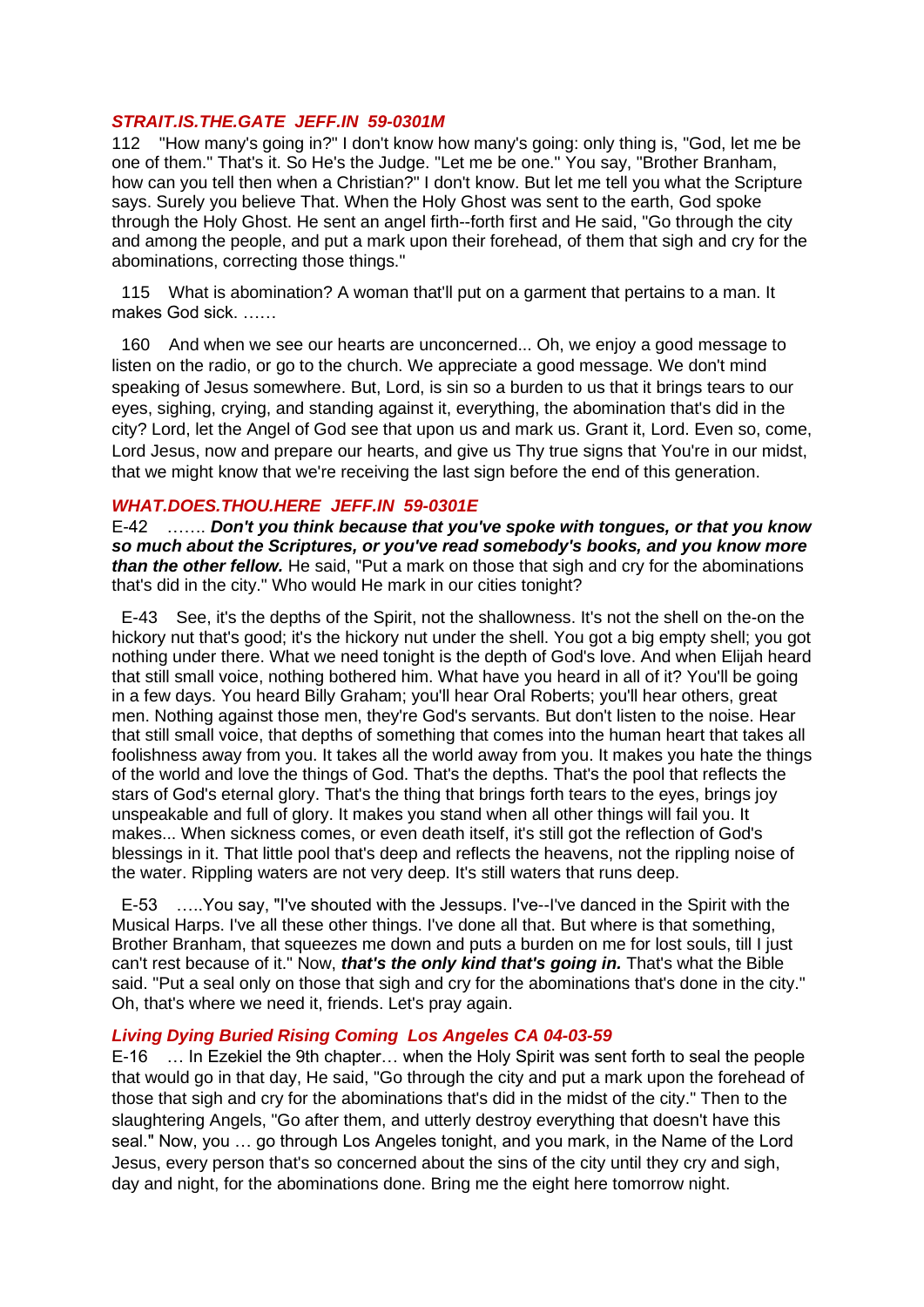### *STRAIT.IS.THE.GATE  JEFF.IN  59-0301M*

112    "How many's going in?" I don't know how many's going: only thing is, "God, let me be one of them." That's it. So He's the Judge. "Let me be one." You say, "Brother Branham, how can you tell then when a Christian?" I don't know. But let me tell you what the Scripture says. Surely you believe That. When the Holy Ghost was sent to the earth, God spoke through the Holy Ghost. He sent an angel firth--forth first and He said, "Go through the city and among the people, and put a mark upon their forehead, of them that sigh and cry for the abominations, correcting those things."

115    What is abomination? A woman that'll put on a garment that pertains to a man. It makes God sick. ……

160    And when we see our hearts are unconcerned... Oh, we enjoy a good message to listen on the radio, or go to the church. We appreciate a good message. We don't mind speaking of Jesus somewhere. But, Lord, is sin so a burden to us that it brings tears to our eyes, sighing, crying, and standing against it, everything, the abomination that's did in the city? Lord, let the Angel of God see that upon us and mark us. Grant it, Lord. Even so, come, Lord Jesus, now and prepare our hearts, and give us Thy true signs that You're in our midst, that we might know that we're receiving the last sign before the end of this generation.

### *WHAT.DOES.THOU.HERE  JEFF.IN  59-0301E*

E-42    ……. ***Don't you think because that you've spoke with tongues, or that you know so much about the Scriptures, or you've read somebody's books, and you know more than the other fellow.*** He said, "Put a mark on those that sigh and cry for the abominations that's did in the city." Who would He mark in our cities tonight?

E-43    See, it's the depths of the Spirit, not the shallowness. It's not the shell on the-on the hickory nut that's good; it's the hickory nut under the shell. You got a big empty shell; you got nothing under there. What we need tonight is the depth of God's love. And when Elijah heard that still small voice, nothing bothered him. What have you heard in all of it? You'll be going in a few days. You heard Billy Graham; you'll hear Oral Roberts; you'll hear others, great men. Nothing against those men, they're God's servants. But don't listen to the noise. Hear that still small voice, that depths of something that comes into the human heart that takes all foolishness away from you. It takes all the world away from you. It makes you hate the things of the world and love the things of God. That's the depths. That's the pool that reflects the stars of God's eternal glory. That's the thing that brings forth tears to the eyes, brings joy unspeakable and full of glory. It makes you stand when all other things will fail you. It makes... When sickness comes, or even death itself, it's still got the reflection of God's blessings in it. That little pool that's deep and reflects the heavens, not the rippling noise of the water. Rippling waters are not very deep. It's still waters that runs deep.

E-53    …..You say, "I've shouted with the Jessups. I've--I've danced in the Spirit with the Musical Harps. I've all these other things. I've done all that. But where is that something, Brother Branham, that squeezes me down and puts a burden on me for lost souls, till I just can't rest because of it." Now, ***that's the only kind that's going in.*** That's what the Bible said. "Put a seal only on those that sigh and cry for the abominations that's done in the city." Oh, that's where we need it, friends. Let's pray again.

### *Living Dying Buried Rising Coming  Los Angeles CA 04-03-59*

E-16    … In Ezekiel the 9th chapter… when the Holy Spirit was sent forth to seal the people that would go in that day, He said, "Go through the city and put a mark upon the forehead of those that sigh and cry for the abominations that's did in the midst of the city." Then to the slaughtering Angels, "Go after them, and utterly destroy everything that doesn't have this seal." Now, you … go through Los Angeles tonight, and you mark, in the Name of the Lord Jesus, every person that's so concerned about the sins of the city until they cry and sigh, day and night, for the abominations done. Bring me the eight here tomorrow night.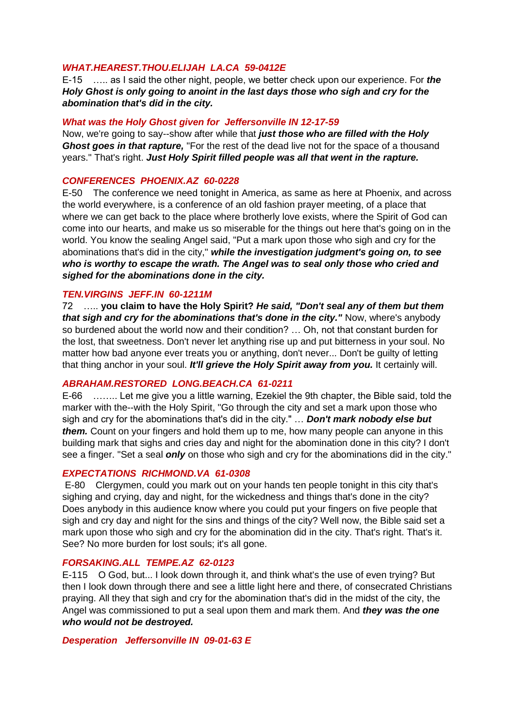***WHAT.HEAREST.THOU.ELIJAH LA.CA 59-0412E***

E-15 ….. as I said the other night, people, we better check upon our experience. For ***the Holy Ghost is only going to anoint in the last days those who sigh and cry for the abomination that's did in the city.***

***What was the Holy Ghost given for Jeffersonville IN 12-17-59***

Now, we're going to say--show after while that ***just those who are filled with the Holy Ghost goes in that rapture,*** "For the rest of the dead live not for the space of a thousand years." That's right. ***Just Holy Spirit filled people was all that went in the rapture.***

***CONFERENCES PHOENIX.AZ 60-0228***

E-50 The conference we need tonight in America, as same as here at Phoenix, and across the world everywhere, is a conference of an old fashion prayer meeting, of a place that where we can get back to the place where brotherly love exists, where the Spirit of God can come into our hearts, and make us so miserable for the things out here that's going on in the world. You know the sealing Angel said, "Put a mark upon those who sigh and cry for the abominations that's did in the city," ***while the investigation judgment's going on, to see who is worthy to escape the wrath. The Angel was to seal only those who cried and sighed for the abominations done in the city.***

***TEN.VIRGINS JEFF.IN 60-1211M***

72 ….. **you claim to have the Holy Spirit?** ***He said, "Don't seal any of them but them that sigh and cry for the abominations that's done in the city."*** Now, where's anybody so burdened about the world now and their condition? … Oh, not that constant burden for the lost, that sweetness. Don't never let anything rise up and put bitterness in your soul. No matter how bad anyone ever treats you or anything, don't never... Don't be guilty of letting that thing anchor in your soul. ***It'll grieve the Holy Spirit away from you.*** It certainly will.

***ABRAHAM.RESTORED LONG.BEACH.CA 61-0211***

E-66 …….. Let me give you a little warning, Ezekiel the 9th chapter, the Bible said, told the marker with the--with the Holy Spirit, "Go through the city and set a mark upon those who sigh and cry for the abominations that's did in the city." … ***Don't mark nobody else but them.*** Count on your fingers and hold them up to me, how many people can anyone in this building mark that sighs and cries day and night for the abomination done in this city? I don't see a finger. "Set a seal ***only*** on those who sigh and cry for the abominations did in the city."

***EXPECTATIONS RICHMOND.VA 61-0308***

E-80 Clergymen, could you mark out on your hands ten people tonight in this city that's sighing and crying, day and night, for the wickedness and things that's done in the city? Does anybody in this audience know where you could put your fingers on five people that sigh and cry day and night for the sins and things of the city? Well now, the Bible said set a mark upon those who sigh and cry for the abomination did in the city. That's right. That's it. See? No more burden for lost souls; it's all gone.

***FORSAKING.ALL TEMPE.AZ 62-0123***

E-115 O God, but... I look down through it, and think what's the use of even trying? But then I look down through there and see a little light here and there, of consecrated Christians praying. All they that sigh and cry for the abomination that's did in the midst of the city, the Angel was commissioned to put a seal upon them and mark them. And ***they was the one who would not be destroyed.***

***Desperation Jeffersonville IN 09-01-63 E***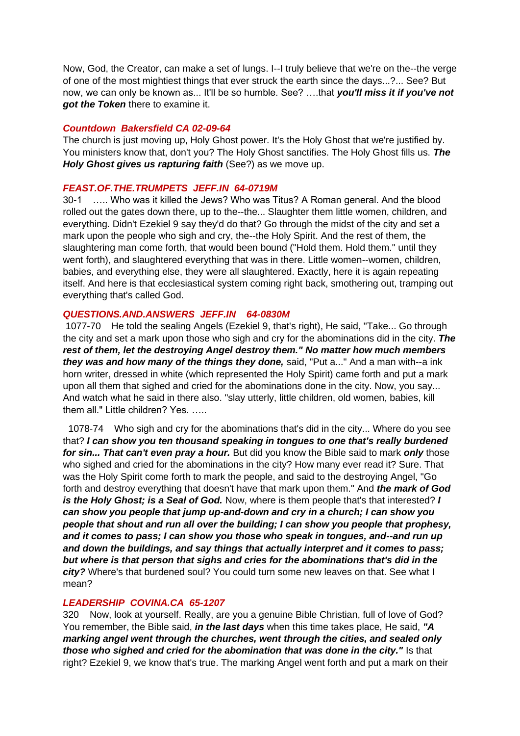Now, God, the Creator, can make a set of lungs. I--I truly believe that we're on the--the verge of one of the most mightiest things that ever struck the earth since the days...?... See? But now, we can only be known as... It'll be so humble. See? ….that ***you'll miss it if you've not got the Token*** there to examine it.

***Countdown Bakersfield CA 02-09-64***

The church is just moving up, Holy Ghost power. It's the Holy Ghost that we're justified by. You ministers know that, don't you? The Holy Ghost sanctifies. The Holy Ghost fills us. ***The Holy Ghost gives us rapturing faith*** (See?) as we move up.

***FEAST.OF.THE.TRUMPETS JEFF.IN 64-0719M***

30-1 ….. Who was it killed the Jews? Who was Titus? A Roman general. And the blood rolled out the gates down there, up to the--the... Slaughter them little women, children, and everything. Didn't Ezekiel 9 say they'd do that? Go through the midst of the city and set a mark upon the people who sigh and cry, the--the Holy Spirit. And the rest of them, the slaughtering man come forth, that would been bound ("Hold them. Hold them." until they went forth), and slaughtered everything that was in there. Little women--women, children, babies, and everything else, they were all slaughtered. Exactly, here it is again repeating itself. And here is that ecclesiastical system coming right back, smothering out, tramping out everything that's called God.

***QUESTIONS.AND.ANSWERS JEFF.IN 64-0830M***

1077-70 He told the sealing Angels (Ezekiel 9, that's right), He said, "Take... Go through the city and set a mark upon those who sigh and cry for the abominations did in the city. ***The rest of them, let the destroying Angel destroy them." No matter how much members they was and how many of the things they done,*** said, "Put a..." And a man with--a ink horn writer, dressed in white (which represented the Holy Spirit) came forth and put a mark upon all them that sighed and cried for the abominations done in the city. Now, you say... And watch what he said in there also. "slay utterly, little children, old women, babies, kill them all." Little children? Yes. …..

1078-74 Who sigh and cry for the abominations that's did in the city... Where do you see that? ***I can show you ten thousand speaking in tongues to one that's really burdened for sin... That can't even pray a hour.*** But did you know the Bible said to mark ***only*** those who sighed and cried for the abominations in the city? How many ever read it? Sure. That was the Holy Spirit come forth to mark the people, and said to the destroying Angel, "Go forth and destroy everything that doesn't have that mark upon them." And ***the mark of God is the Holy Ghost; is a Seal of God.*** Now, where is them people that's that interested? ***I can show you people that jump up-and-down and cry in a church; I can show you people that shout and run all over the building; I can show you people that prophesy, and it comes to pass; I can show you those who speak in tongues, and--and run up and down the buildings, and say things that actually interpret and it comes to pass; but where is that person that sighs and cries for the abominations that's did in the city?*** Where's that burdened soul? You could turn some new leaves on that. See what I mean?

***LEADERSHIP COVINA.CA 65-1207***

320 Now, look at yourself. Really, are you a genuine Bible Christian, full of love of God? You remember, the Bible said, ***in the last days*** when this time takes place, He said, ***"A marking angel went through the churches, went through the cities, and sealed only those who sighed and cried for the abomination that was done in the city."*** Is that right? Ezekiel 9, we know that's true. The marking Angel went forth and put a mark on their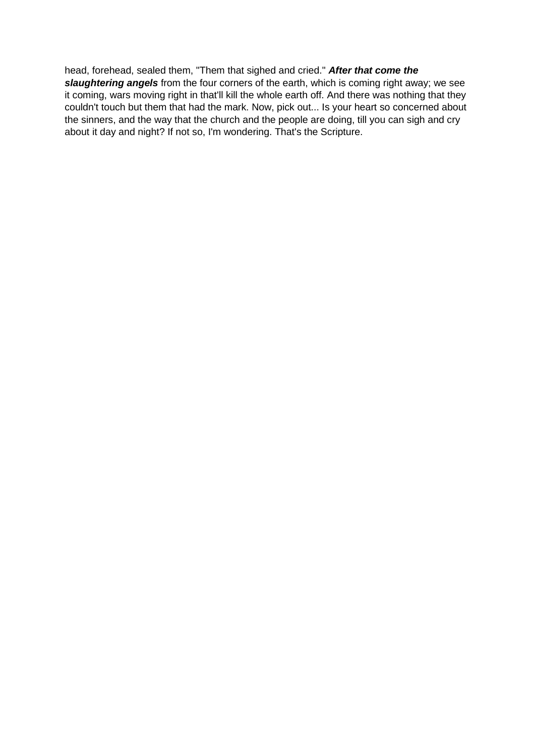head, forehead, sealed them, "Them that sighed and cried." ***After that come the slaughtering angels*** from the four corners of the earth, which is coming right away; we see it coming, wars moving right in that'll kill the whole earth off. And there was nothing that they couldn't touch but them that had the mark. Now, pick out... Is your heart so concerned about the sinners, and the way that the church and the people are doing, till you can sigh and cry about it day and night? If not so, I'm wondering. That's the Scripture.